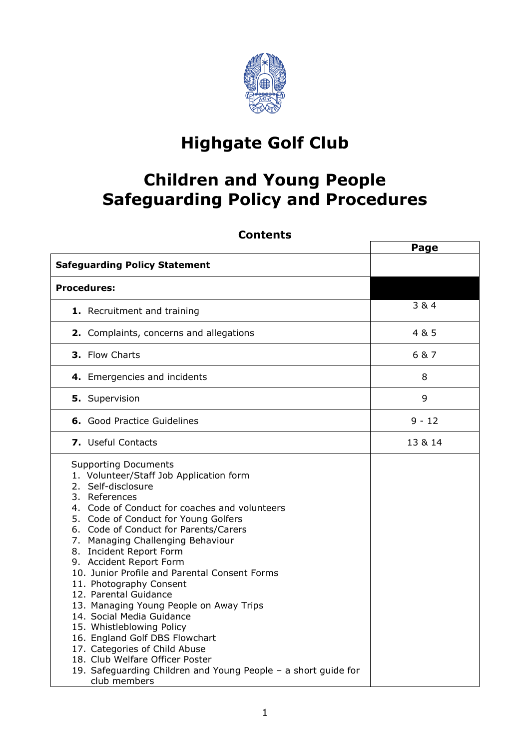# Highgate Golf Club

# Children and Young People Safeguarding Policy and Procedures

## Contents

| | Page |
|---|---|
| **Safeguarding Policy Statement** | |
| **Procedures:** | |
| **1.** Recruitment and training | 3 & 4 |
| **2.** Complaints, concerns and allegations | 4 & 5 |
| **3.** Flow Charts | 6 & 7 |
| **4.** Emergencies and incidents | 8 |
| **5.** Supervision | 9 |
| **6.** Good Practice Guidelines | 9 - 12 |
| **7.** Useful Contacts | 13 & 14 |
| Supporting Documents<br>1. Volunteer/Staff Job Application form<br>2. Self-disclosure<br>3. References<br>4. Code of Conduct for coaches and volunteers<br>5. Code of Conduct for Young Golfers<br>6. Code of Conduct for Parents/Carers<br>7. Managing Challenging Behaviour<br>8. Incident Report Form<br>9. Accident Report Form<br>10. Junior Profile and Parental Consent Forms<br>11. Photography Consent<br>12. Parental Guidance<br>13. Managing Young People on Away Trips<br>14. Social Media Guidance<br>15. Whistleblowing Policy<br>16. England Golf DBS Flowchart<br>17. Categories of Child Abuse<br>18. Club Welfare Officer Poster<br>19. Safeguarding Children and Young People – a short guide for club members | |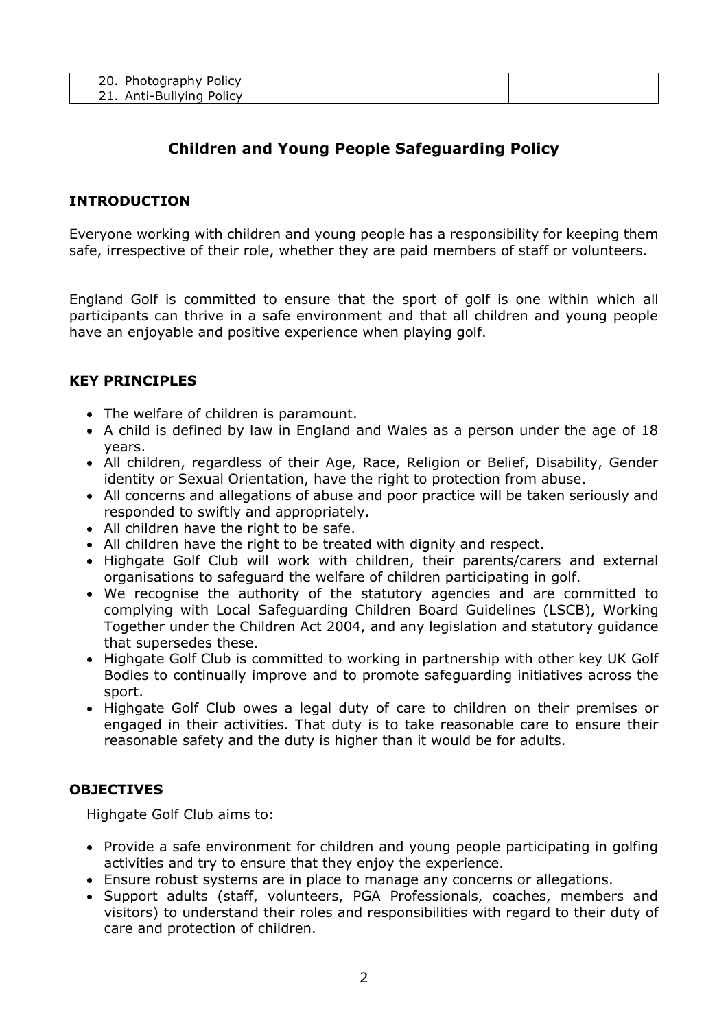| 20. Photography Policy<br>21. Anti-Bullying Policy | |
|---|---|

## Children and Young People Safeguarding Policy

### INTRODUCTION

Everyone working with children and young people has a responsibility for keeping them safe, irrespective of their role, whether they are paid members of staff or volunteers.

England Golf is committed to ensure that the sport of golf is one within which all participants can thrive in a safe environment and that all children and young people have an enjoyable and positive experience when playing golf.

### KEY PRINCIPLES

- The welfare of children is paramount.
- A child is defined by law in England and Wales as a person under the age of 18 years.
- All children, regardless of their Age, Race, Religion or Belief, Disability, Gender identity or Sexual Orientation, have the right to protection from abuse.
- All concerns and allegations of abuse and poor practice will be taken seriously and responded to swiftly and appropriately.
- All children have the right to be safe.
- All children have the right to be treated with dignity and respect.
- Highgate Golf Club will work with children, their parents/carers and external organisations to safeguard the welfare of children participating in golf.
- We recognise the authority of the statutory agencies and are committed to complying with Local Safeguarding Children Board Guidelines (LSCB), Working Together under the Children Act 2004, and any legislation and statutory guidance that supersedes these.
- Highgate Golf Club is committed to working in partnership with other key UK Golf Bodies to continually improve and to promote safeguarding initiatives across the sport.
- Highgate Golf Club owes a legal duty of care to children on their premises or engaged in their activities. That duty is to take reasonable care to ensure their reasonable safety and the duty is higher than it would be for adults.

### OBJECTIVES

Highgate Golf Club aims to:

- Provide a safe environment for children and young people participating in golfing activities and try to ensure that they enjoy the experience.
- Ensure robust systems are in place to manage any concerns or allegations.
- Support adults (staff, volunteers, PGA Professionals, coaches, members and visitors) to understand their roles and responsibilities with regard to their duty of care and protection of children.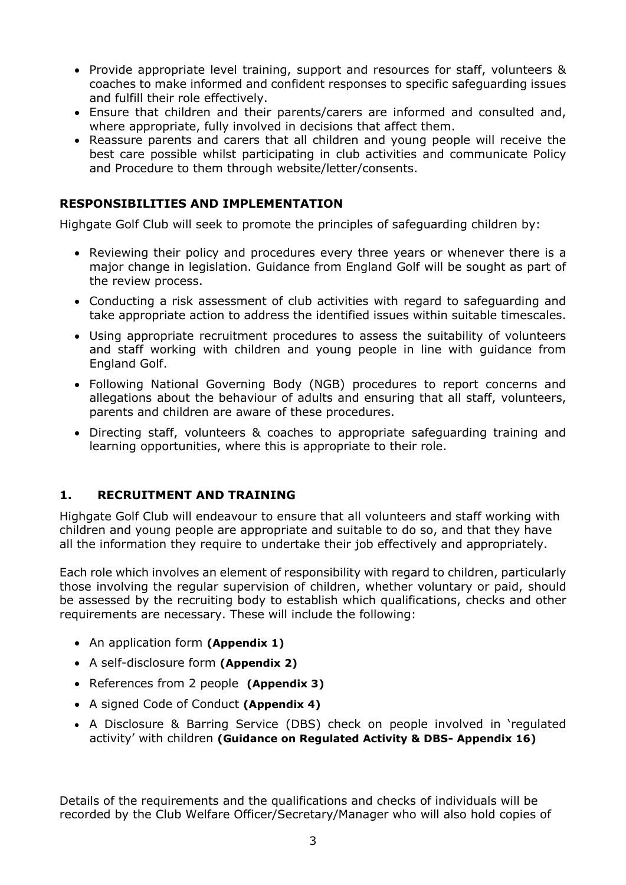- Provide appropriate level training, support and resources for staff, volunteers & coaches to make informed and confident responses to specific safeguarding issues and fulfill their role effectively.
- Ensure that children and their parents/carers are informed and consulted and, where appropriate, fully involved in decisions that affect them.
- Reassure parents and carers that all children and young people will receive the best care possible whilst participating in club activities and communicate Policy and Procedure to them through website/letter/consents.

## RESPONSIBILITIES AND IMPLEMENTATION

Highgate Golf Club will seek to promote the principles of safeguarding children by:

- Reviewing their policy and procedures every three years or whenever there is a major change in legislation. Guidance from England Golf will be sought as part of the review process.
- Conducting a risk assessment of club activities with regard to safeguarding and take appropriate action to address the identified issues within suitable timescales.
- Using appropriate recruitment procedures to assess the suitability of volunteers and staff working with children and young people in line with guidance from England Golf.
- Following National Governing Body (NGB) procedures to report concerns and allegations about the behaviour of adults and ensuring that all staff, volunteers, parents and children are aware of these procedures.
- Directing staff, volunteers & coaches to appropriate safeguarding training and learning opportunities, where this is appropriate to their role.

## 1. RECRUITMENT AND TRAINING

Highgate Golf Club will endeavour to ensure that all volunteers and staff working with children and young people are appropriate and suitable to do so, and that they have all the information they require to undertake their job effectively and appropriately.

Each role which involves an element of responsibility with regard to children, particularly those involving the regular supervision of children, whether voluntary or paid, should be assessed by the recruiting body to establish which qualifications, checks and other requirements are necessary. These will include the following:

- An application form **(Appendix 1)**
- A self-disclosure form **(Appendix 2)**
- References from 2 people **(Appendix 3)**
- A signed Code of Conduct **(Appendix 4)**
- A Disclosure & Barring Service (DBS) check on people involved in 'regulated activity' with children **(Guidance on Regulated Activity & DBS- Appendix 16)**

Details of the requirements and the qualifications and checks of individuals will be recorded by the Club Welfare Officer/Secretary/Manager who will also hold copies of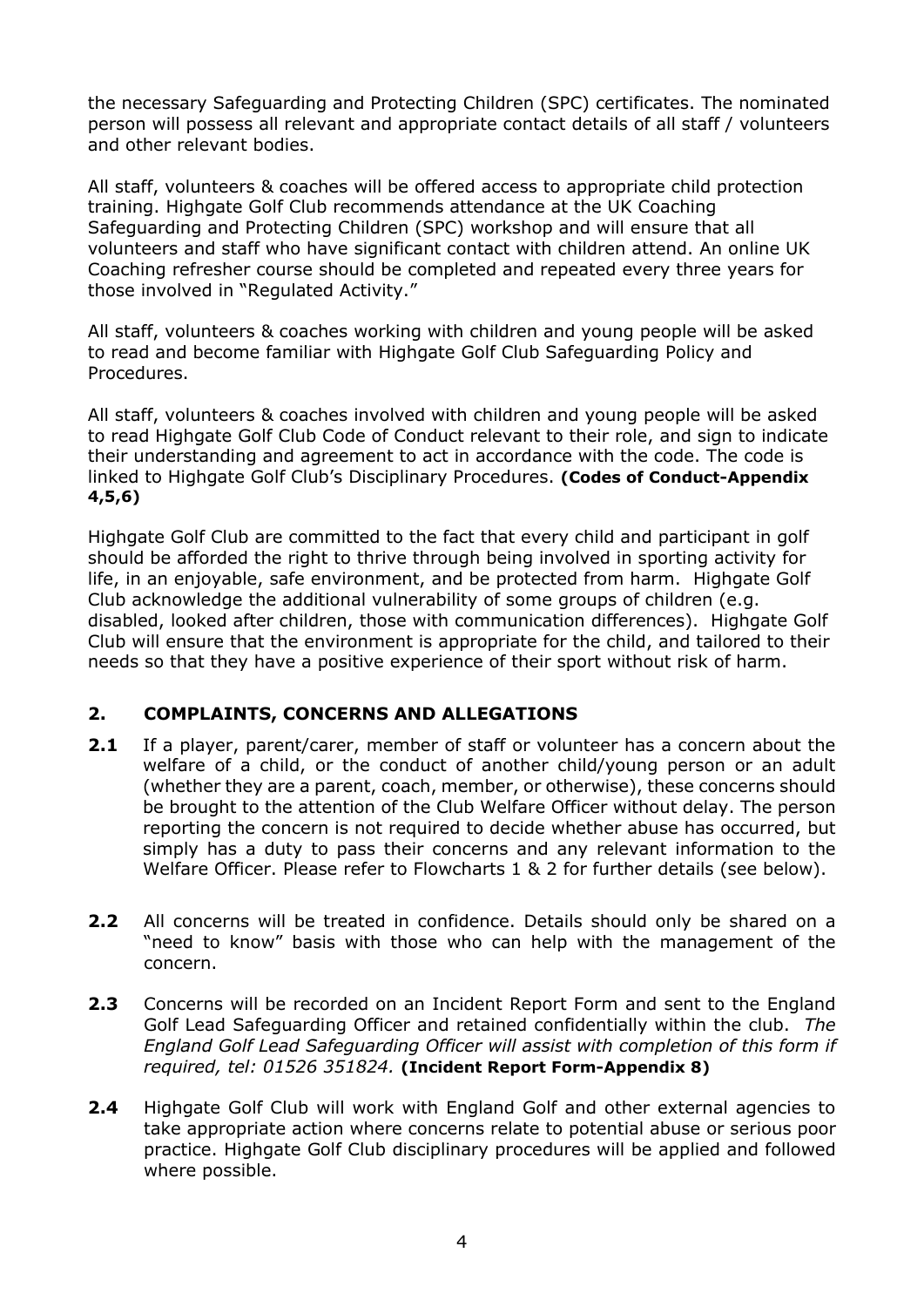the necessary Safeguarding and Protecting Children (SPC) certificates. The nominated person will possess all relevant and appropriate contact details of all staff / volunteers and other relevant bodies.

All staff, volunteers & coaches will be offered access to appropriate child protection training. Highgate Golf Club recommends attendance at the UK Coaching Safeguarding and Protecting Children (SPC) workshop and will ensure that all volunteers and staff who have significant contact with children attend. An online UK Coaching refresher course should be completed and repeated every three years for those involved in "Regulated Activity."

All staff, volunteers & coaches working with children and young people will be asked to read and become familiar with Highgate Golf Club Safeguarding Policy and Procedures.

All staff, volunteers & coaches involved with children and young people will be asked to read Highgate Golf Club Code of Conduct relevant to their role, and sign to indicate their understanding and agreement to act in accordance with the code. The code is linked to Highgate Golf Club's Disciplinary Procedures. **(Codes of Conduct-Appendix 4,5,6)**

Highgate Golf Club are committed to the fact that every child and participant in golf should be afforded the right to thrive through being involved in sporting activity for life, in an enjoyable, safe environment, and be protected from harm. Highgate Golf Club acknowledge the additional vulnerability of some groups of children (e.g. disabled, looked after children, those with communication differences). Highgate Golf Club will ensure that the environment is appropriate for the child, and tailored to their needs so that they have a positive experience of their sport without risk of harm.

## 2. COMPLAINTS, CONCERNS AND ALLEGATIONS

**2.1** If a player, parent/carer, member of staff or volunteer has a concern about the welfare of a child, or the conduct of another child/young person or an adult (whether they are a parent, coach, member, or otherwise), these concerns should be brought to the attention of the Club Welfare Officer without delay. The person reporting the concern is not required to decide whether abuse has occurred, but simply has a duty to pass their concerns and any relevant information to the Welfare Officer. Please refer to Flowcharts 1 & 2 for further details (see below).

**2.2** All concerns will be treated in confidence. Details should only be shared on a "need to know" basis with those who can help with the management of the concern.

**2.3** Concerns will be recorded on an Incident Report Form and sent to the England Golf Lead Safeguarding Officer and retained confidentially within the club. *The England Golf Lead Safeguarding Officer will assist with completion of this form if required, tel: 01526 351824.* **(Incident Report Form-Appendix 8)**

**2.4** Highgate Golf Club will work with England Golf and other external agencies to take appropriate action where concerns relate to potential abuse or serious poor practice. Highgate Golf Club disciplinary procedures will be applied and followed where possible.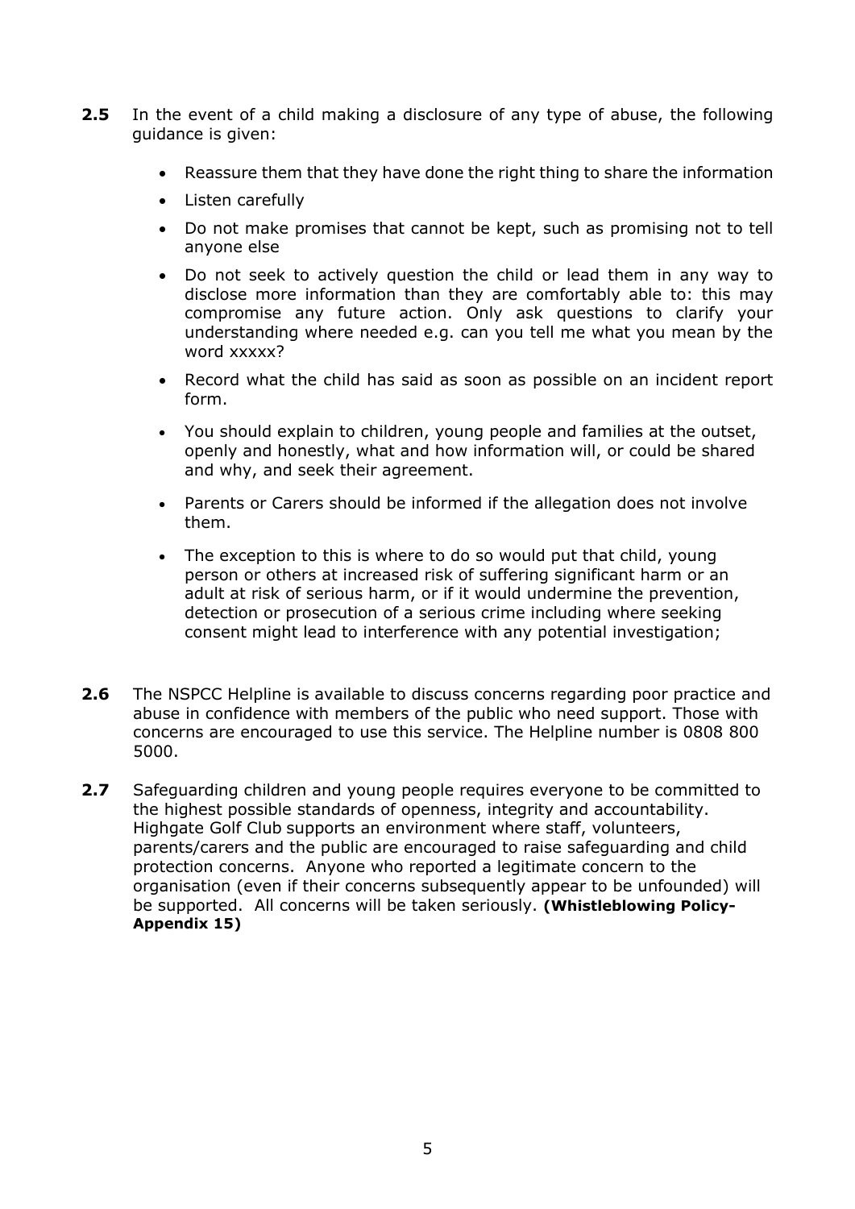**2.5** In the event of a child making a disclosure of any type of abuse, the following guidance is given:

- Reassure them that they have done the right thing to share the information
- Listen carefully
- Do not make promises that cannot be kept, such as promising not to tell anyone else
- Do not seek to actively question the child or lead them in any way to disclose more information than they are comfortably able to: this may compromise any future action. Only ask questions to clarify your understanding where needed e.g. can you tell me what you mean by the word xxxxx?
- Record what the child has said as soon as possible on an incident report form.
- You should explain to children, young people and families at the outset, openly and honestly, what and how information will, or could be shared and why, and seek their agreement.
- Parents or Carers should be informed if the allegation does not involve them.
- The exception to this is where to do so would put that child, young person or others at increased risk of suffering significant harm or an adult at risk of serious harm, or if it would undermine the prevention, detection or prosecution of a serious crime including where seeking consent might lead to interference with any potential investigation;

**2.6** The NSPCC Helpline is available to discuss concerns regarding poor practice and abuse in confidence with members of the public who need support. Those with concerns are encouraged to use this service. The Helpline number is 0808 800 5000.

**2.7** Safeguarding children and young people requires everyone to be committed to the highest possible standards of openness, integrity and accountability. Highgate Golf Club supports an environment where staff, volunteers, parents/carers and the public are encouraged to raise safeguarding and child protection concerns. Anyone who reported a legitimate concern to the organisation (even if their concerns subsequently appear to be unfounded) will be supported. All concerns will be taken seriously. **(Whistleblowing Policy-Appendix 15)**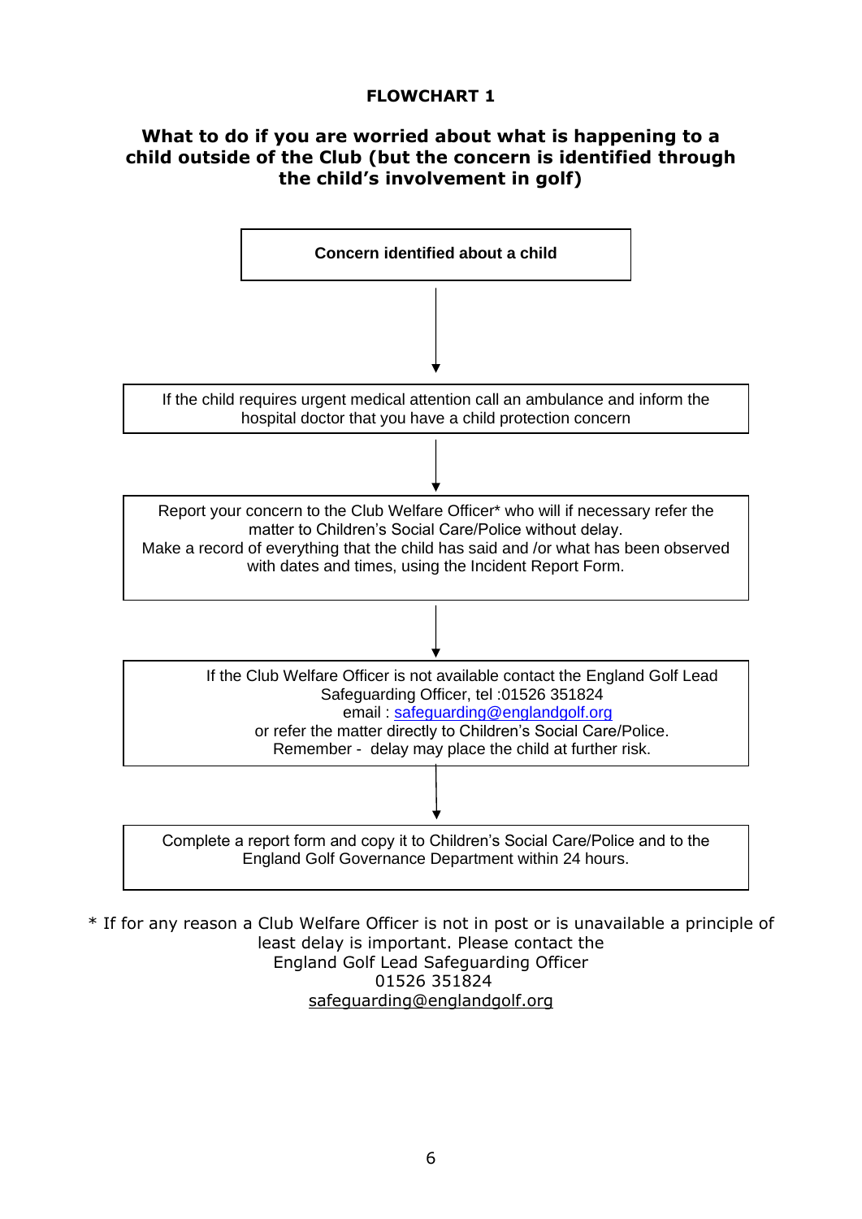**FLOWCHART 1**

**What to do if you are worried about what is happening to a child outside of the Club (but the concern is identified through the child's involvement in golf)**

**Concern identified about a child**

↓

If the child requires urgent medical attention call an ambulance and inform the hospital doctor that you have a child protection concern

↓

Report your concern to the Club Welfare Officer* who will if necessary refer the matter to Children's Social Care/Police without delay.
Make a record of everything that the child has said and /or what has been observed with dates and times, using the Incident Report Form.

↓

If the Club Welfare Officer is not available contact the England Golf Lead Safeguarding Officer, tel :01526 351824
email : safeguarding@englandgolf.org
or refer the matter directly to Children's Social Care/Police.
Remember - delay may place the child at further risk.

↓

Complete a report form and copy it to Children's Social Care/Police and to the England Golf Governance Department within 24 hours.

* If for any reason a Club Welfare Officer is not in post or is unavailable a principle of least delay is important. Please contact the
England Golf Lead Safeguarding Officer
01526 351824
safeguarding@englandgolf.org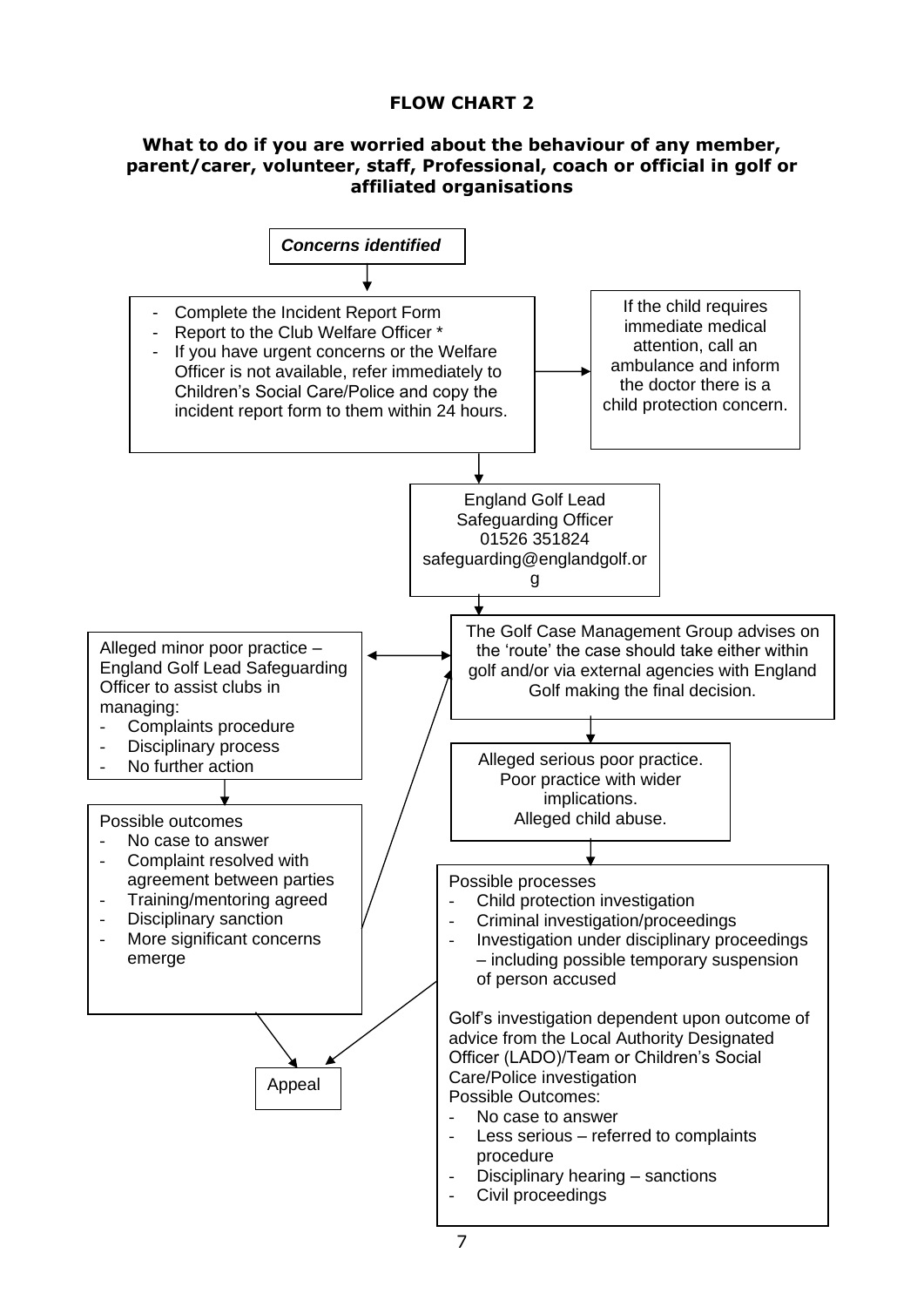## FLOW CHART 2

### What to do if you are worried about the behaviour of any member, parent/carer, volunteer, staff, Professional, coach or official in golf or affiliated organisations

***Concerns identified***

- Complete the Incident Report Form
- Report to the Club Welfare Officer *
- If you have urgent concerns or the Welfare Officer is not available, refer immediately to Children's Social Care/Police and copy the incident report form to them within 24 hours.

If the child requires immediate medical attention, call an ambulance and inform the doctor there is a child protection concern.

England Golf Lead Safeguarding Officer
01526 351824
safeguarding@englandgolf.org

The Golf Case Management Group advises on the 'route' the case should take either within golf and/or via external agencies with England Golf making the final decision.

Alleged minor poor practice – England Golf Lead Safeguarding Officer to assist clubs in managing:
- Complaints procedure
- Disciplinary process
- No further action

Possible outcomes
- No case to answer
- Complaint resolved with agreement between parties
- Training/mentoring agreed
- Disciplinary sanction
- More significant concerns emerge

Alleged serious poor practice.
Poor practice with wider implications.
Alleged child abuse.

Possible processes
- Child protection investigation
- Criminal investigation/proceedings
- Investigation under disciplinary proceedings – including possible temporary suspension of person accused

Golf's investigation dependent upon outcome of advice from the Local Authority Designated Officer (LADO)/Team or Children's Social Care/Police investigation
Possible Outcomes:
- No case to answer
- Less serious – referred to complaints procedure
- Disciplinary hearing – sanctions
- Civil proceedings

Appeal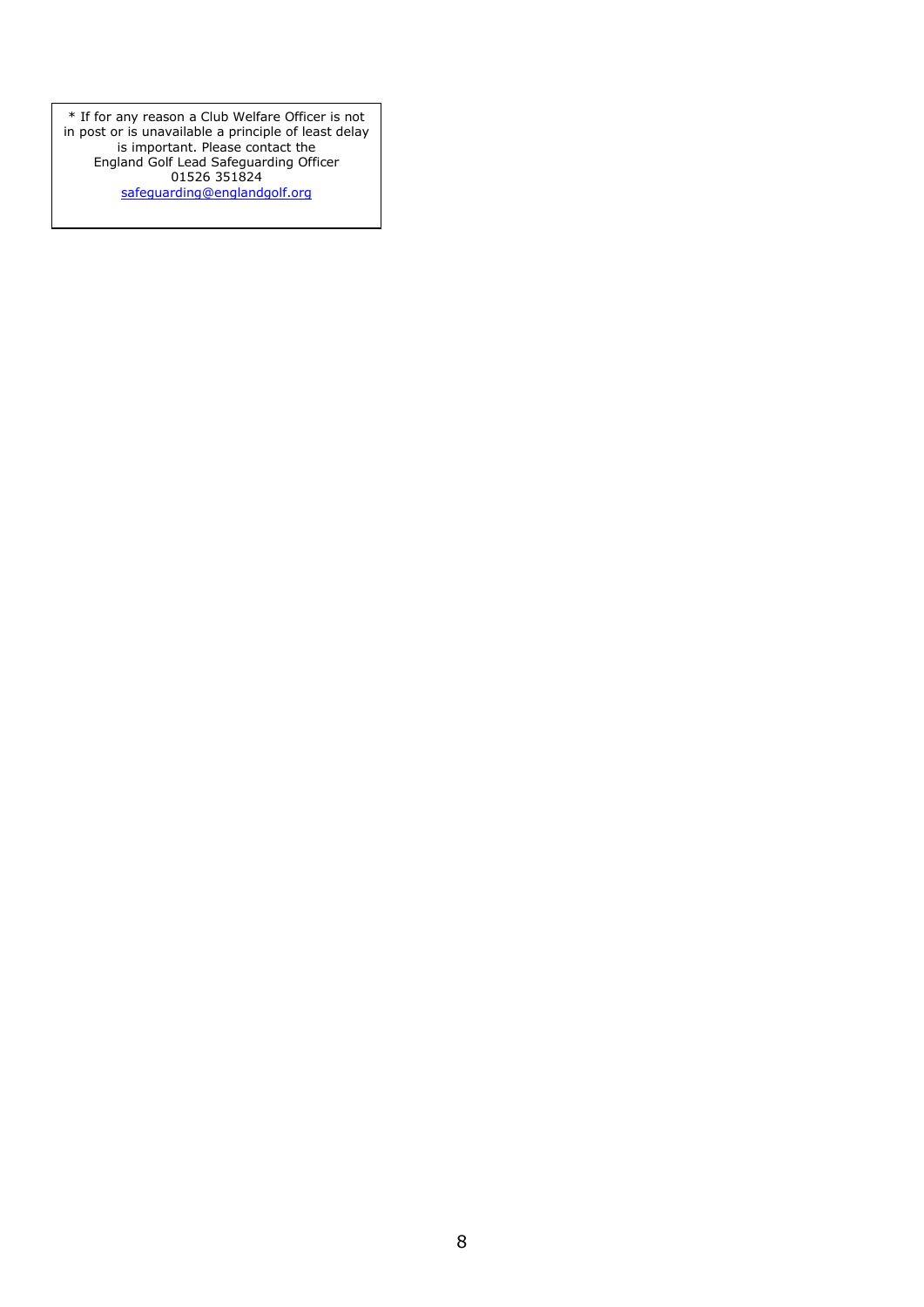* If for any reason a Club Welfare Officer is not in post or is unavailable a principle of least delay is important. Please contact the England Golf Lead Safeguarding Officer
01526 351824
safeguarding@englandgolf.org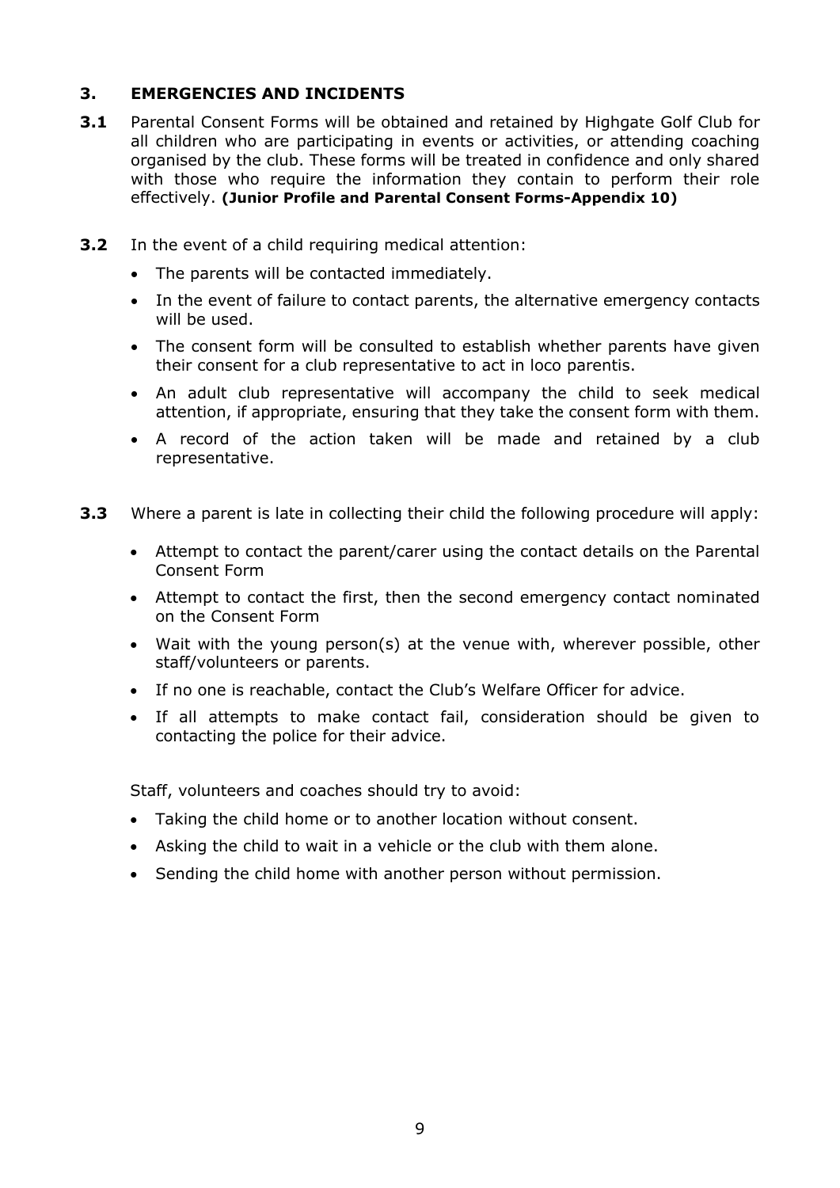## 3. EMERGENCIES AND INCIDENTS

**3.1** Parental Consent Forms will be obtained and retained by Highgate Golf Club for all children who are participating in events or activities, or attending coaching organised by the club. These forms will be treated in confidence and only shared with those who require the information they contain to perform their role effectively. **(Junior Profile and Parental Consent Forms-Appendix 10)**

**3.2** In the event of a child requiring medical attention:

- The parents will be contacted immediately.
- In the event of failure to contact parents, the alternative emergency contacts will be used.
- The consent form will be consulted to establish whether parents have given their consent for a club representative to act in loco parentis.
- An adult club representative will accompany the child to seek medical attention, if appropriate, ensuring that they take the consent form with them.
- A record of the action taken will be made and retained by a club representative.

**3.3** Where a parent is late in collecting their child the following procedure will apply:

- Attempt to contact the parent/carer using the contact details on the Parental Consent Form
- Attempt to contact the first, then the second emergency contact nominated on the Consent Form
- Wait with the young person(s) at the venue with, wherever possible, other staff/volunteers or parents.
- If no one is reachable, contact the Club's Welfare Officer for advice.
- If all attempts to make contact fail, consideration should be given to contacting the police for their advice.

Staff, volunteers and coaches should try to avoid:

- Taking the child home or to another location without consent.
- Asking the child to wait in a vehicle or the club with them alone.
- Sending the child home with another person without permission.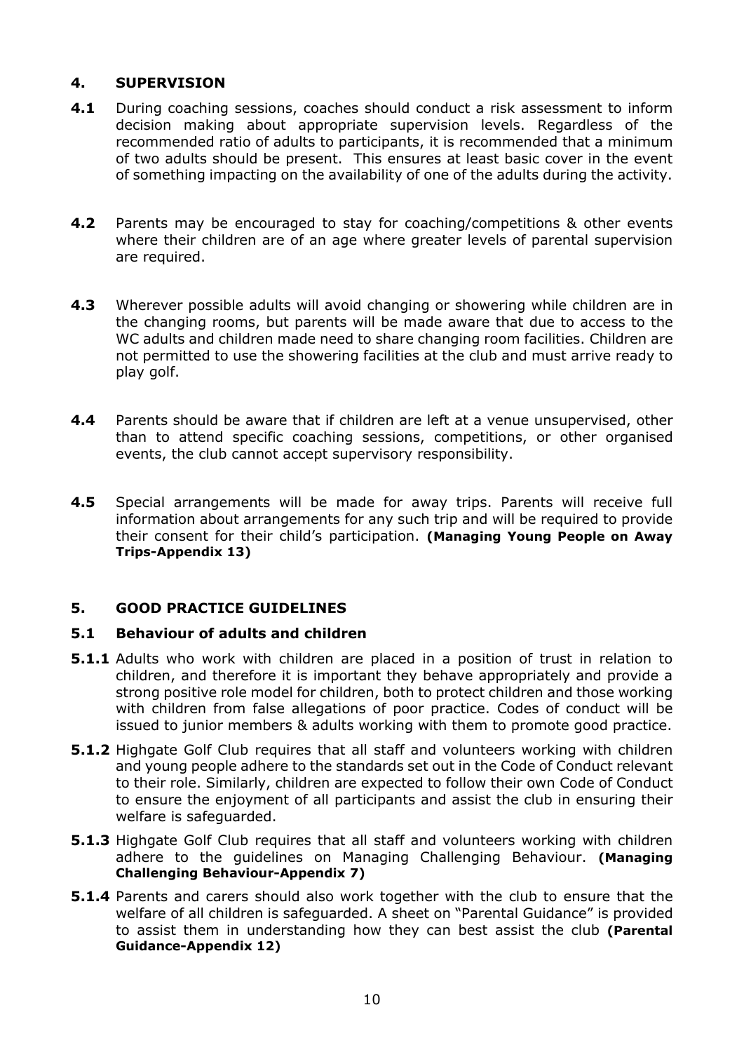## 4. SUPERVISION

**4.1** During coaching sessions, coaches should conduct a risk assessment to inform decision making about appropriate supervision levels. Regardless of the recommended ratio of adults to participants, it is recommended that a minimum of two adults should be present. This ensures at least basic cover in the event of something impacting on the availability of one of the adults during the activity.

**4.2** Parents may be encouraged to stay for coaching/competitions & other events where their children are of an age where greater levels of parental supervision are required.

**4.3** Wherever possible adults will avoid changing or showering while children are in the changing rooms, but parents will be made aware that due to access to the WC adults and children made need to share changing room facilities. Children are not permitted to use the showering facilities at the club and must arrive ready to play golf.

**4.4** Parents should be aware that if children are left at a venue unsupervised, other than to attend specific coaching sessions, competitions, or other organised events, the club cannot accept supervisory responsibility.

**4.5** Special arrangements will be made for away trips. Parents will receive full information about arrangements for any such trip and will be required to provide their consent for their child's participation. **(Managing Young People on Away Trips-Appendix 13)**

## 5. GOOD PRACTICE GUIDELINES

### 5.1 Behaviour of adults and children

**5.1.1** Adults who work with children are placed in a position of trust in relation to children, and therefore it is important they behave appropriately and provide a strong positive role model for children, both to protect children and those working with children from false allegations of poor practice. Codes of conduct will be issued to junior members & adults working with them to promote good practice.

**5.1.2** Highgate Golf Club requires that all staff and volunteers working with children and young people adhere to the standards set out in the Code of Conduct relevant to their role. Similarly, children are expected to follow their own Code of Conduct to ensure the enjoyment of all participants and assist the club in ensuring their welfare is safeguarded.

**5.1.3** Highgate Golf Club requires that all staff and volunteers working with children adhere to the guidelines on Managing Challenging Behaviour. **(Managing Challenging Behaviour-Appendix 7)**

**5.1.4** Parents and carers should also work together with the club to ensure that the welfare of all children is safeguarded. A sheet on "Parental Guidance" is provided to assist them in understanding how they can best assist the club **(Parental Guidance-Appendix 12)**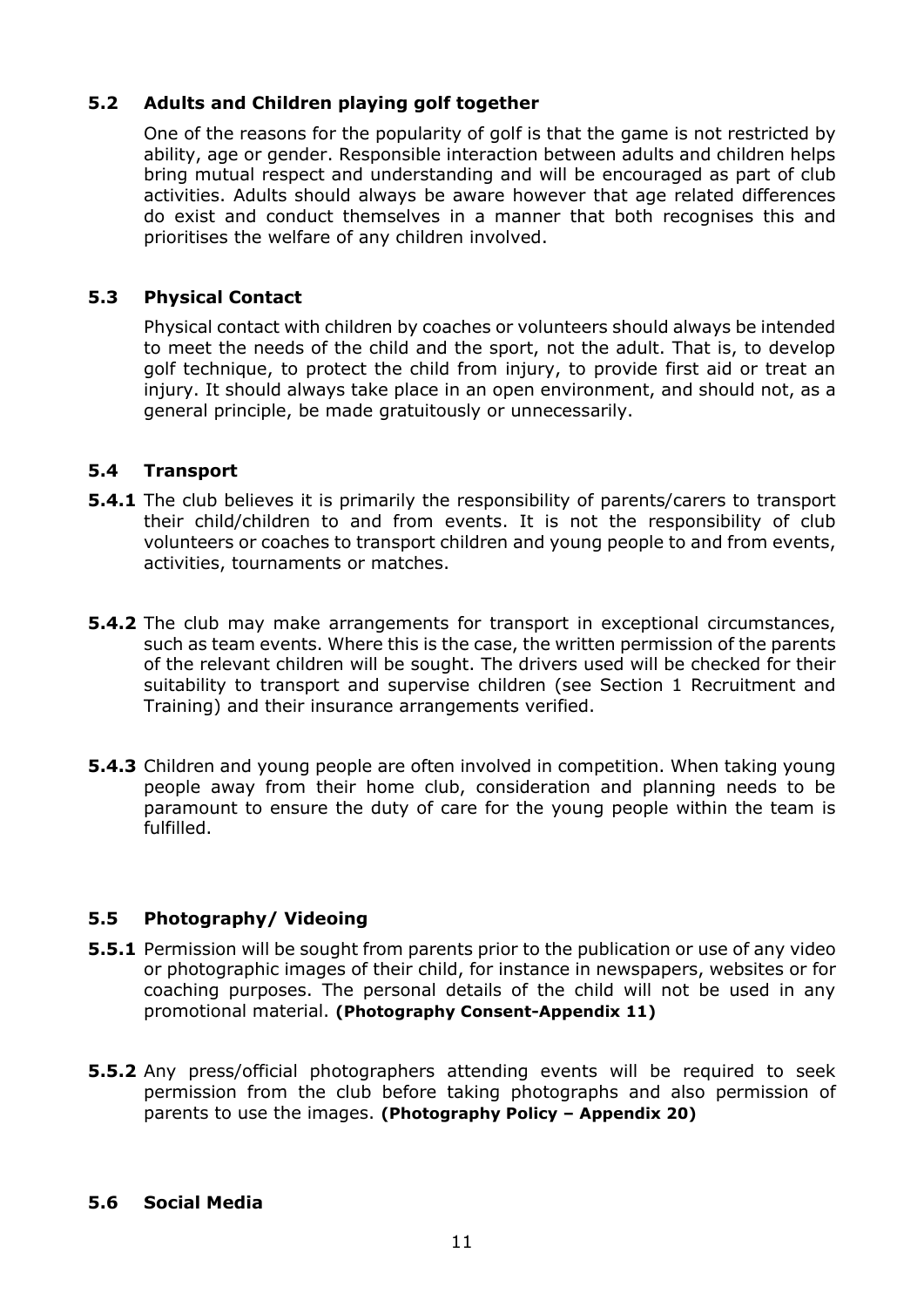### 5.2 Adults and Children playing golf together

One of the reasons for the popularity of golf is that the game is not restricted by ability, age or gender. Responsible interaction between adults and children helps bring mutual respect and understanding and will be encouraged as part of club activities. Adults should always be aware however that age related differences do exist and conduct themselves in a manner that both recognises this and prioritises the welfare of any children involved.

### 5.3 Physical Contact

Physical contact with children by coaches or volunteers should always be intended to meet the needs of the child and the sport, not the adult. That is, to develop golf technique, to protect the child from injury, to provide first aid or treat an injury. It should always take place in an open environment, and should not, as a general principle, be made gratuitously or unnecessarily.

### 5.4 Transport

**5.4.1** The club believes it is primarily the responsibility of parents/carers to transport their child/children to and from events. It is not the responsibility of club volunteers or coaches to transport children and young people to and from events, activities, tournaments or matches.

**5.4.2** The club may make arrangements for transport in exceptional circumstances, such as team events. Where this is the case, the written permission of the parents of the relevant children will be sought. The drivers used will be checked for their suitability to transport and supervise children (see Section 1 Recruitment and Training) and their insurance arrangements verified.

**5.4.3** Children and young people are often involved in competition. When taking young people away from their home club, consideration and planning needs to be paramount to ensure the duty of care for the young people within the team is fulfilled.

### 5.5 Photography/ Videoing

**5.5.1** Permission will be sought from parents prior to the publication or use of any video or photographic images of their child, for instance in newspapers, websites or for coaching purposes. The personal details of the child will not be used in any promotional material. **(Photography Consent-Appendix 11)**

**5.5.2** Any press/official photographers attending events will be required to seek permission from the club before taking photographs and also permission of parents to use the images. **(Photography Policy – Appendix 20)**

### 5.6 Social Media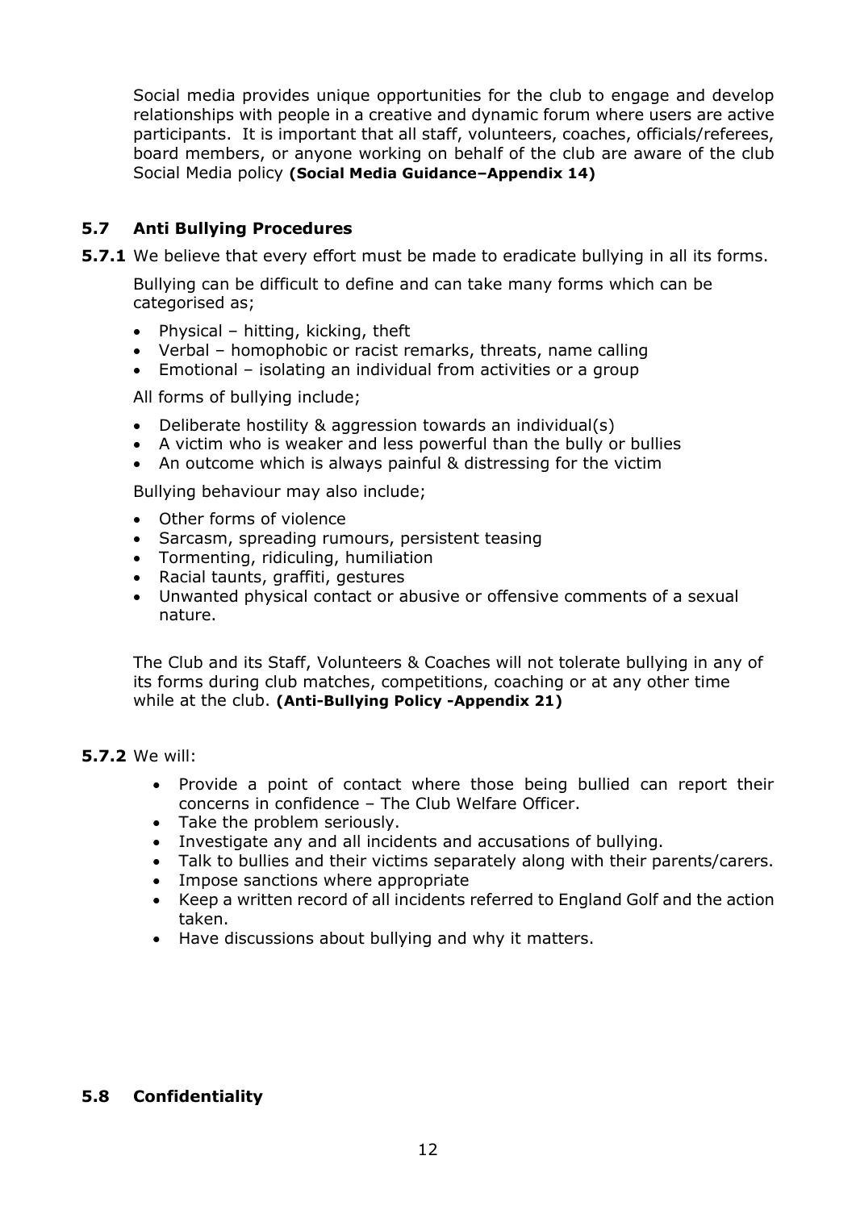Social media provides unique opportunities for the club to engage and develop relationships with people in a creative and dynamic forum where users are active participants. It is important that all staff, volunteers, coaches, officials/referees, board members, or anyone working on behalf of the club are aware of the club Social Media policy **(Social Media Guidance–Appendix 14)**

### 5.7 Anti Bullying Procedures

**5.7.1** We believe that every effort must be made to eradicate bullying in all its forms.

Bullying can be difficult to define and can take many forms which can be categorised as;

- Physical – hitting, kicking, theft
- Verbal – homophobic or racist remarks, threats, name calling
- Emotional – isolating an individual from activities or a group

All forms of bullying include;

- Deliberate hostility & aggression towards an individual(s)
- A victim who is weaker and less powerful than the bully or bullies
- An outcome which is always painful & distressing for the victim

Bullying behaviour may also include;

- Other forms of violence
- Sarcasm, spreading rumours, persistent teasing
- Tormenting, ridiculing, humiliation
- Racial taunts, graffiti, gestures
- Unwanted physical contact or abusive or offensive comments of a sexual nature.

The Club and its Staff, Volunteers & Coaches will not tolerate bullying in any of its forms during club matches, competitions, coaching or at any other time while at the club. **(Anti-Bullying Policy -Appendix 21)**

**5.7.2** We will:

- Provide a point of contact where those being bullied can report their concerns in confidence – The Club Welfare Officer.
- Take the problem seriously.
- Investigate any and all incidents and accusations of bullying.
- Talk to bullies and their victims separately along with their parents/carers.
- Impose sanctions where appropriate
- Keep a written record of all incidents referred to England Golf and the action taken.
- Have discussions about bullying and why it matters.

### 5.8 Confidentiality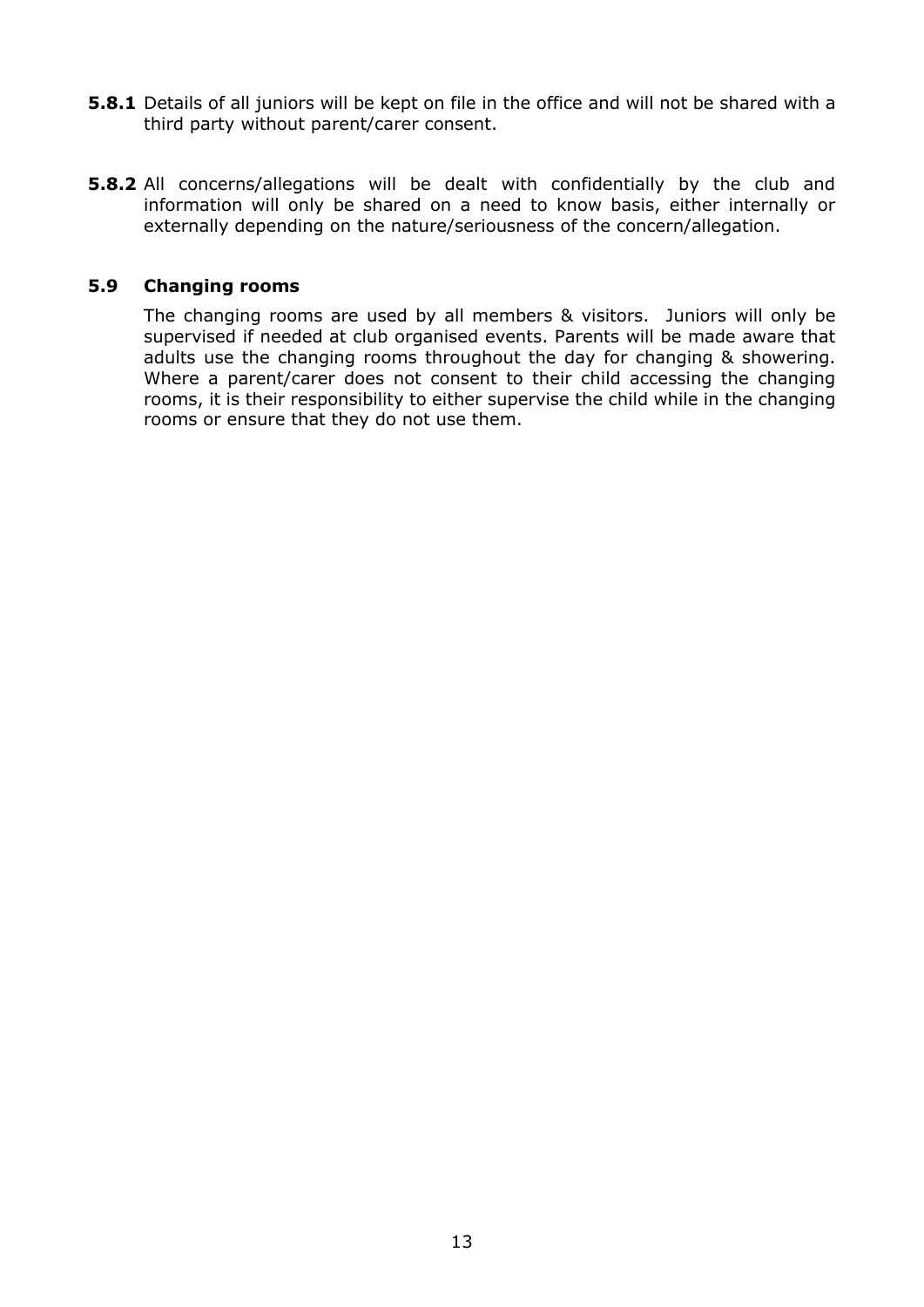**5.8.1** Details of all juniors will be kept on file in the office and will not be shared with a third party without parent/carer consent.

**5.8.2** All concerns/allegations will be dealt with confidentially by the club and information will only be shared on a need to know basis, either internally or externally depending on the nature/seriousness of the concern/allegation.

### 5.9 Changing rooms

The changing rooms are used by all members & visitors. Juniors will only be supervised if needed at club organised events. Parents will be made aware that adults use the changing rooms throughout the day for changing & showering. Where a parent/carer does not consent to their child accessing the changing rooms, it is their responsibility to either supervise the child while in the changing rooms or ensure that they do not use them.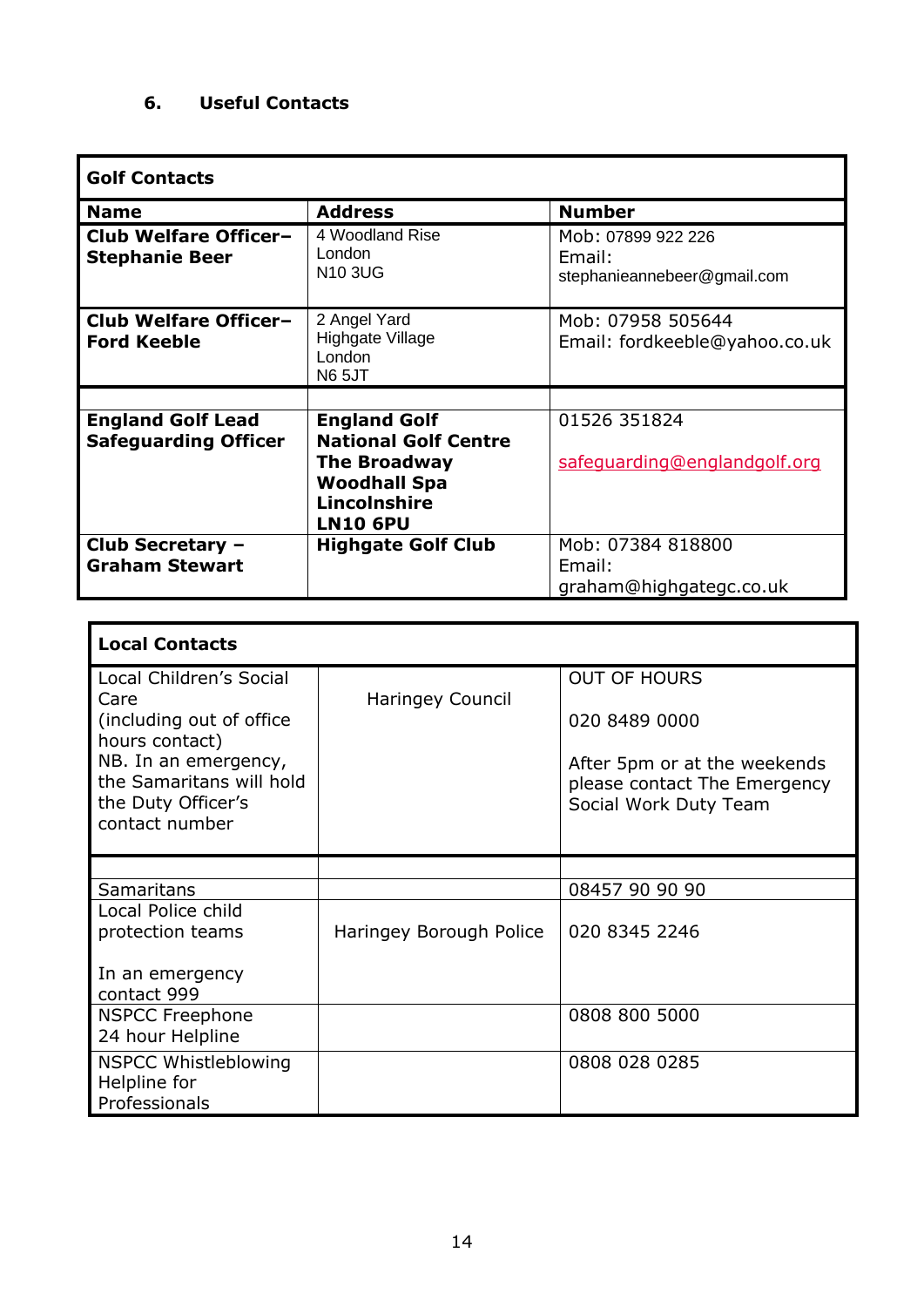## 6. Useful Contacts

| **Golf Contacts** | | |
|---|---|---|
| **Name** | **Address** | **Number** |
| **Club Welfare Officer– Stephanie Beer** | 4 Woodland Rise<br>London<br>N10 3UG | Mob: 07899 922 226<br>Email:<br>stephanieannebeer@gmail.com |
| **Club Welfare Officer– Ford Keeble** | 2 Angel Yard<br>Highgate Village<br>London<br>N6 5JT | Mob: 07958 505644<br>Email: fordkeeble@yahoo.co.uk |
| | | |
| **England Golf Lead Safeguarding Officer** | **England Golf<br>National Golf Centre<br>The Broadway<br>Woodhall Spa<br>Lincolnshire<br>LN10 6PU** | 01526 351824<br><br>safeguarding@englandgolf.org |
| **Club Secretary – Graham Stewart** | **Highgate Golf Club** | Mob: 07384 818800<br>Email:<br>graham@highgategc.co.uk |

| **Local Contacts** | | |
|---|---|---|
| Local Children's Social Care<br>(including out of office hours contact)<br>NB. In an emergency, the Samaritans will hold the Duty Officer's contact number | Haringey Council | OUT OF HOURS<br><br>020 8489 0000<br><br>After 5pm or at the weekends please contact The Emergency Social Work Duty Team |
| | | |
| Samaritans | | 08457 90 90 90 |
| Local Police child protection teams<br><br>In an emergency contact 999 | Haringey Borough Police | 020 8345 2246 |
| NSPCC Freephone 24 hour Helpline | | 0808 800 5000 |
| NSPCC Whistleblowing Helpline for Professionals | | 0808 028 0285 |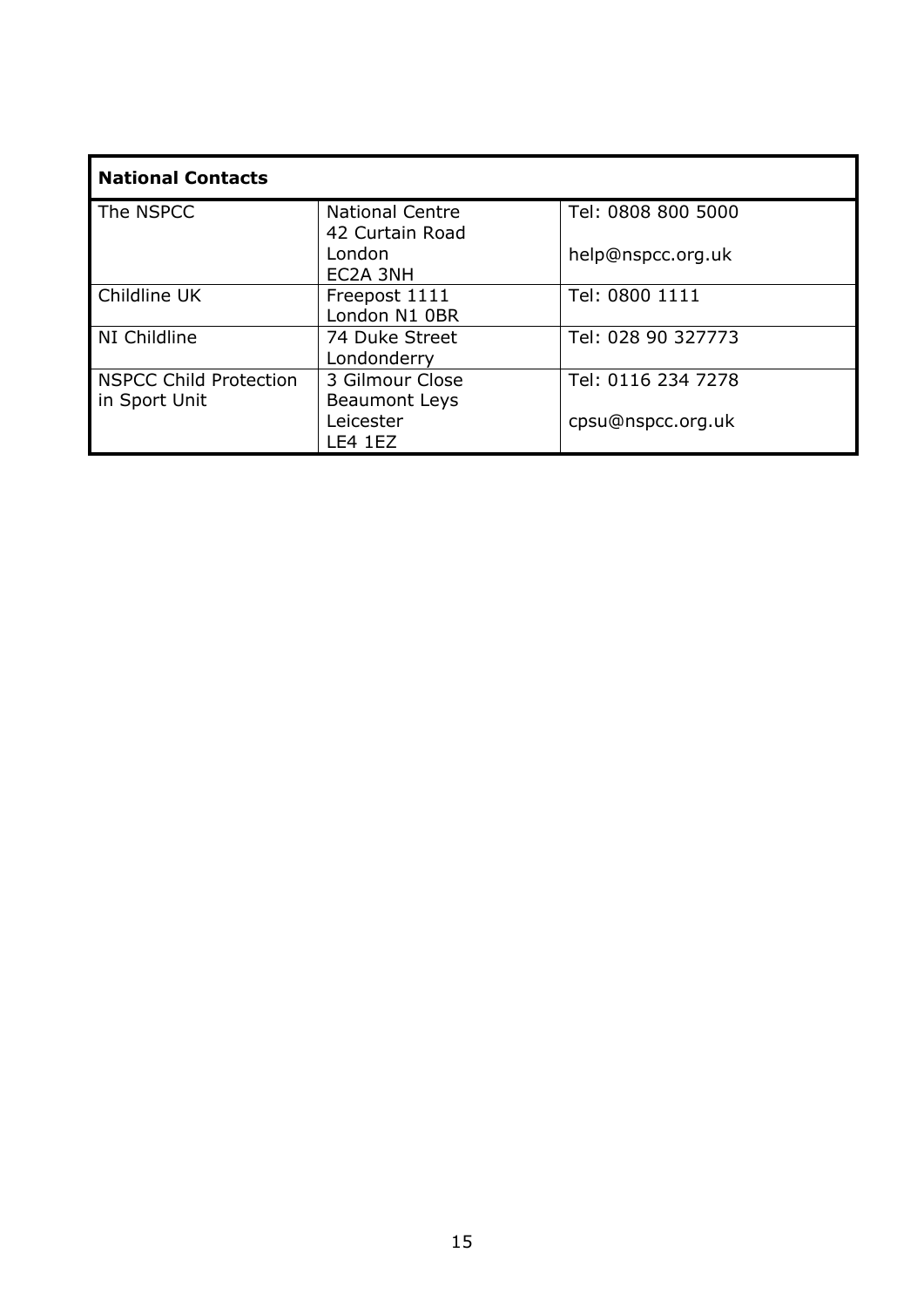| National Contacts | | |
|---|---|---|
| The NSPCC | National Centre<br>42 Curtain Road<br>London<br>EC2A 3NH | Tel: 0808 800 5000<br><br>help@nspcc.org.uk |
| Childline UK | Freepost 1111<br>London N1 0BR | Tel: 0800 1111 |
| NI Childline | 74 Duke Street<br>Londonderry | Tel: 028 90 327773 |
| NSPCC Child Protection in Sport Unit | 3 Gilmour Close<br>Beaumont Leys<br>Leicester<br>LE4 1EZ | Tel: 0116 234 7278<br><br>cpsu@nspcc.org.uk |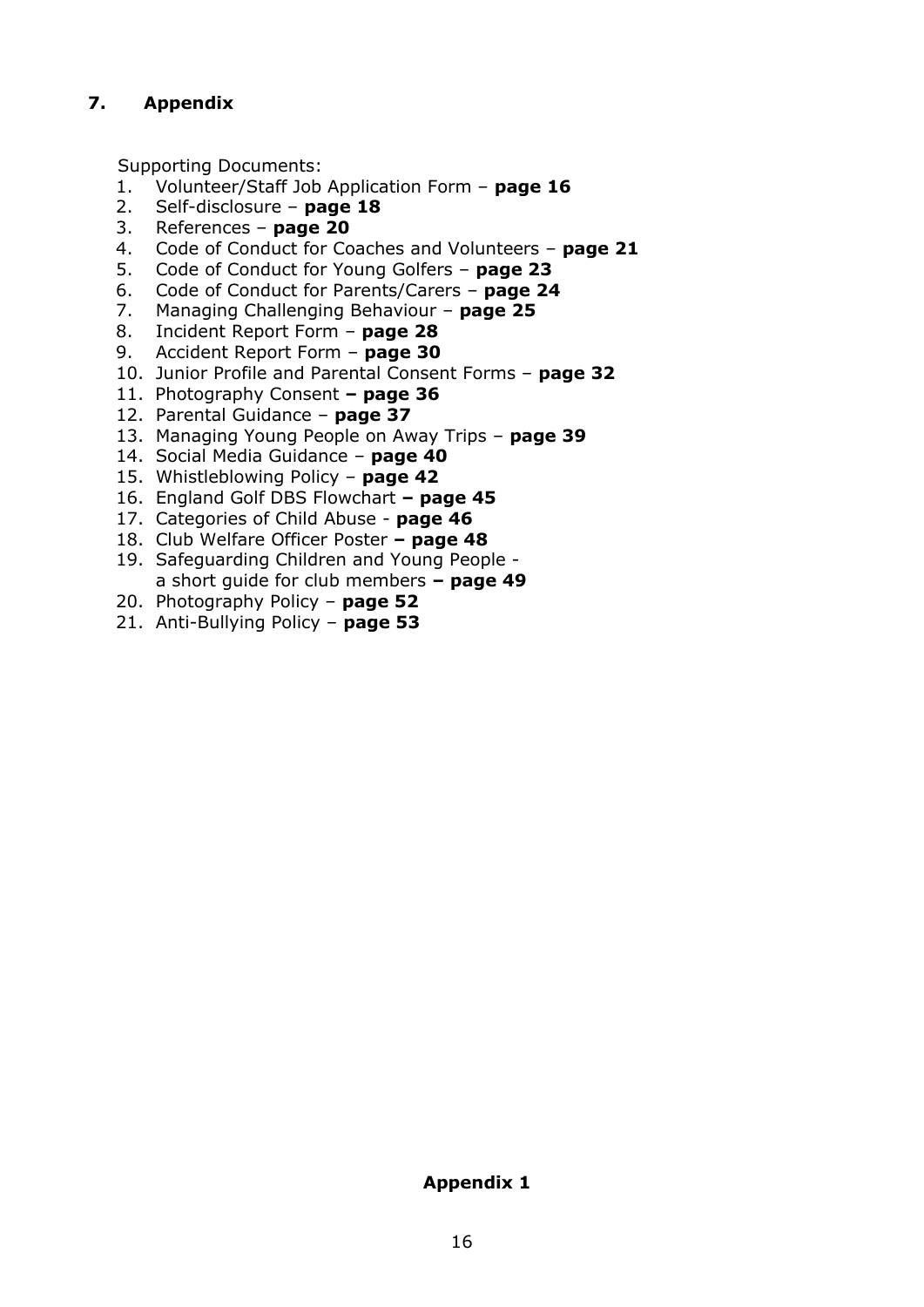## 7. Appendix

Supporting Documents:

1. Volunteer/Staff Job Application Form – **page 16**
2. Self-disclosure – **page 18**
3. References – **page 20**
4. Code of Conduct for Coaches and Volunteers – **page 21**
5. Code of Conduct for Young Golfers – **page 23**
6. Code of Conduct for Parents/Carers – **page 24**
7. Managing Challenging Behaviour – **page 25**
8. Incident Report Form – **page 28**
9. Accident Report Form – **page 30**
10. Junior Profile and Parental Consent Forms – **page 32**
11. Photography Consent **– page 36**
12. Parental Guidance – **page 37**
13. Managing Young People on Away Trips – **page 39**
14. Social Media Guidance – **page 40**
15. Whistleblowing Policy – **page 42**
16. England Golf DBS Flowchart **– page 45**
17. Categories of Child Abuse - **page 46**
18. Club Welfare Officer Poster **– page 48**
19. Safeguarding Children and Young People - a short guide for club members **– page 49**
20. Photography Policy – **page 52**
21. Anti-Bullying Policy – **page 53**

**Appendix 1**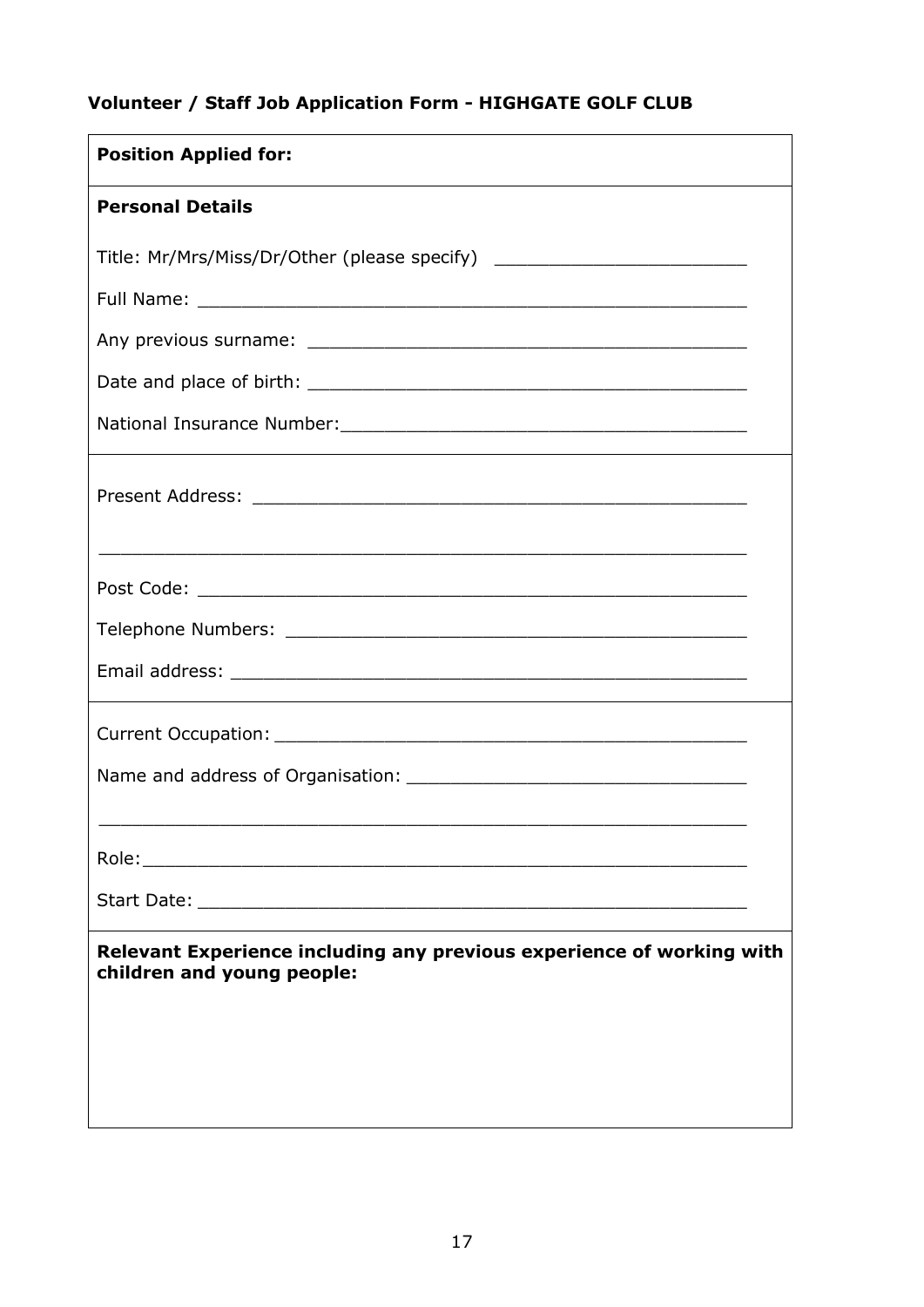**Volunteer / Staff Job Application Form - HIGHGATE GOLF CLUB**

**Position Applied for:**

**Personal Details**

Title: Mr/Mrs/Miss/Dr/Other (please specify) ________________________

Full Name: ____________________________________________________

Any previous surname: __________________________________________

Date and place of birth: _________________________________________

National Insurance Number:______________________________________

Present Address: _______________________________________________

______________________________________________________________

Post Code: ____________________________________________________

Telephone Numbers: ____________________________________________

Email address: _________________________________________________

Current Occupation: _____________________________________________

Name and address of Organisation: _______________________________

______________________________________________________________

Role:_________________________________________________________

Start Date: ____________________________________________________

**Relevant Experience including any previous experience of working with children and young people:**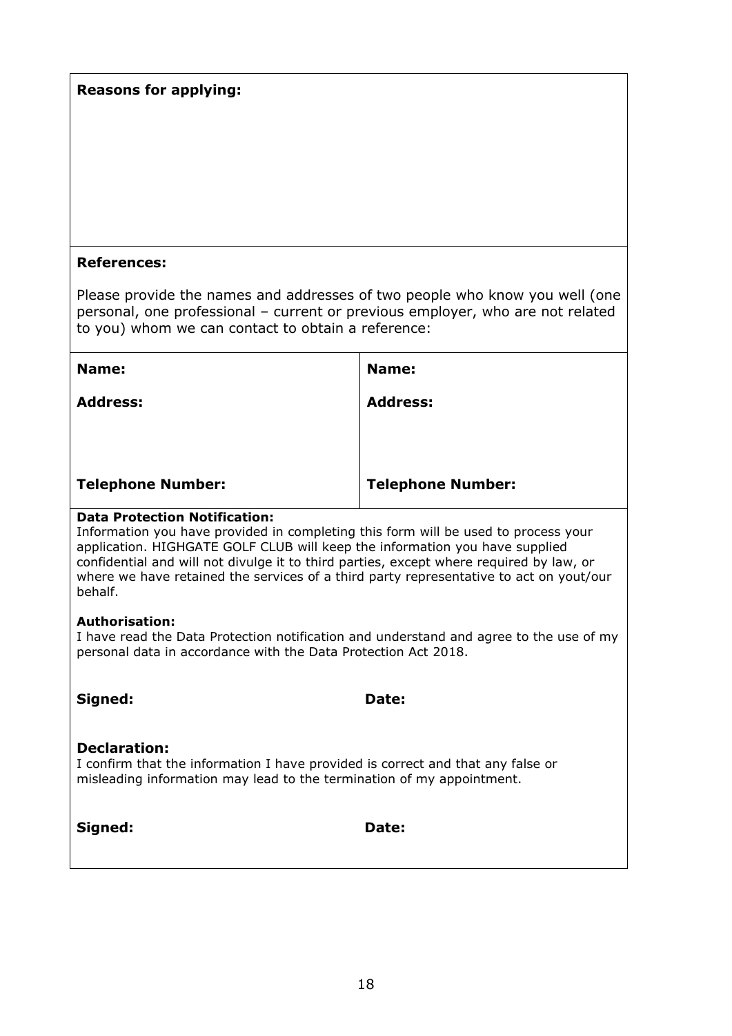**Reasons for applying:**

**References:**

Please provide the names and addresses of two people who know you well (one personal, one professional – current or previous employer, who are not related to you) whom we can contact to obtain a reference:

| **Name:** | **Name:** |
|---|---|
| **Address:** | **Address:** |
| **Telephone Number:** | **Telephone Number:** |

**Data Protection Notification:**
Information you have provided in completing this form will be used to process your application. HIGHGATE GOLF CLUB will keep the information you have supplied confidential and will not divulge it to third parties, except where required by law, or where we have retained the services of a third party representative to act on yout/our behalf.

**Authorisation:**
I have read the Data Protection notification and understand and agree to the use of my personal data in accordance with the Data Protection Act 2018.

**Signed:** **Date:**

**Declaration:**
I confirm that the information I have provided is correct and that any false or misleading information may lead to the termination of my appointment.

**Signed:** **Date:**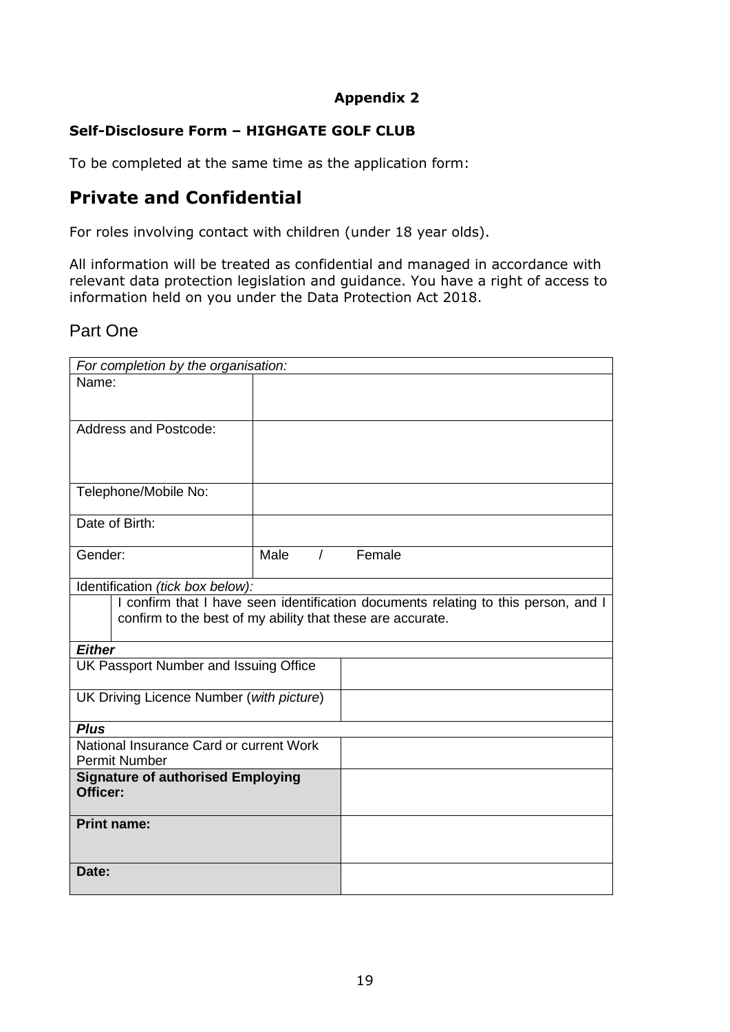**Appendix 2**

**Self-Disclosure Form – HIGHGATE GOLF CLUB**

To be completed at the same time as the application form:

## Private and Confidential

For roles involving contact with children (under 18 year olds).

All information will be treated as confidential and managed in accordance with relevant data protection legislation and guidance. You have a right of access to information held on you under the Data Protection Act 2018.

### Part One

| *For completion by the organisation:* | |
|---|---|
| Name: | |
| Address and Postcode: | |
| Telephone/Mobile No: | |
| Date of Birth: | |
| Gender: | Male / Female |
| Identification *(tick box below):* | |
| ☐ | I confirm that I have seen identification documents relating to this person, and I confirm to the best of my ability that these are accurate. |
| ***Either*** | |
| UK Passport Number and Issuing Office | |
| UK Driving Licence Number (*with picture*) | |
| ***Plus*** | |
| National Insurance Card or current Work Permit Number | |
| **Signature of authorised Employing Officer:** | |
| **Print name:** | |
| **Date:** | |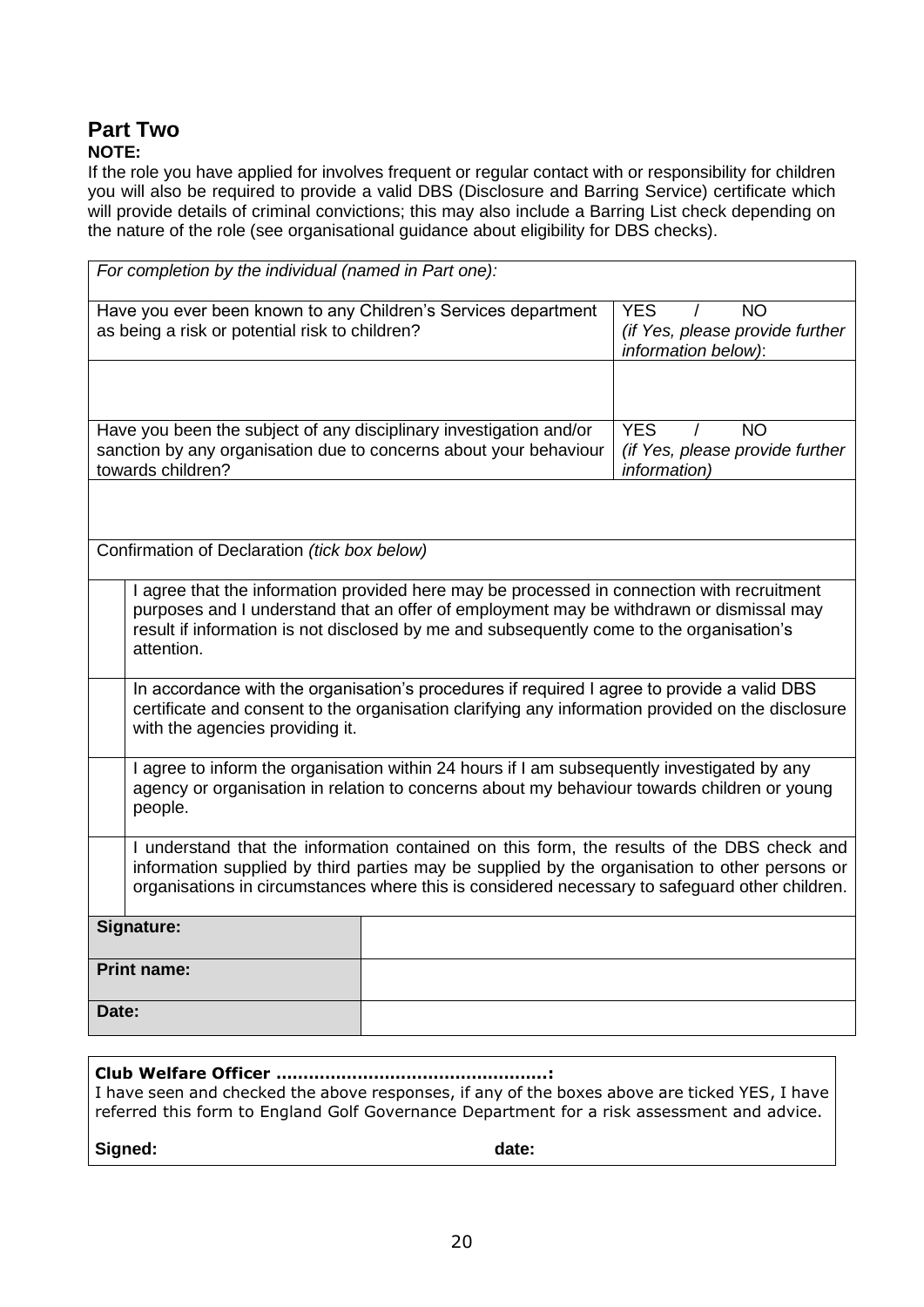## Part Two

**NOTE:**

If the role you have applied for involves frequent or regular contact with or responsibility for children you will also be required to provide a valid DBS (Disclosure and Barring Service) certificate which will provide details of criminal convictions; this may also include a Barring List check depending on the nature of the role (see organisational guidance about eligibility for DBS checks).

| *For completion by the individual (named in Part one):* | |
|---|---|
| Have you ever been known to any Children's Services department as being a risk or potential risk to children? | YES / NO *(if Yes, please provide further information below)*: |
| | |
| Have you been the subject of any disciplinary investigation and/or sanction by any organisation due to concerns about your behaviour towards children? | YES / NO *(if Yes, please provide further information)* |
| | |

Confirmation of Declaration *(tick box below)*

| | |
|---|---|
| | I agree that the information provided here may be processed in connection with recruitment purposes and I understand that an offer of employment may be withdrawn or dismissal may result if information is not disclosed by me and subsequently come to the organisation's attention. |
| | In accordance with the organisation's procedures if required I agree to provide a valid DBS certificate and consent to the organisation clarifying any information provided on the disclosure with the agencies providing it. |
| | I agree to inform the organisation within 24 hours if I am subsequently investigated by any agency or organisation in relation to concerns about my behaviour towards children or young people. |
| | I understand that the information contained on this form, the results of the DBS check and information supplied by third parties may be supplied by the organisation to other persons or organisations in circumstances where this is considered necessary to safeguard other children. |

| | |
|---|---|
| **Signature:** | |
| **Print name:** | |
| **Date:** | |

**Club Welfare Officer ……………………………………………:**

I have seen and checked the above responses, if any of the boxes above are ticked YES, I have referred this form to England Golf Governance Department for a risk assessment and advice.

**Signed:** **date:**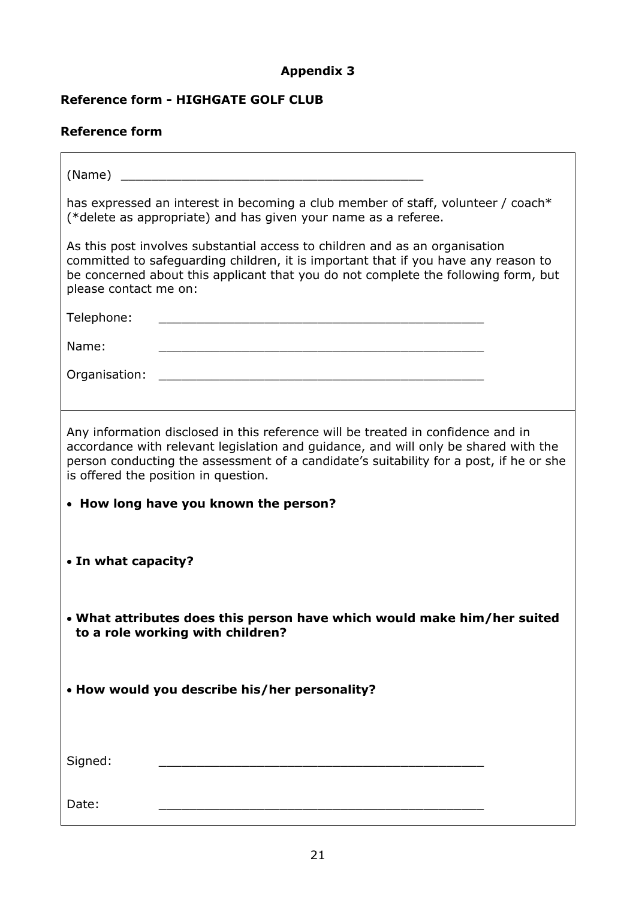**Appendix 3**

**Reference form - HIGHGATE GOLF CLUB**

**Reference form**

(Name) ________________________________________

has expressed an interest in becoming a club member of staff, volunteer / coach* (*delete as appropriate) and has given your name as a referee.

As this post involves substantial access to children and as an organisation committed to safeguarding children, it is important that if you have any reason to be concerned about this applicant that you do not complete the following form, but please contact me on:

Telephone: ________________________________________

Name: ________________________________________

Organisation: ________________________________________

Any information disclosed in this reference will be treated in confidence and in accordance with relevant legislation and guidance, and will only be shared with the person conducting the assessment of a candidate's suitability for a post, if he or she is offered the position in question.

- **How long have you known the person?**

- **In what capacity?**

- **What attributes does this person have which would make him/her suited to a role working with children?**

- **How would you describe his/her personality?**

Signed: ________________________________________

Date: ________________________________________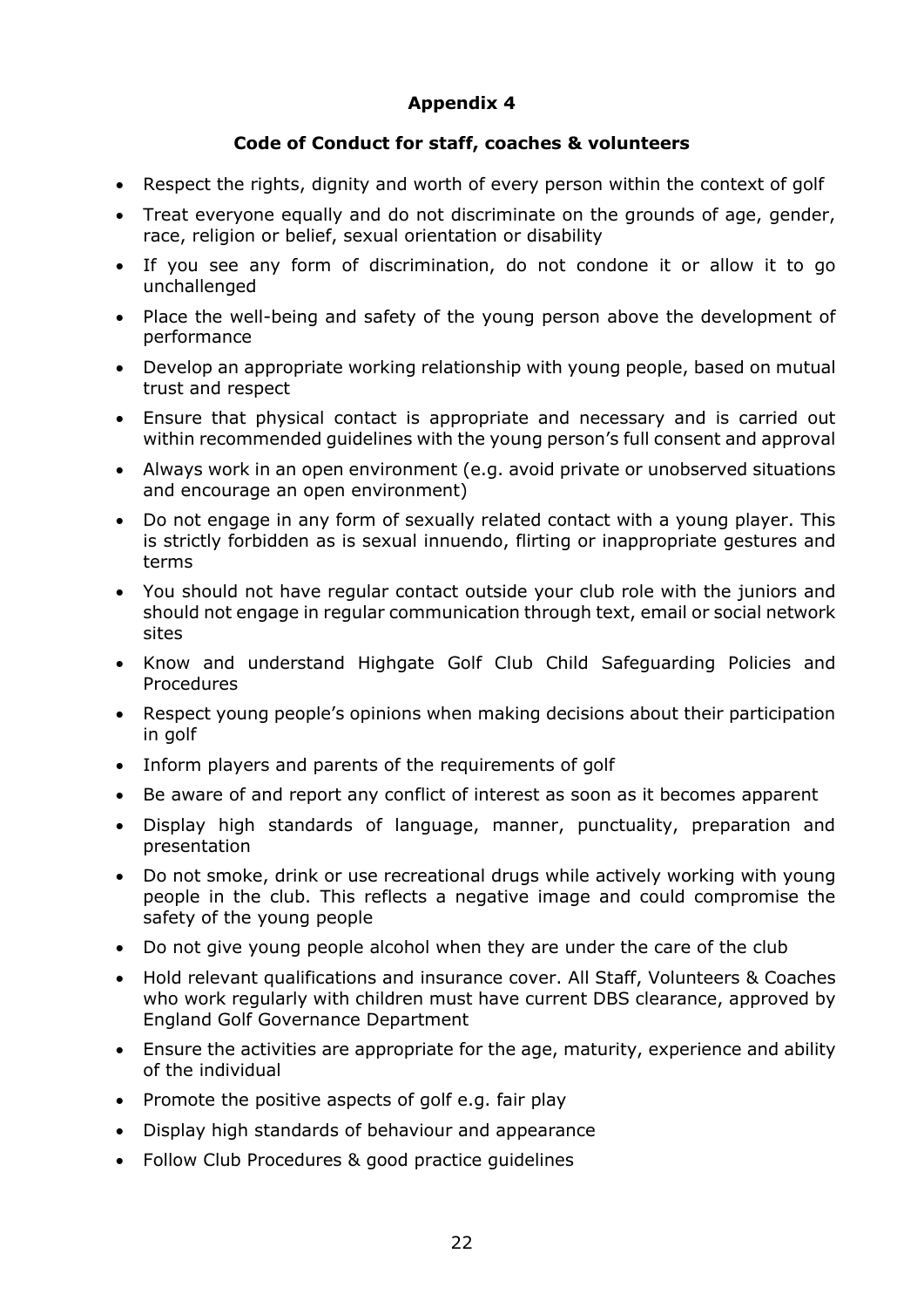## Appendix 4

### Code of Conduct for staff, coaches & volunteers

- Respect the rights, dignity and worth of every person within the context of golf
- Treat everyone equally and do not discriminate on the grounds of age, gender, race, religion or belief, sexual orientation or disability
- If you see any form of discrimination, do not condone it or allow it to go unchallenged
- Place the well-being and safety of the young person above the development of performance
- Develop an appropriate working relationship with young people, based on mutual trust and respect
- Ensure that physical contact is appropriate and necessary and is carried out within recommended guidelines with the young person's full consent and approval
- Always work in an open environment (e.g. avoid private or unobserved situations and encourage an open environment)
- Do not engage in any form of sexually related contact with a young player. This is strictly forbidden as is sexual innuendo, flirting or inappropriate gestures and terms
- You should not have regular contact outside your club role with the juniors and should not engage in regular communication through text, email or social network sites
- Know and understand Highgate Golf Club Child Safeguarding Policies and Procedures
- Respect young people's opinions when making decisions about their participation in golf
- Inform players and parents of the requirements of golf
- Be aware of and report any conflict of interest as soon as it becomes apparent
- Display high standards of language, manner, punctuality, preparation and presentation
- Do not smoke, drink or use recreational drugs while actively working with young people in the club. This reflects a negative image and could compromise the safety of the young people
- Do not give young people alcohol when they are under the care of the club
- Hold relevant qualifications and insurance cover. All Staff, Volunteers & Coaches who work regularly with children must have current DBS clearance, approved by England Golf Governance Department
- Ensure the activities are appropriate for the age, maturity, experience and ability of the individual
- Promote the positive aspects of golf e.g. fair play
- Display high standards of behaviour and appearance
- Follow Club Procedures & good practice guidelines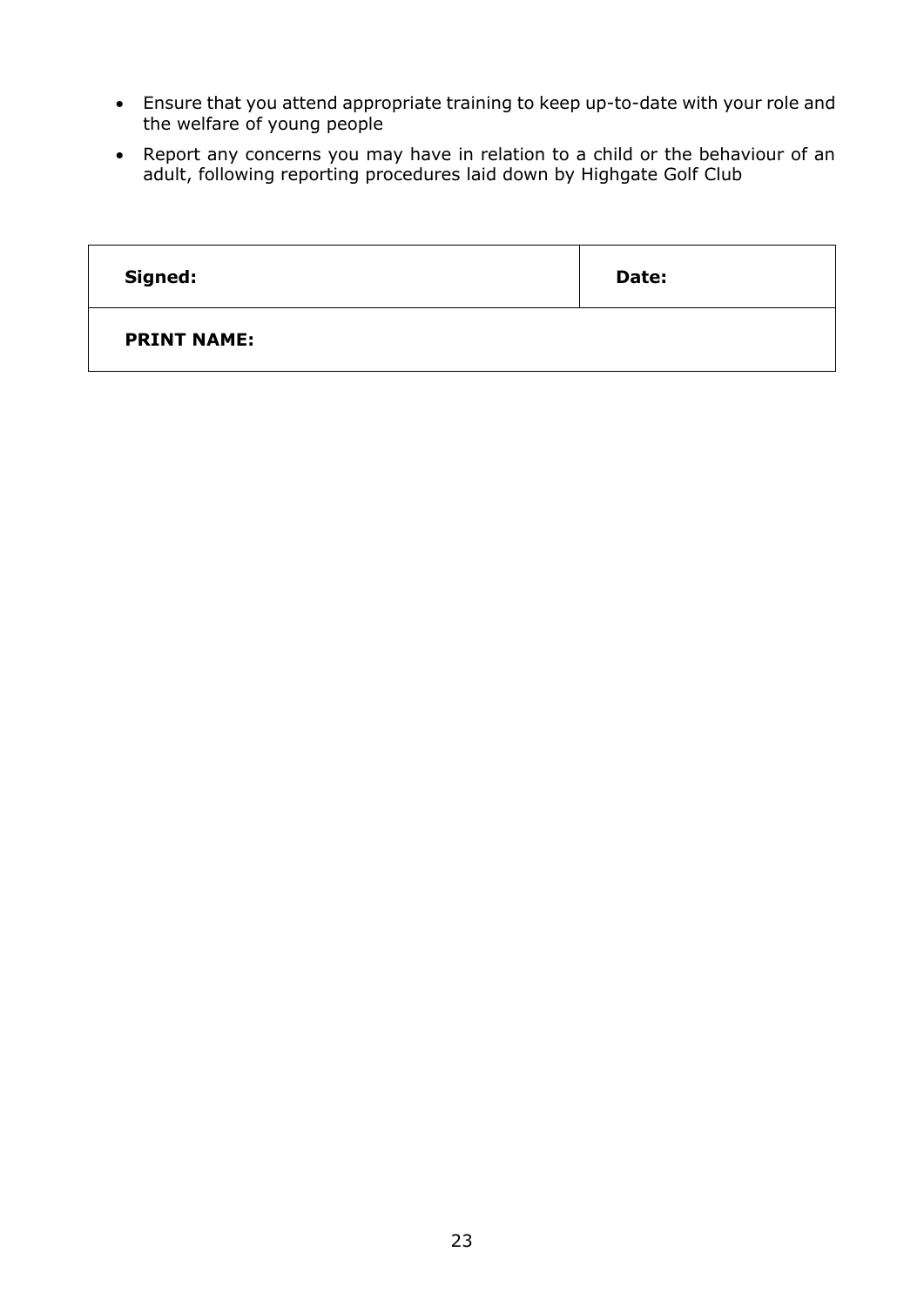- Ensure that you attend appropriate training to keep up-to-date with your role and the welfare of young people
- Report any concerns you may have in relation to a child or the behaviour of an adult, following reporting procedures laid down by Highgate Golf Club

| **Signed:** | **Date:** |
| --- | --- |
| **PRINT NAME:** | |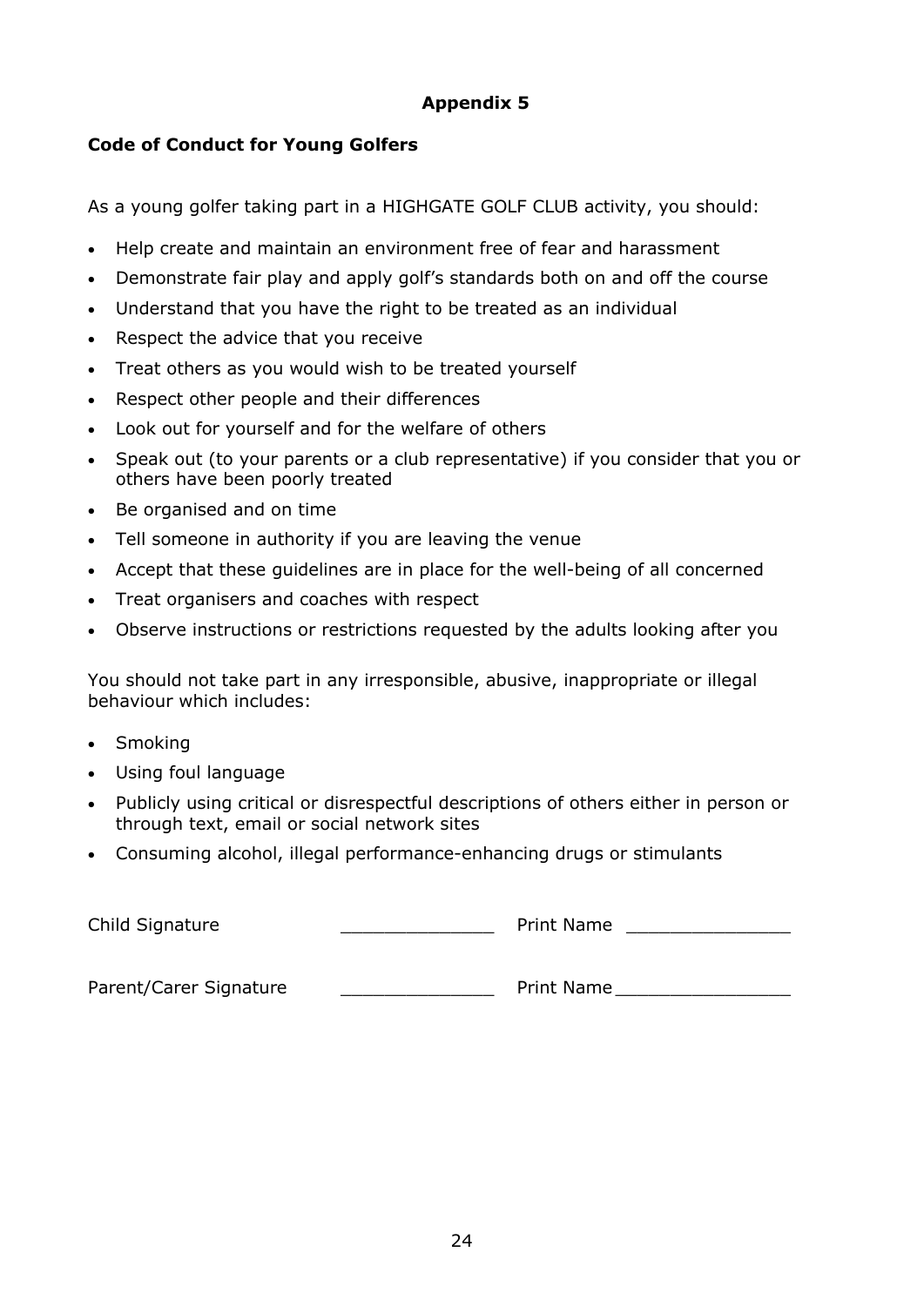## Appendix 5

### Code of Conduct for Young Golfers

As a young golfer taking part in a HIGHGATE GOLF CLUB activity, you should:

- Help create and maintain an environment free of fear and harassment
- Demonstrate fair play and apply golf's standards both on and off the course
- Understand that you have the right to be treated as an individual
- Respect the advice that you receive
- Treat others as you would wish to be treated yourself
- Respect other people and their differences
- Look out for yourself and for the welfare of others
- Speak out (to your parents or a club representative) if you consider that you or others have been poorly treated
- Be organised and on time
- Tell someone in authority if you are leaving the venue
- Accept that these guidelines are in place for the well-being of all concerned
- Treat organisers and coaches with respect
- Observe instructions or restrictions requested by the adults looking after you

You should not take part in any irresponsible, abusive, inappropriate or illegal behaviour which includes:

- Smoking
- Using foul language
- Publicly using critical or disrespectful descriptions of others either in person or through text, email or social network sites
- Consuming alcohol, illegal performance-enhancing drugs or stimulants

Child Signature ______________ Print Name _______________

Parent/Carer Signature ______________ Print Name ________________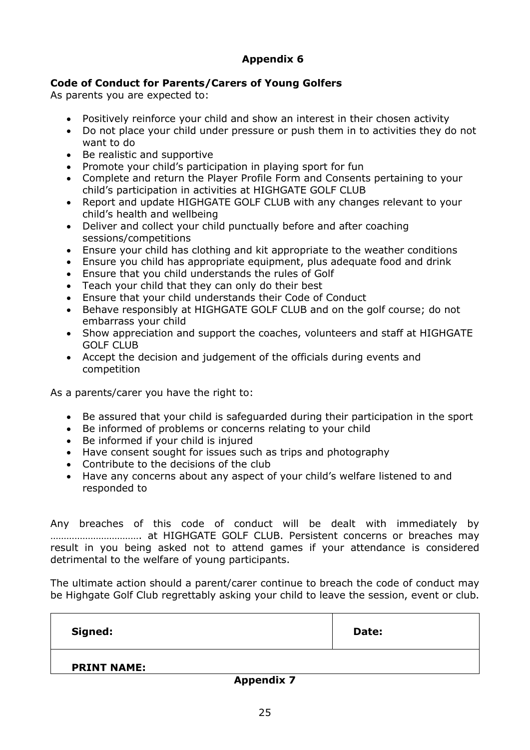**Appendix 6**

**Code of Conduct for Parents/Carers of Young Golfers**

As parents you are expected to:

- Positively reinforce your child and show an interest in their chosen activity
- Do not place your child under pressure or push them in to activities they do not want to do
- Be realistic and supportive
- Promote your child's participation in playing sport for fun
- Complete and return the Player Profile Form and Consents pertaining to your child's participation in activities at HIGHGATE GOLF CLUB
- Report and update HIGHGATE GOLF CLUB with any changes relevant to your child's health and wellbeing
- Deliver and collect your child punctually before and after coaching sessions/competitions
- Ensure your child has clothing and kit appropriate to the weather conditions
- Ensure you child has appropriate equipment, plus adequate food and drink
- Ensure that you child understands the rules of Golf
- Teach your child that they can only do their best
- Ensure that your child understands their Code of Conduct
- Behave responsibly at HIGHGATE GOLF CLUB and on the golf course; do not embarrass your child
- Show appreciation and support the coaches, volunteers and staff at HIGHGATE GOLF CLUB
- Accept the decision and judgement of the officials during events and competition

As a parents/carer you have the right to:

- Be assured that your child is safeguarded during their participation in the sport
- Be informed of problems or concerns relating to your child
- Be informed if your child is injured
- Have consent sought for issues such as trips and photography
- Contribute to the decisions of the club
- Have any concerns about any aspect of your child's welfare listened to and responded to

Any breaches of this code of conduct will be dealt with immediately by ……………………………. at HIGHGATE GOLF CLUB. Persistent concerns or breaches may result in you being asked not to attend games if your attendance is considered detrimental to the welfare of young participants.

The ultimate action should a parent/carer continue to breach the code of conduct may be Highgate Golf Club regrettably asking your child to leave the session, event or club.

| **Signed:** | **Date:** |
|---|---|
| **PRINT NAME:** | |

**Appendix 7**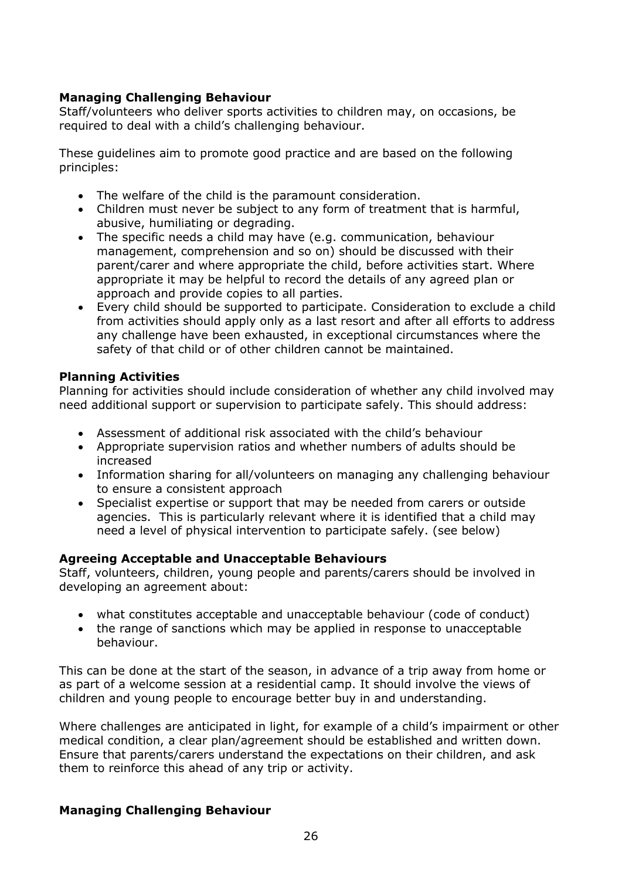### Managing Challenging Behaviour

Staff/volunteers who deliver sports activities to children may, on occasions, be required to deal with a child's challenging behaviour.

These guidelines aim to promote good practice and are based on the following principles:

- The welfare of the child is the paramount consideration.
- Children must never be subject to any form of treatment that is harmful, abusive, humiliating or degrading.
- The specific needs a child may have (e.g. communication, behaviour management, comprehension and so on) should be discussed with their parent/carer and where appropriate the child, before activities start. Where appropriate it may be helpful to record the details of any agreed plan or approach and provide copies to all parties.
- Every child should be supported to participate. Consideration to exclude a child from activities should apply only as a last resort and after all efforts to address any challenge have been exhausted, in exceptional circumstances where the safety of that child or of other children cannot be maintained.

### Planning Activities

Planning for activities should include consideration of whether any child involved may need additional support or supervision to participate safely. This should address:

- Assessment of additional risk associated with the child's behaviour
- Appropriate supervision ratios and whether numbers of adults should be increased
- Information sharing for all/volunteers on managing any challenging behaviour to ensure a consistent approach
- Specialist expertise or support that may be needed from carers or outside agencies. This is particularly relevant where it is identified that a child may need a level of physical intervention to participate safely. (see below)

### Agreeing Acceptable and Unacceptable Behaviours

Staff, volunteers, children, young people and parents/carers should be involved in developing an agreement about:

- what constitutes acceptable and unacceptable behaviour (code of conduct)
- the range of sanctions which may be applied in response to unacceptable behaviour.

This can be done at the start of the season, in advance of a trip away from home or as part of a welcome session at a residential camp. It should involve the views of children and young people to encourage better buy in and understanding.

Where challenges are anticipated in light, for example of a child's impairment or other medical condition, a clear plan/agreement should be established and written down. Ensure that parents/carers understand the expectations on their children, and ask them to reinforce this ahead of any trip or activity.

### Managing Challenging Behaviour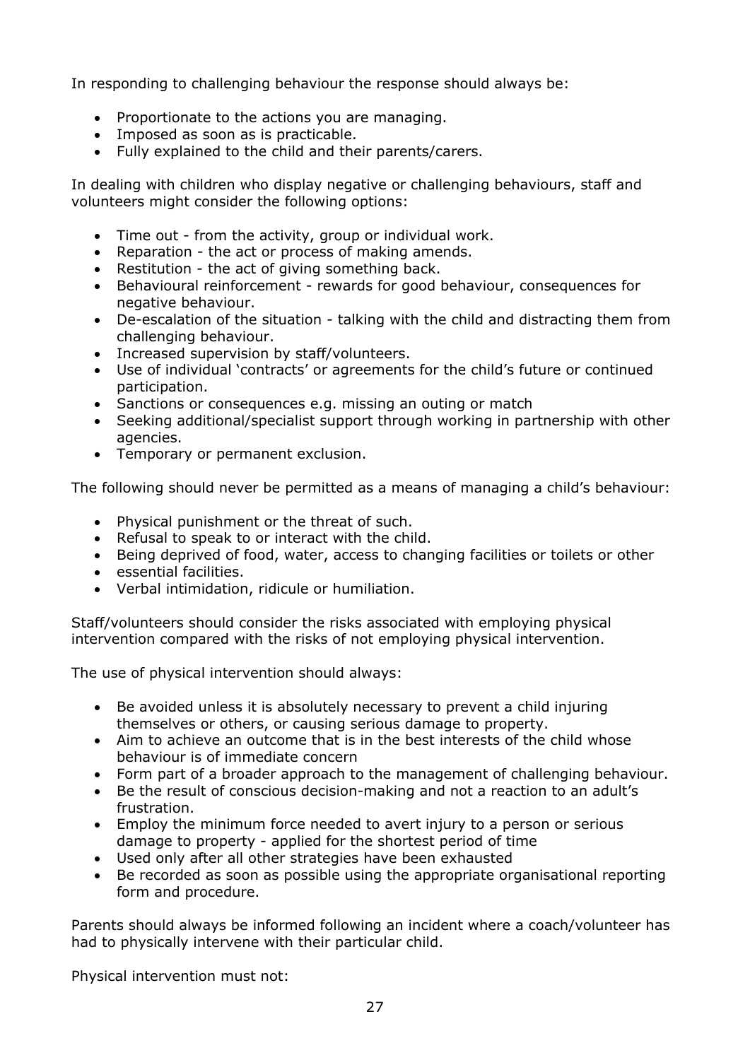In responding to challenging behaviour the response should always be:

- Proportionate to the actions you are managing.
- Imposed as soon as is practicable.
- Fully explained to the child and their parents/carers.

In dealing with children who display negative or challenging behaviours, staff and volunteers might consider the following options:

- Time out - from the activity, group or individual work.
- Reparation - the act or process of making amends.
- Restitution - the act of giving something back.
- Behavioural reinforcement - rewards for good behaviour, consequences for negative behaviour.
- De-escalation of the situation - talking with the child and distracting them from challenging behaviour.
- Increased supervision by staff/volunteers.
- Use of individual 'contracts' or agreements for the child's future or continued participation.
- Sanctions or consequences e.g. missing an outing or match
- Seeking additional/specialist support through working in partnership with other agencies.
- Temporary or permanent exclusion.

The following should never be permitted as a means of managing a child's behaviour:

- Physical punishment or the threat of such.
- Refusal to speak to or interact with the child.
- Being deprived of food, water, access to changing facilities or toilets or other
- essential facilities.
- Verbal intimidation, ridicule or humiliation.

Staff/volunteers should consider the risks associated with employing physical intervention compared with the risks of not employing physical intervention.

The use of physical intervention should always:

- Be avoided unless it is absolutely necessary to prevent a child injuring themselves or others, or causing serious damage to property.
- Aim to achieve an outcome that is in the best interests of the child whose behaviour is of immediate concern
- Form part of a broader approach to the management of challenging behaviour.
- Be the result of conscious decision-making and not a reaction to an adult's frustration.
- Employ the minimum force needed to avert injury to a person or serious damage to property - applied for the shortest period of time
- Used only after all other strategies have been exhausted
- Be recorded as soon as possible using the appropriate organisational reporting form and procedure.

Parents should always be informed following an incident where a coach/volunteer has had to physically intervene with their particular child.

Physical intervention must not: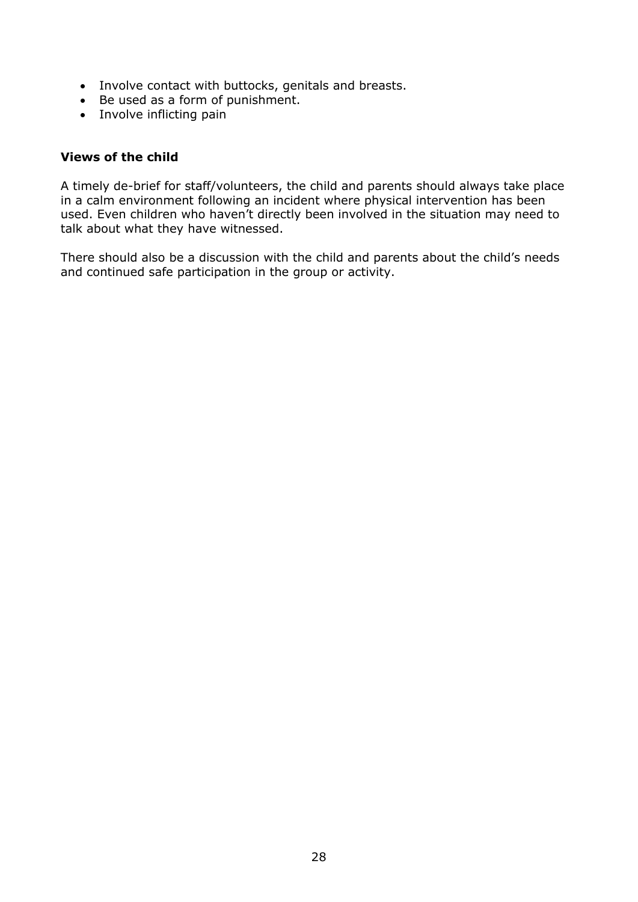- Involve contact with buttocks, genitals and breasts.
- Be used as a form of punishment.
- Involve inflicting pain

**Views of the child**

A timely de-brief for staff/volunteers, the child and parents should always take place in a calm environment following an incident where physical intervention has been used. Even children who haven't directly been involved in the situation may need to talk about what they have witnessed.

There should also be a discussion with the child and parents about the child's needs and continued safe participation in the group or activity.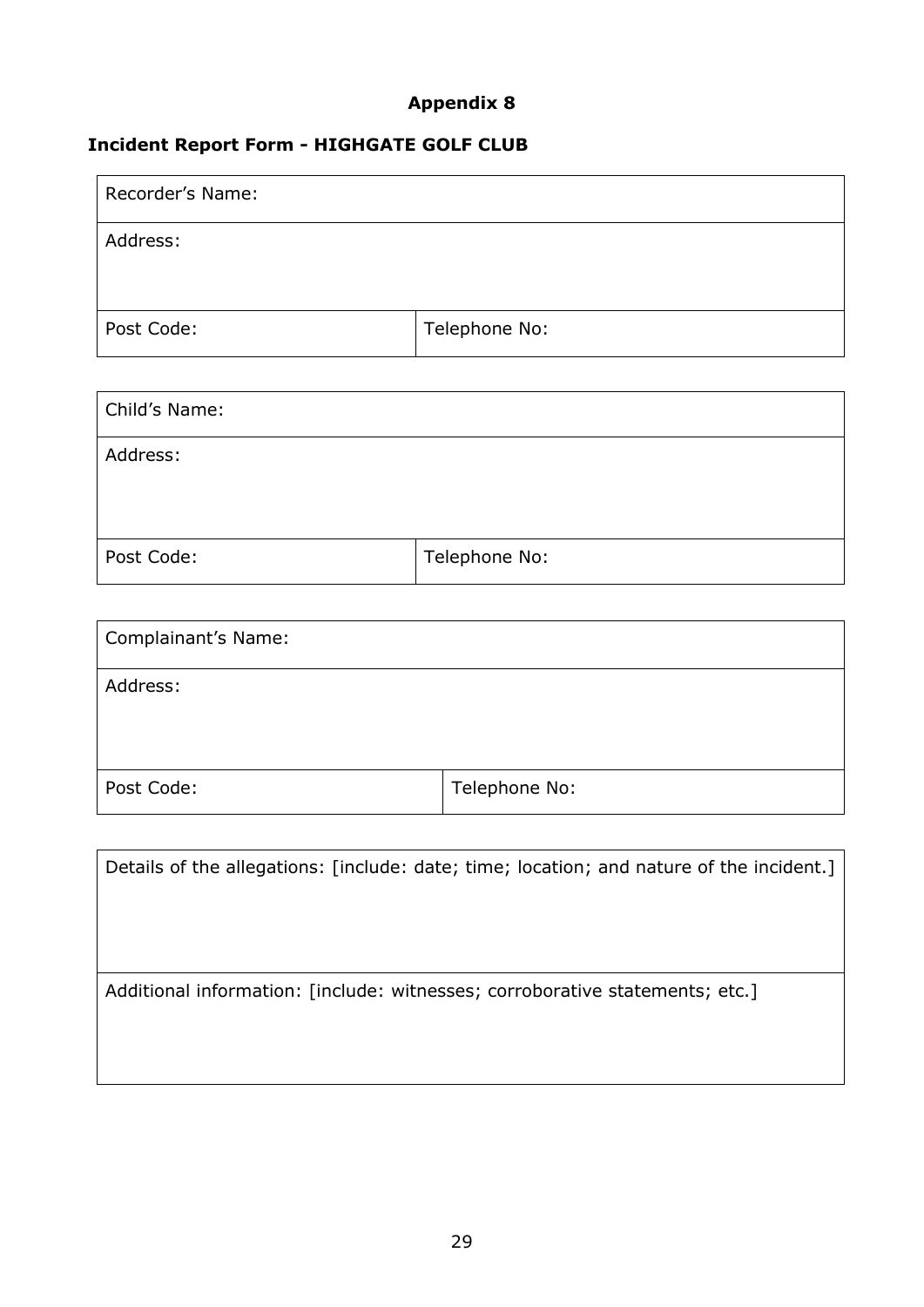## Appendix 8

### Incident Report Form - HIGHGATE GOLF CLUB

| Recorder's Name: | |
|---|---|
| Address: | |
| Post Code: | Telephone No: |

| Child's Name: | |
|---|---|
| Address: | |
| Post Code: | Telephone No: |

| Complainant's Name: | |
|---|---|
| Address: | |
| Post Code: | Telephone No: |

| Details of the allegations: [include: date; time; location; and nature of the incident.] |
|---|
| Additional information: [include: witnesses; corroborative statements; etc.] |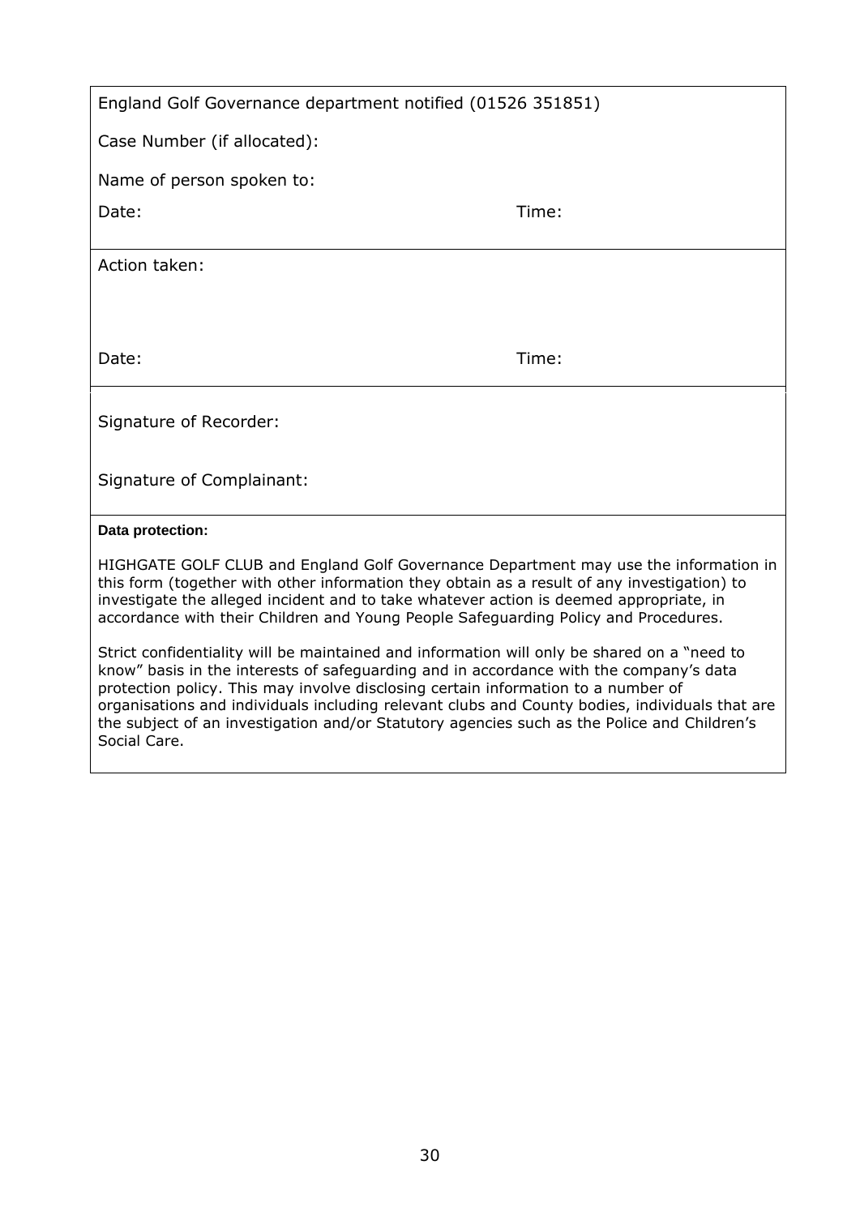England Golf Governance department notified (01526 351851)

Case Number (if allocated):

Name of person spoken to:

Date: Time:

Action taken:

Date: Time:

Signature of Recorder:

Signature of Complainant:

**Data protection:**

HIGHGATE GOLF CLUB and England Golf Governance Department may use the information in this form (together with other information they obtain as a result of any investigation) to investigate the alleged incident and to take whatever action is deemed appropriate, in accordance with their Children and Young People Safeguarding Policy and Procedures.

Strict confidentiality will be maintained and information will only be shared on a "need to know" basis in the interests of safeguarding and in accordance with the company's data protection policy. This may involve disclosing certain information to a number of organisations and individuals including relevant clubs and County bodies, individuals that are the subject of an investigation and/or Statutory agencies such as the Police and Children's Social Care.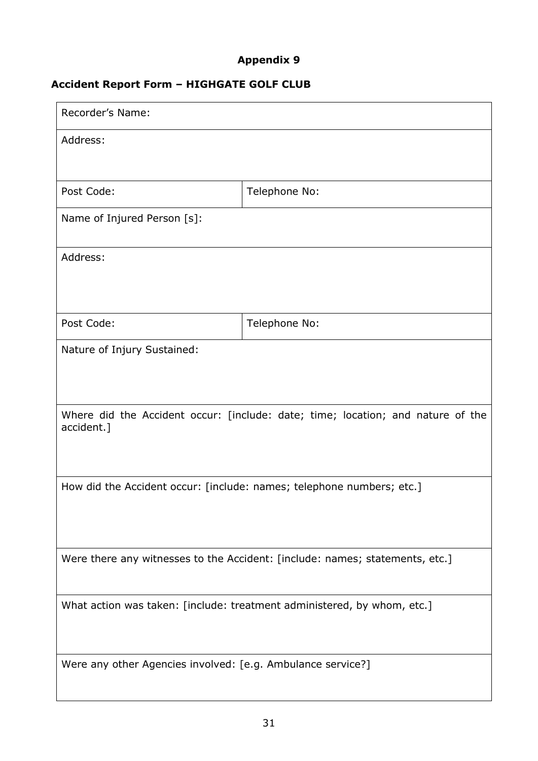## Appendix 9

### Accident Report Form – HIGHGATE GOLF CLUB

| Recorder's Name: | |
|---|---|
| Address: | |
| Post Code: | Telephone No: |
| Name of Injured Person [s]: | |
| Address: | |
| Post Code: | Telephone No: |
| Nature of Injury Sustained: | |
| Where did the Accident occur: [include: date; time; location; and nature of the accident.] | |
| How did the Accident occur: [include: names; telephone numbers; etc.] | |
| Were there any witnesses to the Accident: [include: names; statements, etc.] | |
| What action was taken: [include: treatment administered, by whom, etc.] | |
| Were any other Agencies involved: [e.g. Ambulance service?] | |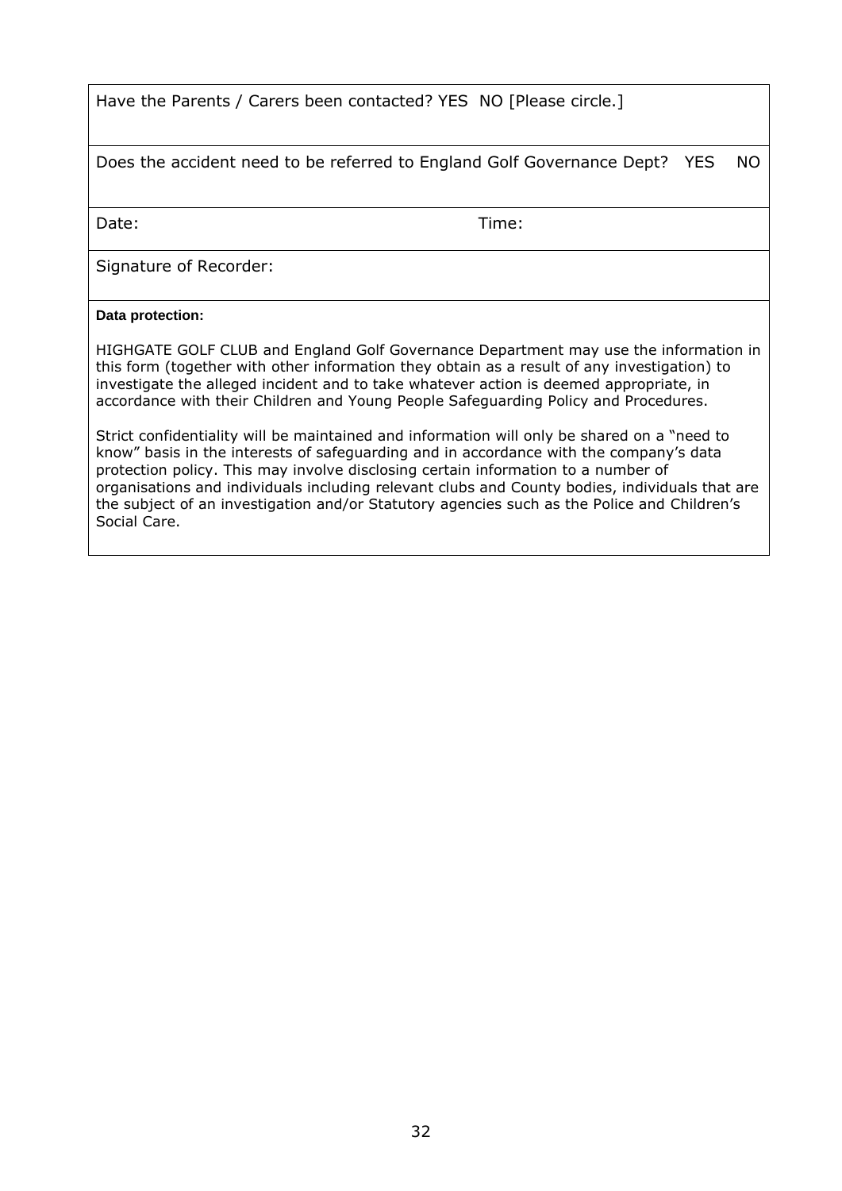| Have the Parents / Carers been contacted? YES NO [Please circle.] | |
|---|---|
| Does the accident need to be referred to England Golf Governance Dept? YES NO | |
| Date: | Time: |
| Signature of Recorder: | |

**Data protection:**

HIGHGATE GOLF CLUB and England Golf Governance Department may use the information in this form (together with other information they obtain as a result of any investigation) to investigate the alleged incident and to take whatever action is deemed appropriate, in accordance with their Children and Young People Safeguarding Policy and Procedures.

Strict confidentiality will be maintained and information will only be shared on a "need to know" basis in the interests of safeguarding and in accordance with the company's data protection policy. This may involve disclosing certain information to a number of organisations and individuals including relevant clubs and County bodies, individuals that are the subject of an investigation and/or Statutory agencies such as the Police and Children's Social Care.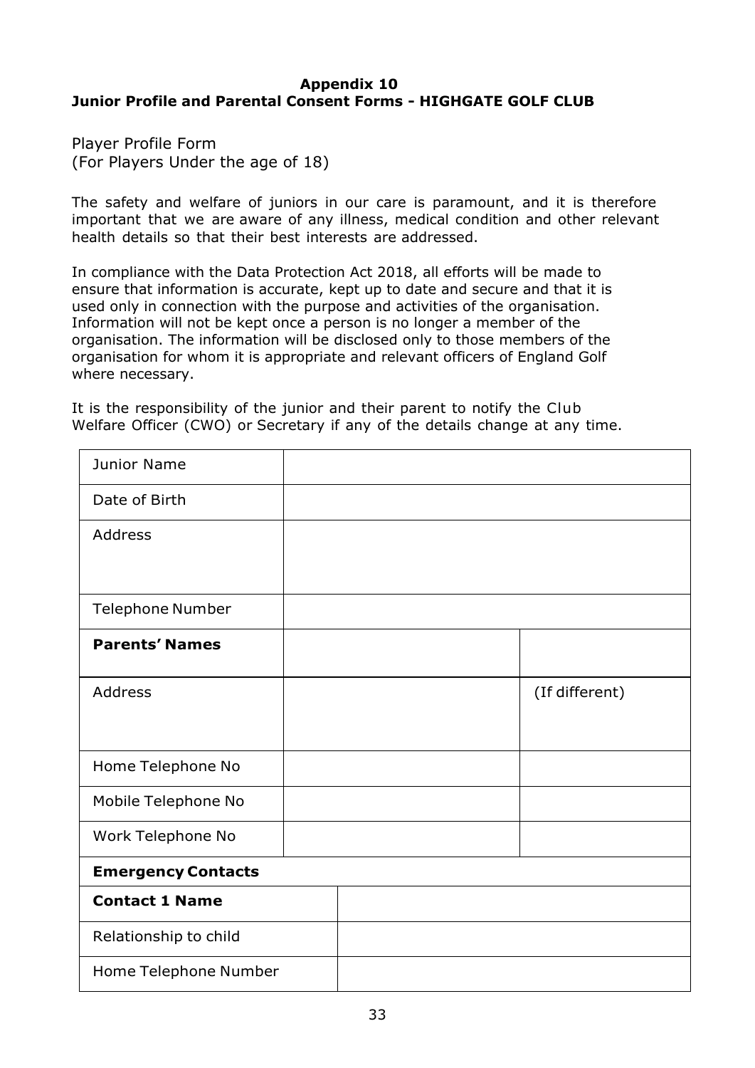**Appendix 10**

**Junior Profile and Parental Consent Forms - HIGHGATE GOLF CLUB**

Player Profile Form
(For Players Under the age of 18)

The safety and welfare of juniors in our care is paramount, and it is therefore important that we are aware of any illness, medical condition and other relevant health details so that their best interests are addressed.

In compliance with the Data Protection Act 2018, all efforts will be made to ensure that information is accurate, kept up to date and secure and that it is used only in connection with the purpose and activities of the organisation. Information will not be kept once a person is no longer a member of the organisation. The information will be disclosed only to those members of the organisation for whom it is appropriate and relevant officers of England Golf where necessary.

It is the responsibility of the junior and their parent to notify the Club Welfare Officer (CWO) or Secretary if any of the details change at any time.

| Junior Name | | |
|---|---|---|
| Date of Birth | | |
| Address | | |
| Telephone Number | | |
| **Parents' Names** | | |
| Address | | (If different) |
| Home Telephone No | | |
| Mobile Telephone No | | |
| Work Telephone No | | |

| **Emergency Contacts** | |
|---|---|
| **Contact 1 Name** | |
| Relationship to child | |
| Home Telephone Number | |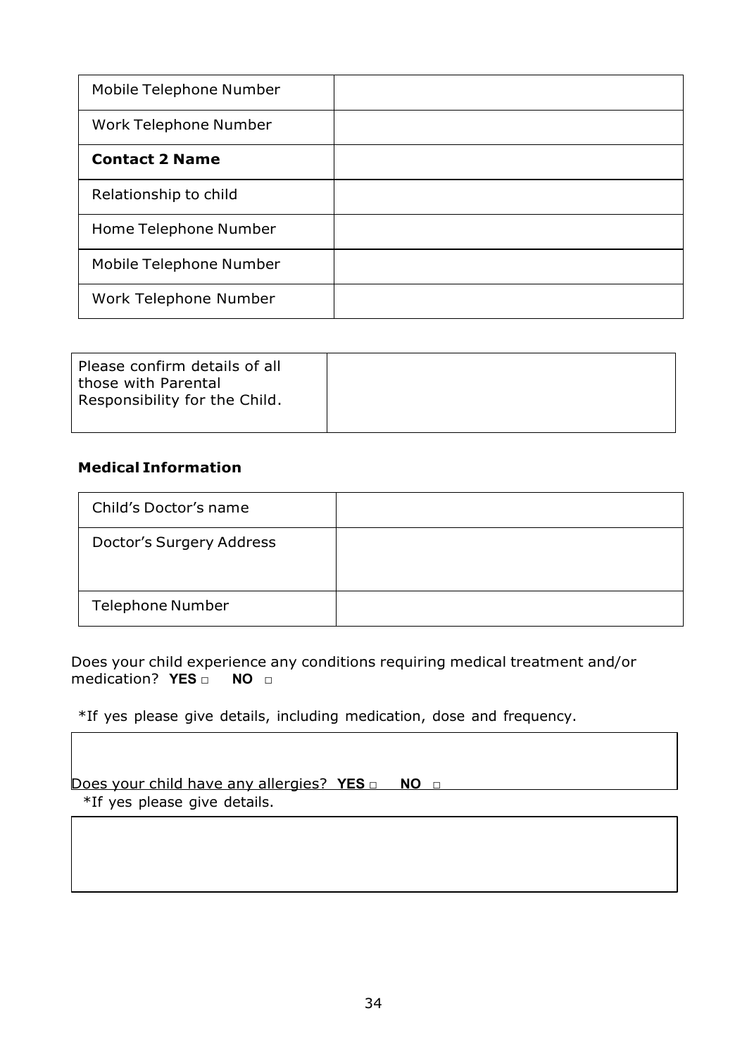| Mobile Telephone Number | |
| --- | --- |
| Work Telephone Number | |
| **Contact 2 Name** | |
| Relationship to child | |
| Home Telephone Number | |
| Mobile Telephone Number | |
| Work Telephone Number | |

| Please confirm details of all those with Parental Responsibility for the Child. | |
| --- | --- |

### Medical Information

| Child's Doctor's name | |
| --- | --- |
| Doctor's Surgery Address | |
| Telephone Number | |

Does your child experience any conditions requiring medical treatment and/or medication? **YES** □ **NO** □

*If yes please give details, including medication, dose and frequency.

Does your child have any allergies? **YES** □ **NO** □

*If yes please give details.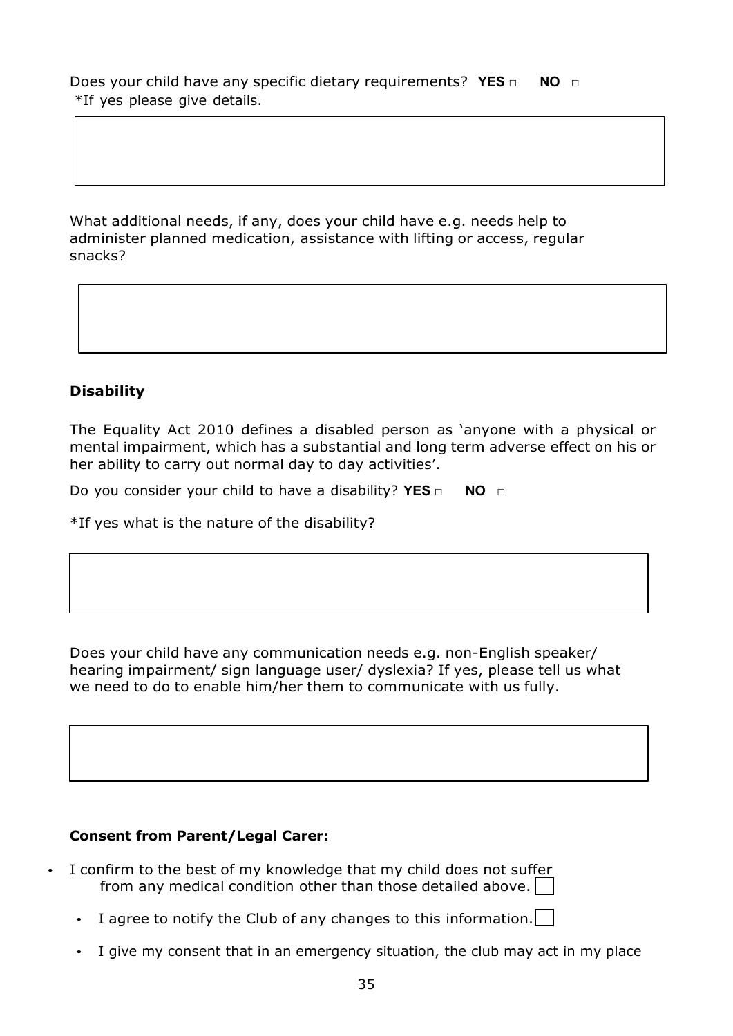Does your child have any specific dietary requirements? **YES** □ **NO** □
*If yes please give details.

What additional needs, if any, does your child have e.g. needs help to administer planned medication, assistance with lifting or access, regular snacks?

**Disability**

The Equality Act 2010 defines a disabled person as 'anyone with a physical or mental impairment, which has a substantial and long term adverse effect on his or her ability to carry out normal day to day activities'.

Do you consider your child to have a disability? **YES** □ **NO** □

*If yes what is the nature of the disability?

Does your child have any communication needs e.g. non-English speaker/ hearing impairment/ sign language user/ dyslexia? If yes, please tell us what we need to do to enable him/her them to communicate with us fully.

**Consent from Parent/Legal Carer:**

- I confirm to the best of my knowledge that my child does not suffer from any medical condition other than those detailed above. □
- I agree to notify the Club of any changes to this information. □
- I give my consent that in an emergency situation, the club may act in my place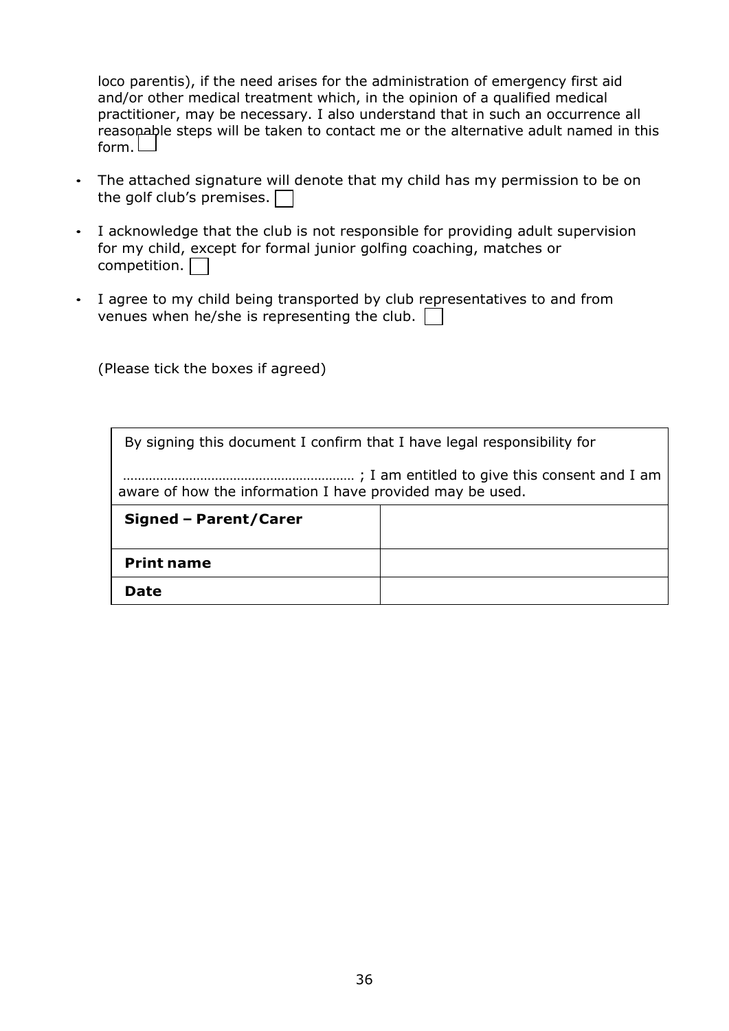loco parentis), if the need arises for the administration of emergency first aid and/or other medical treatment which, in the opinion of a qualified medical practitioner, may be necessary. I also understand that in such an occurrence all reasonable steps will be taken to contact me or the alternative adult named in this form. ☐

- The attached signature will denote that my child has my permission to be on the golf club's premises. ☐
- I acknowledge that the club is not responsible for providing adult supervision for my child, except for formal junior golfing coaching, matches or competition. ☐
- I agree to my child being transported by club representatives to and from venues when he/she is representing the club. ☐

(Please tick the boxes if agreed)

| By signing this document I confirm that I have legal responsibility for ……………………………………………………… ; I am entitled to give this consent and I am aware of how the information I have provided may be used. | |
|---|---|
| **Signed – Parent/Carer** | |
| **Print name** | |
| **Date** | |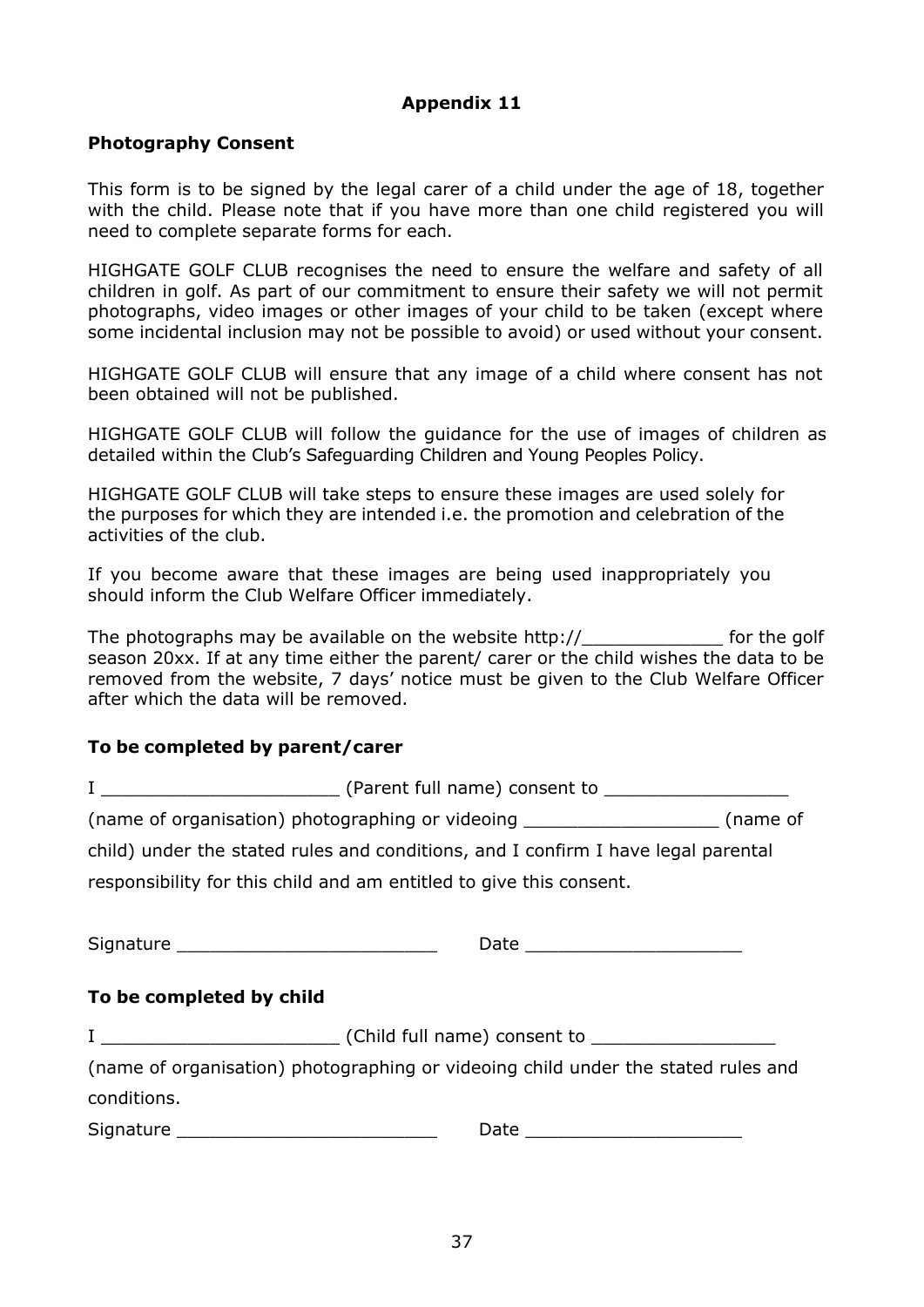**Appendix 11**

**Photography Consent**

This form is to be signed by the legal carer of a child under the age of 18, together with the child. Please note that if you have more than one child registered you will need to complete separate forms for each.

HIGHGATE GOLF CLUB recognises the need to ensure the welfare and safety of all children in golf. As part of our commitment to ensure their safety we will not permit photographs, video images or other images of your child to be taken (except where some incidental inclusion may not be possible to avoid) or used without your consent.

HIGHGATE GOLF CLUB will ensure that any image of a child where consent has not been obtained will not be published.

HIGHGATE GOLF CLUB will follow the guidance for the use of images of children as detailed within the Club's Safeguarding Children and Young Peoples Policy.

HIGHGATE GOLF CLUB will take steps to ensure these images are used solely for the purposes for which they are intended i.e. the promotion and celebration of the activities of the club.

If you become aware that these images are being used inappropriately you should inform the Club Welfare Officer immediately.

The photographs may be available on the website http://_____________ for the golf season 20xx. If at any time either the parent/ carer or the child wishes the data to be removed from the website, 7 days' notice must be given to the Club Welfare Officer after which the data will be removed.

**To be completed by parent/carer**

I ______________________ (Parent full name) consent to _________________ (name of organisation) photographing or videoing __________________ (name of child) under the stated rules and conditions, and I confirm I have legal parental responsibility for this child and am entitled to give this consent.

Signature ________________________ Date ____________________

**To be completed by child**

I ______________________ (Child full name) consent to _________________ (name of organisation) photographing or videoing child under the stated rules and conditions.

Signature ________________________ Date ____________________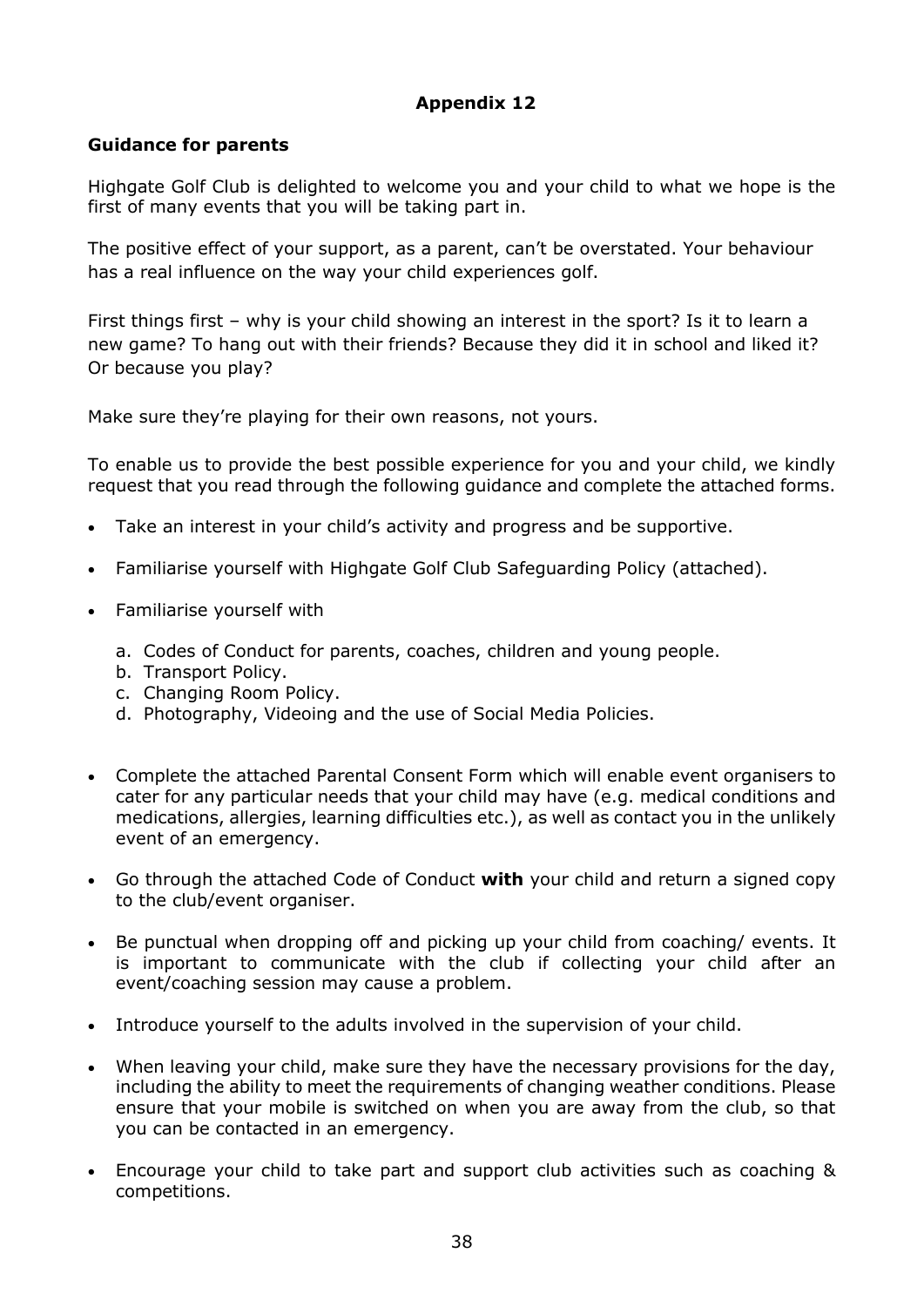## Appendix 12

### Guidance for parents

Highgate Golf Club is delighted to welcome you and your child to what we hope is the first of many events that you will be taking part in.

The positive effect of your support, as a parent, can't be overstated. Your behaviour has a real influence on the way your child experiences golf.

First things first – why is your child showing an interest in the sport? Is it to learn a new game? To hang out with their friends? Because they did it in school and liked it? Or because you play?

Make sure they're playing for their own reasons, not yours.

To enable us to provide the best possible experience for you and your child, we kindly request that you read through the following guidance and complete the attached forms.

- Take an interest in your child's activity and progress and be supportive.
- Familiarise yourself with Highgate Golf Club Safeguarding Policy (attached).
- Familiarise yourself with
    a. Codes of Conduct for parents, coaches, children and young people.
    b. Transport Policy.
    c. Changing Room Policy.
    d. Photography, Videoing and the use of Social Media Policies.
- Complete the attached Parental Consent Form which will enable event organisers to cater for any particular needs that your child may have (e.g. medical conditions and medications, allergies, learning difficulties etc.), as well as contact you in the unlikely event of an emergency.
- Go through the attached Code of Conduct **with** your child and return a signed copy to the club/event organiser.
- Be punctual when dropping off and picking up your child from coaching/ events. It is important to communicate with the club if collecting your child after an event/coaching session may cause a problem.
- Introduce yourself to the adults involved in the supervision of your child.
- When leaving your child, make sure they have the necessary provisions for the day, including the ability to meet the requirements of changing weather conditions. Please ensure that your mobile is switched on when you are away from the club, so that you can be contacted in an emergency.
- Encourage your child to take part and support club activities such as coaching & competitions.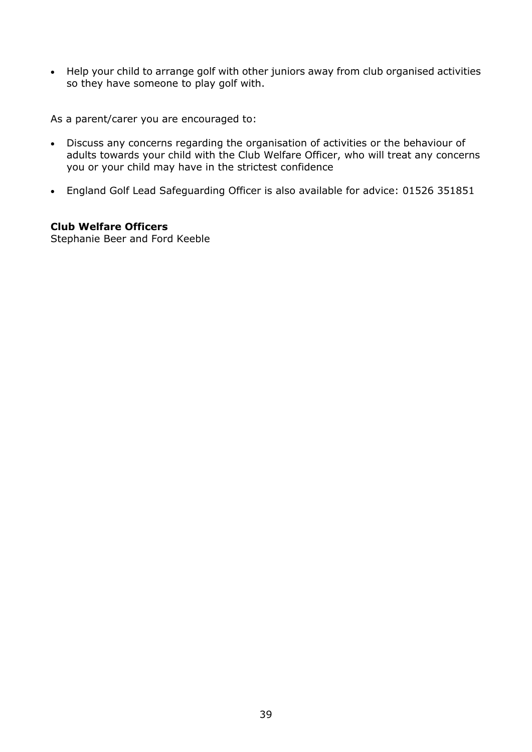- Help your child to arrange golf with other juniors away from club organised activities so they have someone to play golf with.

As a parent/carer you are encouraged to:

- Discuss any concerns regarding the organisation of activities or the behaviour of adults towards your child with the Club Welfare Officer, who will treat any concerns you or your child may have in the strictest confidence
- England Golf Lead Safeguarding Officer is also available for advice: 01526 351851

**Club Welfare Officers**
Stephanie Beer and Ford Keeble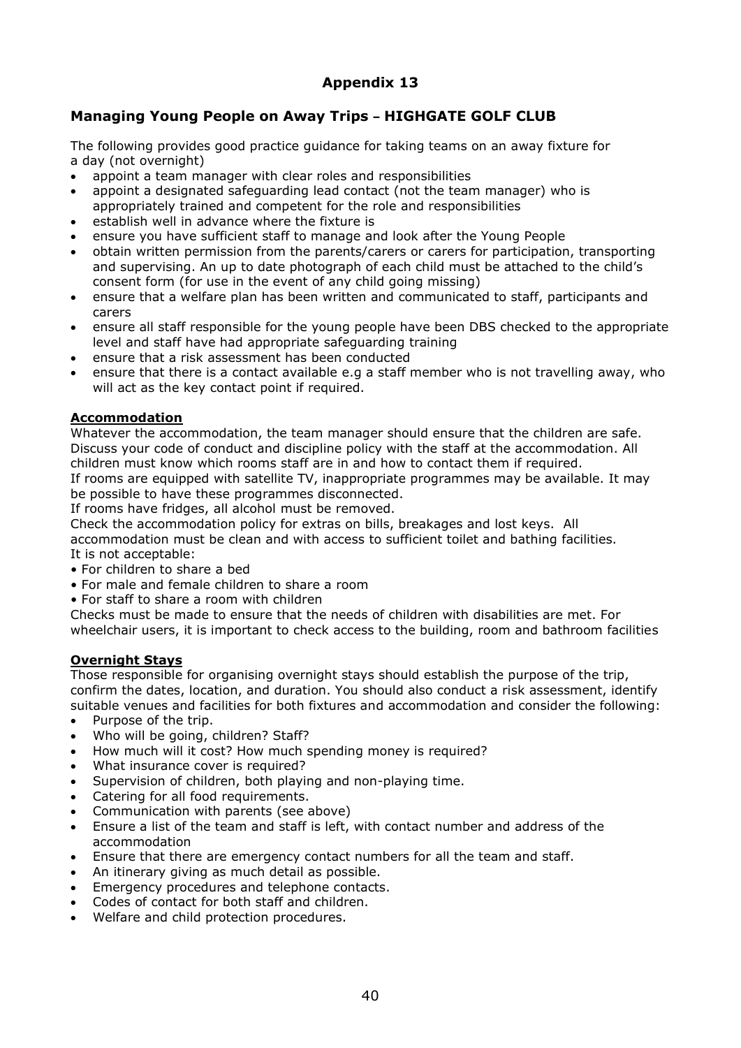# Appendix 13

## Managing Young People on Away Trips – HIGHGATE GOLF CLUB

The following provides good practice guidance for taking teams on an away fixture for a day (not overnight)

- appoint a team manager with clear roles and responsibilities
- appoint a designated safeguarding lead contact (not the team manager) who is appropriately trained and competent for the role and responsibilities
- establish well in advance where the fixture is
- ensure you have sufficient staff to manage and look after the Young People
- obtain written permission from the parents/carers or carers for participation, transporting and supervising. An up to date photograph of each child must be attached to the child's consent form (for use in the event of any child going missing)
- ensure that a welfare plan has been written and communicated to staff, participants and carers
- ensure all staff responsible for the young people have been DBS checked to the appropriate level and staff have had appropriate safeguarding training
- ensure that a risk assessment has been conducted
- ensure that there is a contact available e.g a staff member who is not travelling away, who will act as the key contact point if required.

### Accommodation

Whatever the accommodation, the team manager should ensure that the children are safe. Discuss your code of conduct and discipline policy with the staff at the accommodation. All children must know which rooms staff are in and how to contact them if required.
If rooms are equipped with satellite TV, inappropriate programmes may be available. It may be possible to have these programmes disconnected.
If rooms have fridges, all alcohol must be removed.
Check the accommodation policy for extras on bills, breakages and lost keys. All accommodation must be clean and with access to sufficient toilet and bathing facilities.
It is not acceptable:

- For children to share a bed
- For male and female children to share a room
- For staff to share a room with children

Checks must be made to ensure that the needs of children with disabilities are met. For wheelchair users, it is important to check access to the building, room and bathroom facilities

### Overnight Stays

Those responsible for organising overnight stays should establish the purpose of the trip, confirm the dates, location, and duration. You should also conduct a risk assessment, identify suitable venues and facilities for both fixtures and accommodation and consider the following:

- Purpose of the trip.
- Who will be going, children? Staff?
- How much will it cost? How much spending money is required?
- What insurance cover is required?
- Supervision of children, both playing and non-playing time.
- Catering for all food requirements.
- Communication with parents (see above)
- Ensure a list of the team and staff is left, with contact number and address of the accommodation
- Ensure that there are emergency contact numbers for all the team and staff.
- An itinerary giving as much detail as possible.
- Emergency procedures and telephone contacts.
- Codes of contact for both staff and children.
- Welfare and child protection procedures.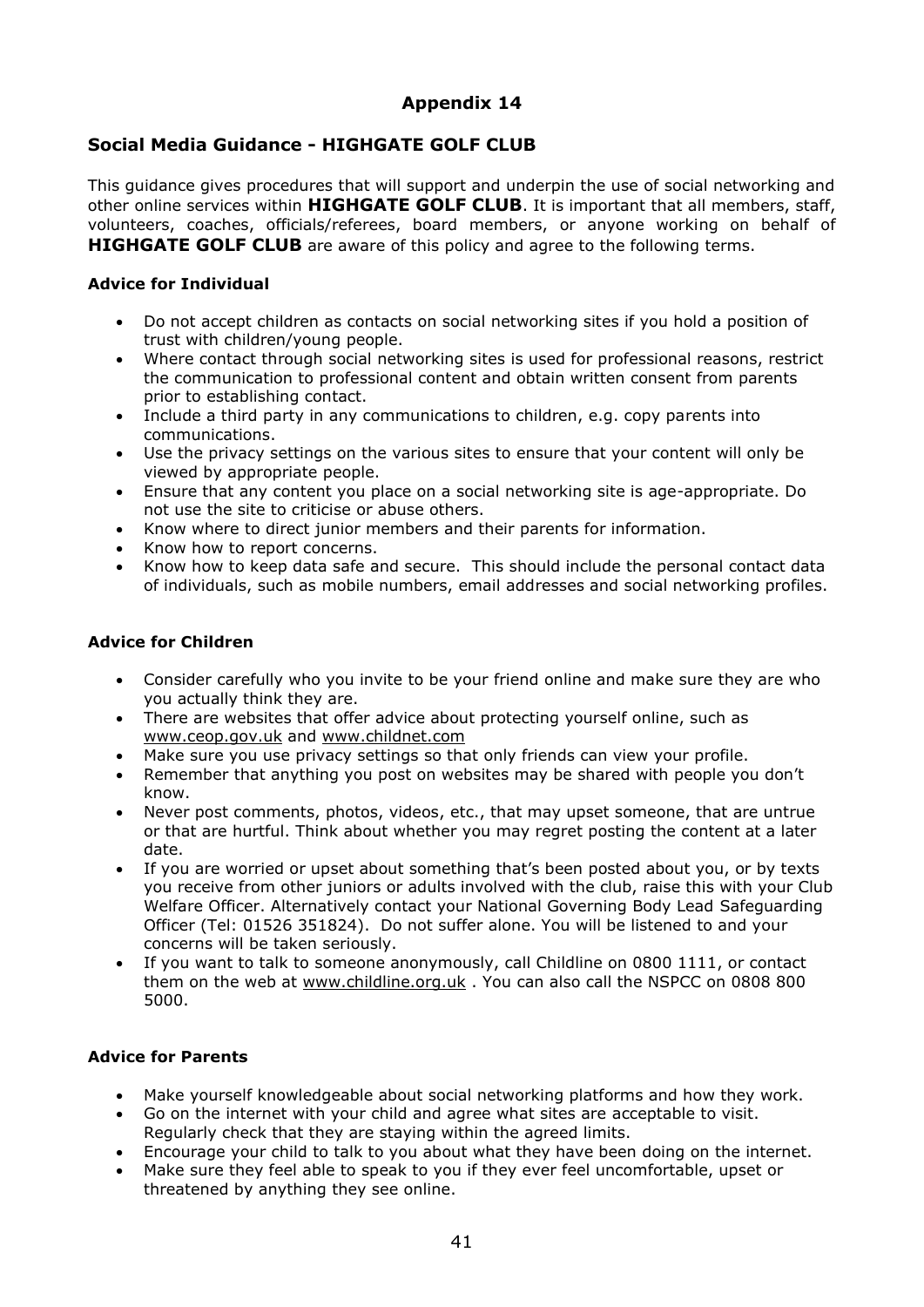# Appendix 14

## Social Media Guidance - HIGHGATE GOLF CLUB

This guidance gives procedures that will support and underpin the use of social networking and other online services within **HIGHGATE GOLF CLUB**. It is important that all members, staff, volunteers, coaches, officials/referees, board members, or anyone working on behalf of **HIGHGATE GOLF CLUB** are aware of this policy and agree to the following terms.

### Advice for Individual

- Do not accept children as contacts on social networking sites if you hold a position of trust with children/young people.
- Where contact through social networking sites is used for professional reasons, restrict the communication to professional content and obtain written consent from parents prior to establishing contact.
- Include a third party in any communications to children, e.g. copy parents into communications.
- Use the privacy settings on the various sites to ensure that your content will only be viewed by appropriate people.
- Ensure that any content you place on a social networking site is age-appropriate. Do not use the site to criticise or abuse others.
- Know where to direct junior members and their parents for information.
- Know how to report concerns.
- Know how to keep data safe and secure. This should include the personal contact data of individuals, such as mobile numbers, email addresses and social networking profiles.

### Advice for Children

- Consider carefully who you invite to be your friend online and make sure they are who you actually think they are.
- There are websites that offer advice about protecting yourself online, such as www.ceop.gov.uk and www.childnet.com
- Make sure you use privacy settings so that only friends can view your profile.
- Remember that anything you post on websites may be shared with people you don't know.
- Never post comments, photos, videos, etc., that may upset someone, that are untrue or that are hurtful. Think about whether you may regret posting the content at a later date.
- If you are worried or upset about something that's been posted about you, or by texts you receive from other juniors or adults involved with the club, raise this with your Club Welfare Officer. Alternatively contact your National Governing Body Lead Safeguarding Officer (Tel: 01526 351824). Do not suffer alone. You will be listened to and your concerns will be taken seriously.
- If you want to talk to someone anonymously, call Childline on 0800 1111, or contact them on the web at www.childline.org.uk . You can also call the NSPCC on 0808 800 5000.

### Advice for Parents

- Make yourself knowledgeable about social networking platforms and how they work.
- Go on the internet with your child and agree what sites are acceptable to visit. Regularly check that they are staying within the agreed limits.
- Encourage your child to talk to you about what they have been doing on the internet.
- Make sure they feel able to speak to you if they ever feel uncomfortable, upset or threatened by anything they see online.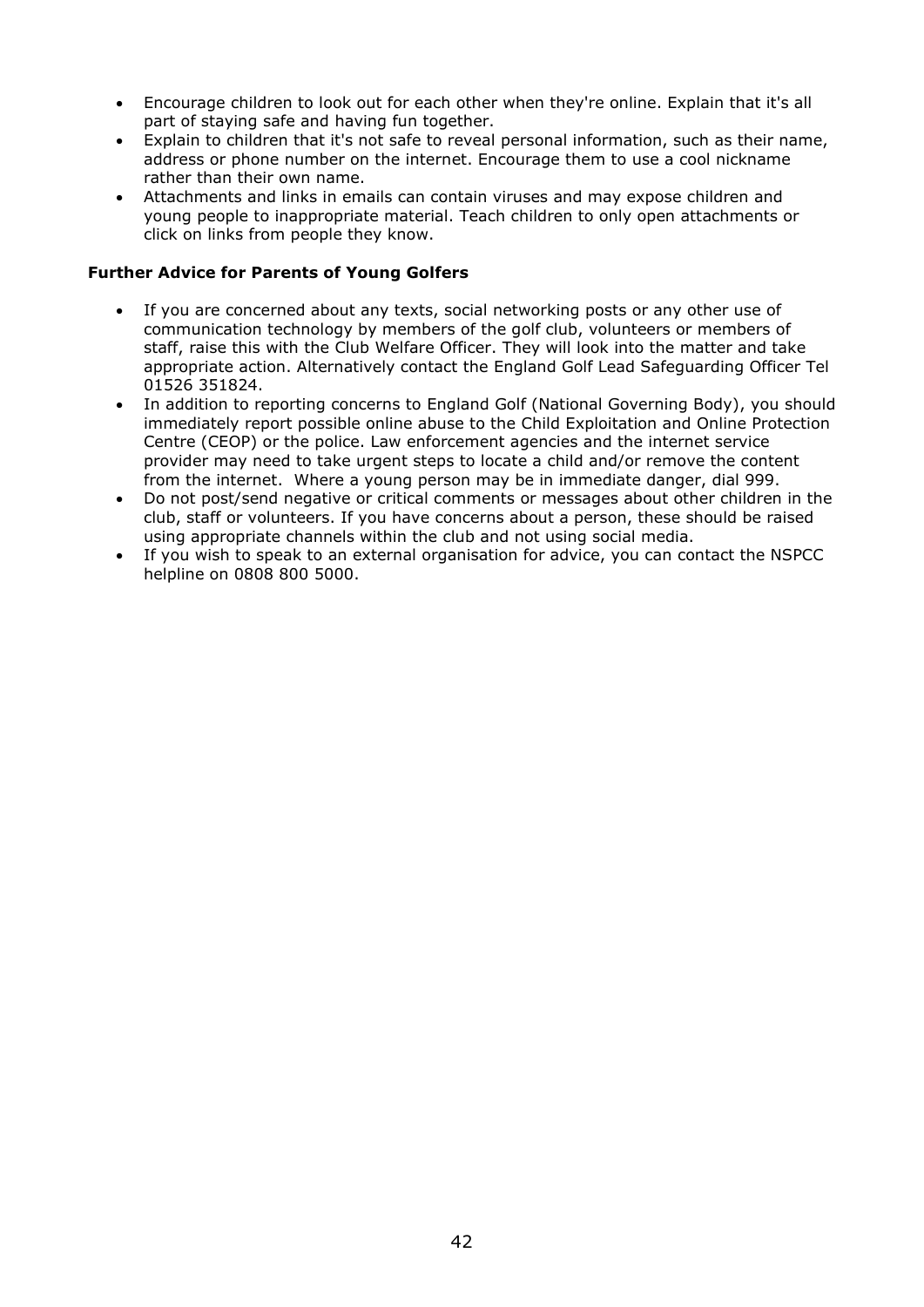- Encourage children to look out for each other when they're online. Explain that it's all part of staying safe and having fun together.
- Explain to children that it's not safe to reveal personal information, such as their name, address or phone number on the internet. Encourage them to use a cool nickname rather than their own name.
- Attachments and links in emails can contain viruses and may expose children and young people to inappropriate material. Teach children to only open attachments or click on links from people they know.

**Further Advice for Parents of Young Golfers**

- If you are concerned about any texts, social networking posts or any other use of communication technology by members of the golf club, volunteers or members of staff, raise this with the Club Welfare Officer. They will look into the matter and take appropriate action. Alternatively contact the England Golf Lead Safeguarding Officer Tel 01526 351824.
- In addition to reporting concerns to England Golf (National Governing Body), you should immediately report possible online abuse to the Child Exploitation and Online Protection Centre (CEOP) or the police. Law enforcement agencies and the internet service provider may need to take urgent steps to locate a child and/or remove the content from the internet. Where a young person may be in immediate danger, dial 999.
- Do not post/send negative or critical comments or messages about other children in the club, staff or volunteers. If you have concerns about a person, these should be raised using appropriate channels within the club and not using social media.
- If you wish to speak to an external organisation for advice, you can contact the NSPCC helpline on 0808 800 5000.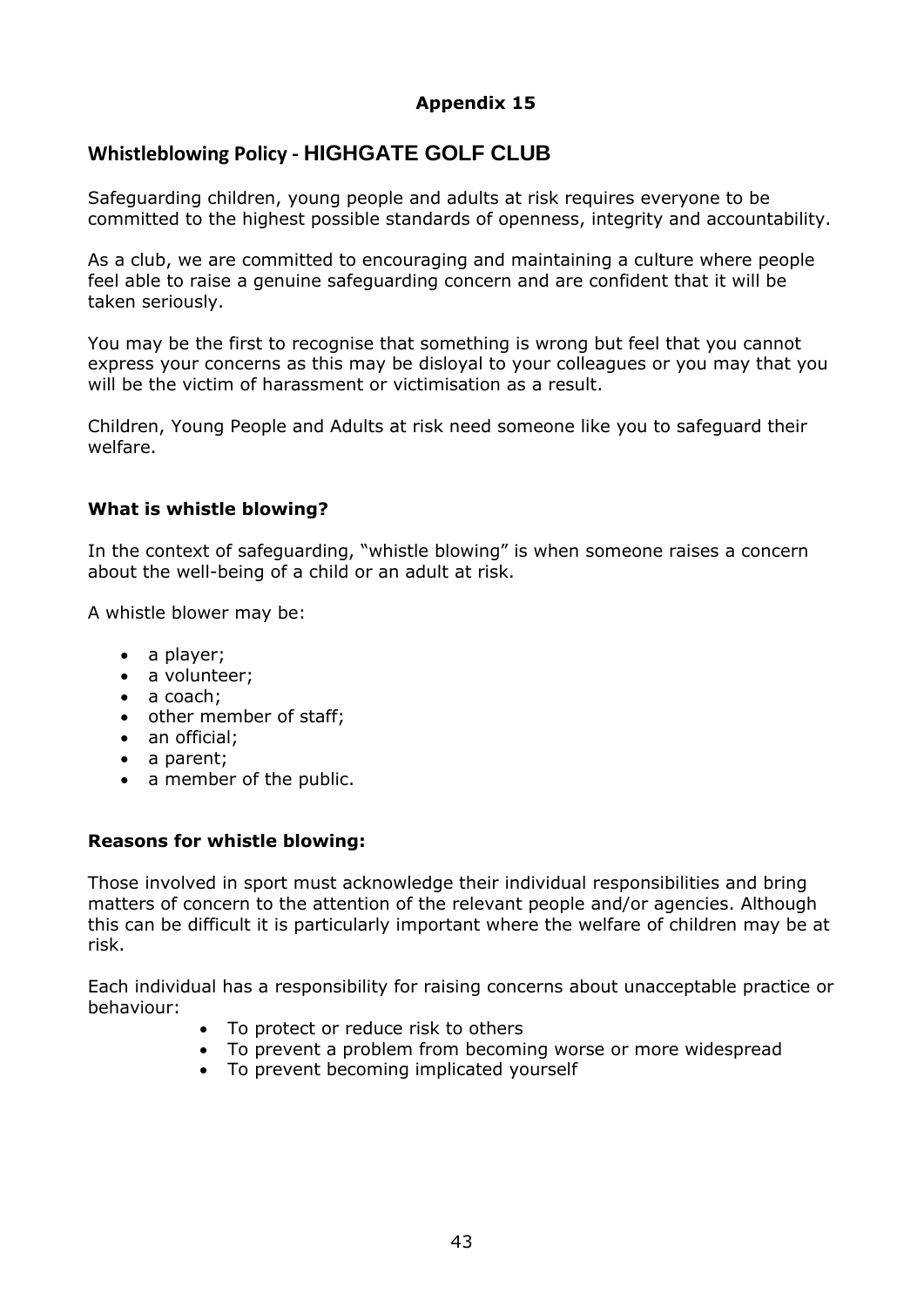**Appendix 15**

## Whistleblowing Policy - HIGHGATE GOLF CLUB

Safeguarding children, young people and adults at risk requires everyone to be committed to the highest possible standards of openness, integrity and accountability.

As a club, we are committed to encouraging and maintaining a culture where people feel able to raise a genuine safeguarding concern and are confident that it will be taken seriously.

You may be the first to recognise that something is wrong but feel that you cannot express your concerns as this may be disloyal to your colleagues or you may that you will be the victim of harassment or victimisation as a result.

Children, Young People and Adults at risk need someone like you to safeguard their welfare.

### What is whistle blowing?

In the context of safeguarding, "whistle blowing" is when someone raises a concern about the well-being of a child or an adult at risk.

A whistle blower may be:

- a player;
- a volunteer;
- a coach;
- other member of staff;
- an official;
- a parent;
- a member of the public.

### Reasons for whistle blowing:

Those involved in sport must acknowledge their individual responsibilities and bring matters of concern to the attention of the relevant people and/or agencies. Although this can be difficult it is particularly important where the welfare of children may be at risk.

Each individual has a responsibility for raising concerns about unacceptable practice or behaviour:

- To protect or reduce risk to others
- To prevent a problem from becoming worse or more widespread
- To prevent becoming implicated yourself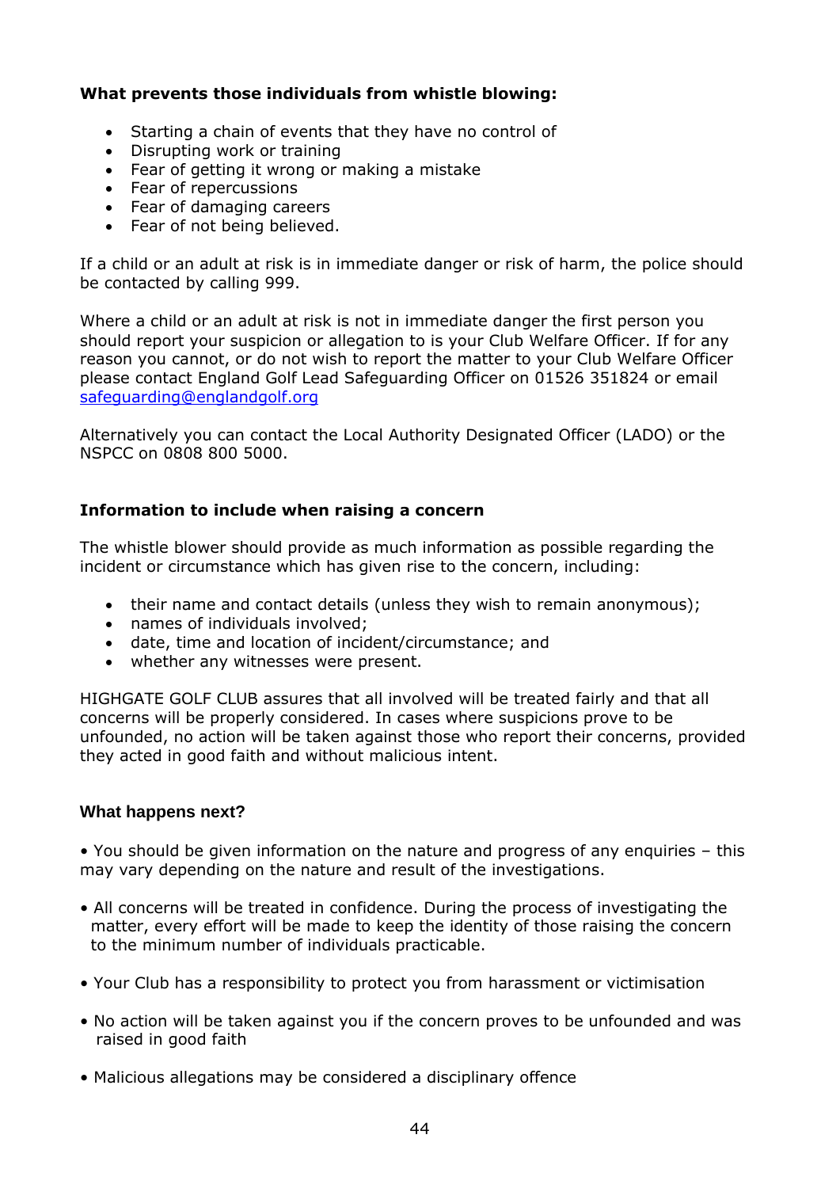**What prevents those individuals from whistle blowing:**

- Starting a chain of events that they have no control of
- Disrupting work or training
- Fear of getting it wrong or making a mistake
- Fear of repercussions
- Fear of damaging careers
- Fear of not being believed.

If a child or an adult at risk is in immediate danger or risk of harm, the police should be contacted by calling 999.

Where a child or an adult at risk is not in immediate danger the first person you should report your suspicion or allegation to is your Club Welfare Officer. If for any reason you cannot, or do not wish to report the matter to your Club Welfare Officer please contact England Golf Lead Safeguarding Officer on 01526 351824 or email safeguarding@englandgolf.org

Alternatively you can contact the Local Authority Designated Officer (LADO) or the NSPCC on 0808 800 5000.

**Information to include when raising a concern**

The whistle blower should provide as much information as possible regarding the incident or circumstance which has given rise to the concern, including:

- their name and contact details (unless they wish to remain anonymous);
- names of individuals involved;
- date, time and location of incident/circumstance; and
- whether any witnesses were present.

HIGHGATE GOLF CLUB assures that all involved will be treated fairly and that all concerns will be properly considered. In cases where suspicions prove to be unfounded, no action will be taken against those who report their concerns, provided they acted in good faith and without malicious intent.

**What happens next?**

- You should be given information on the nature and progress of any enquiries – this may vary depending on the nature and result of the investigations.
- All concerns will be treated in confidence. During the process of investigating the matter, every effort will be made to keep the identity of those raising the concern to the minimum number of individuals practicable.
- Your Club has a responsibility to protect you from harassment or victimisation
- No action will be taken against you if the concern proves to be unfounded and was raised in good faith
- Malicious allegations may be considered a disciplinary offence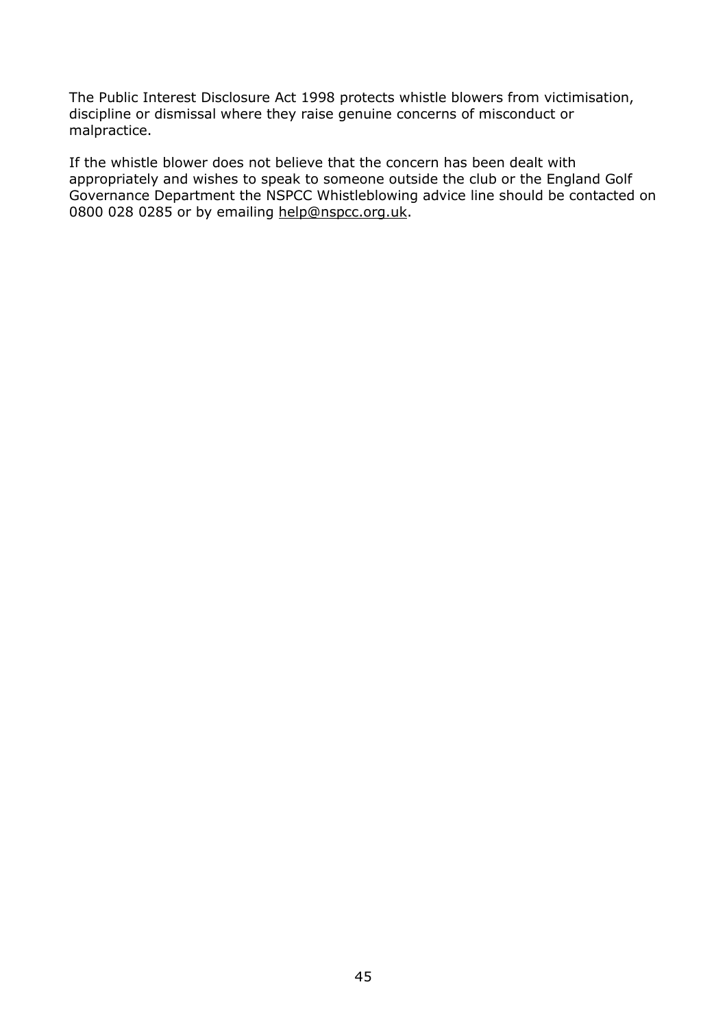The Public Interest Disclosure Act 1998 protects whistle blowers from victimisation, discipline or dismissal where they raise genuine concerns of misconduct or malpractice.

If the whistle blower does not believe that the concern has been dealt with appropriately and wishes to speak to someone outside the club or the England Golf Governance Department the NSPCC Whistleblowing advice line should be contacted on 0800 028 0285 or by emailing help@nspcc.org.uk.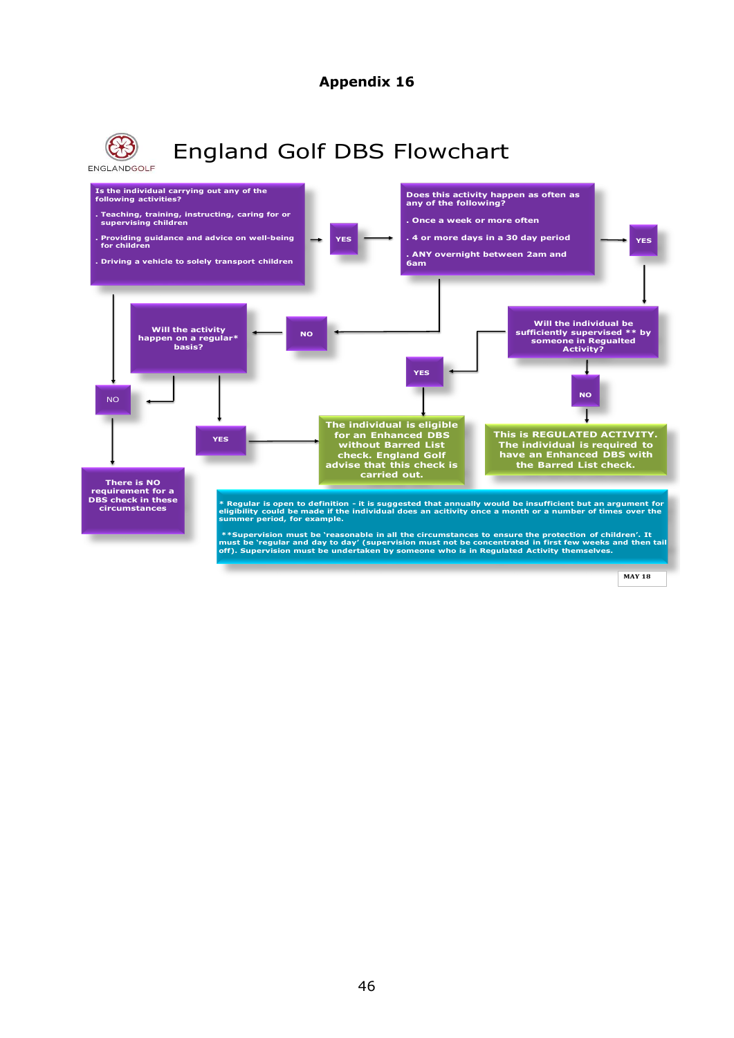# Appendix 16

ENGLANDGOLF

## England Golf DBS Flowchart

**Is the individual carrying out any of the following activities?**

- Teaching, training, instructing, caring for or supervising children
- Providing guidance and advice on well-being for children
- Driving a vehicle to solely transport children

YES → **Does this activity happen as often as any of the following?**

- Once a week or more often
- 4 or more days in a 30 day period
- ANY overnight between 2am and 6am

YES → **Will the individual be sufficiently supervised \*\* by someone in Regualted Activity?**

NO → **This is REGULATED ACTIVITY. The individual is required to have an Enhanced DBS with the Barred List check.**

YES → **The individual is eligible for an Enhanced DBS without Barred List check. England Golf advise that this check is carried out.**

NO (to "Does this activity happen as often as any of the following?") → **Will the activity happen on a regular\* basis?**

YES → **The individual is eligible for an Enhanced DBS without Barred List check. England Golf advise that this check is carried out.**

NO → **There is NO requirement for a DBS check in these circumstances**

NO (to "Is the individual carrying out any of the following activities?") → **There is NO requirement for a DBS check in these circumstances**

\* Regular is open to definition - it is suggested that annually would be insufficient but an argument for eligibility could be made if the individual does an acitivity once a month or a number of times over the summer period, for example.

\*\*Supervision must be 'reasonable in all the circumstances to ensure the protection of children'. It must be 'regular and day to day' (supervision must not be concentrated in first few weeks and then tail off). Supervision must be undertaken by someone who is in Regulated Activity themselves.

MAY 18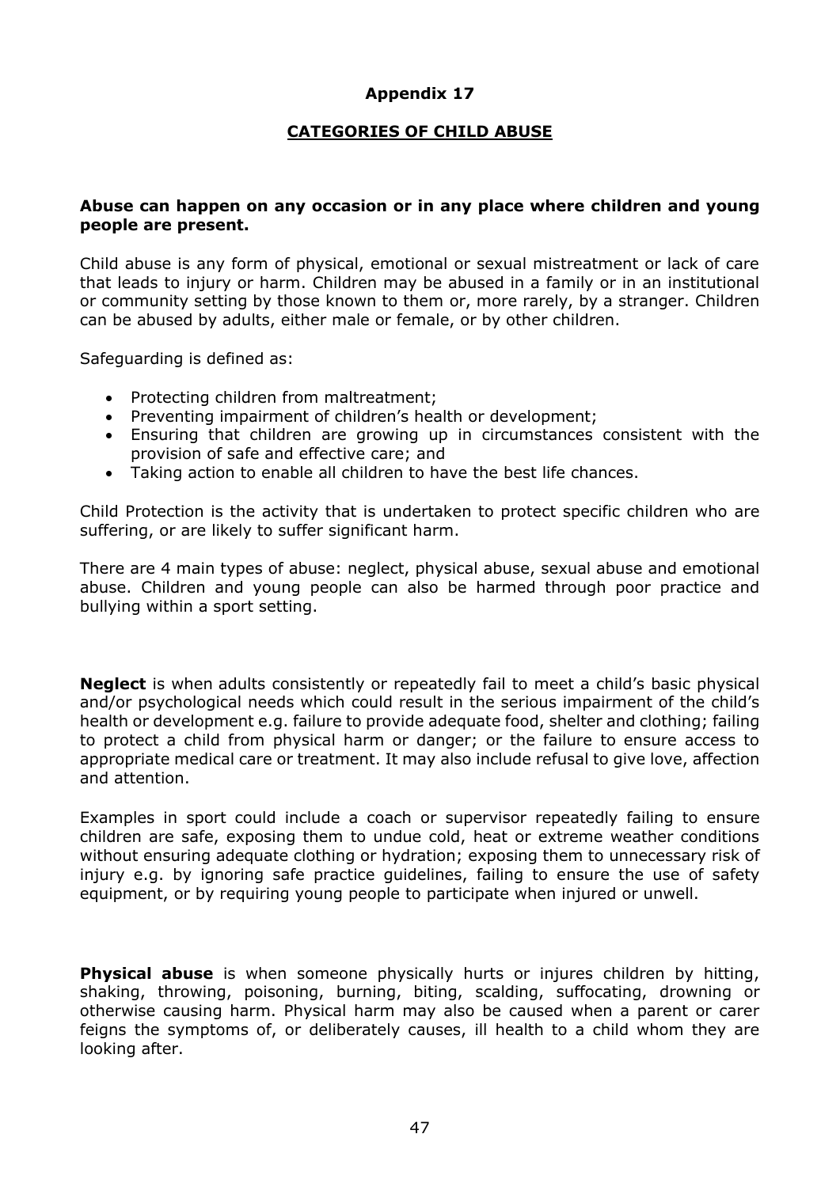# Appendix 17

## CATEGORIES OF CHILD ABUSE

**Abuse can happen on any occasion or in any place where children and young people are present.**

Child abuse is any form of physical, emotional or sexual mistreatment or lack of care that leads to injury or harm. Children may be abused in a family or in an institutional or community setting by those known to them or, more rarely, by a stranger. Children can be abused by adults, either male or female, or by other children.

Safeguarding is defined as:

- Protecting children from maltreatment;
- Preventing impairment of children's health or development;
- Ensuring that children are growing up in circumstances consistent with the provision of safe and effective care; and
- Taking action to enable all children to have the best life chances.

Child Protection is the activity that is undertaken to protect specific children who are suffering, or are likely to suffer significant harm.

There are 4 main types of abuse: neglect, physical abuse, sexual abuse and emotional abuse. Children and young people can also be harmed through poor practice and bullying within a sport setting.

**Neglect** is when adults consistently or repeatedly fail to meet a child's basic physical and/or psychological needs which could result in the serious impairment of the child's health or development e.g. failure to provide adequate food, shelter and clothing; failing to protect a child from physical harm or danger; or the failure to ensure access to appropriate medical care or treatment. It may also include refusal to give love, affection and attention.

Examples in sport could include a coach or supervisor repeatedly failing to ensure children are safe, exposing them to undue cold, heat or extreme weather conditions without ensuring adequate clothing or hydration; exposing them to unnecessary risk of injury e.g. by ignoring safe practice guidelines, failing to ensure the use of safety equipment, or by requiring young people to participate when injured or unwell.

**Physical abuse** is when someone physically hurts or injures children by hitting, shaking, throwing, poisoning, burning, biting, scalding, suffocating, drowning or otherwise causing harm. Physical harm may also be caused when a parent or carer feigns the symptoms of, or deliberately causes, ill health to a child whom they are looking after.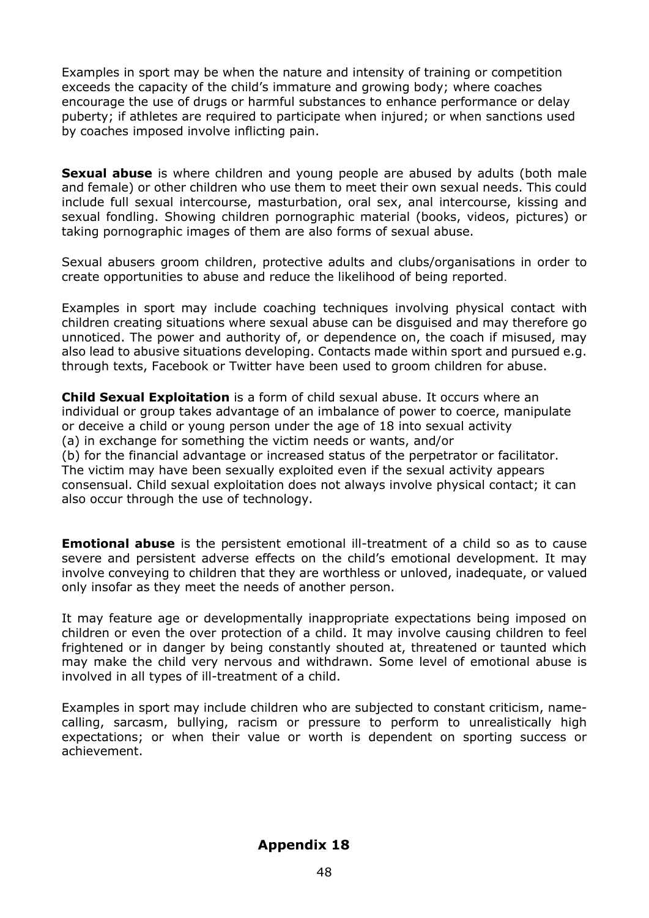Examples in sport may be when the nature and intensity of training or competition exceeds the capacity of the child's immature and growing body; where coaches encourage the use of drugs or harmful substances to enhance performance or delay puberty; if athletes are required to participate when injured; or when sanctions used by coaches imposed involve inflicting pain.

**Sexual abuse** is where children and young people are abused by adults (both male and female) or other children who use them to meet their own sexual needs. This could include full sexual intercourse, masturbation, oral sex, anal intercourse, kissing and sexual fondling. Showing children pornographic material (books, videos, pictures) or taking pornographic images of them are also forms of sexual abuse.

Sexual abusers groom children, protective adults and clubs/organisations in order to create opportunities to abuse and reduce the likelihood of being reported.

Examples in sport may include coaching techniques involving physical contact with children creating situations where sexual abuse can be disguised and may therefore go unnoticed. The power and authority of, or dependence on, the coach if misused, may also lead to abusive situations developing. Contacts made within sport and pursued e.g. through texts, Facebook or Twitter have been used to groom children for abuse.

**Child Sexual Exploitation** is a form of child sexual abuse. It occurs where an individual or group takes advantage of an imbalance of power to coerce, manipulate or deceive a child or young person under the age of 18 into sexual activity
(a) in exchange for something the victim needs or wants, and/or
(b) for the financial advantage or increased status of the perpetrator or facilitator.
The victim may have been sexually exploited even if the sexual activity appears consensual. Child sexual exploitation does not always involve physical contact; it can also occur through the use of technology.

**Emotional abuse** is the persistent emotional ill-treatment of a child so as to cause severe and persistent adverse effects on the child's emotional development. It may involve conveying to children that they are worthless or unloved, inadequate, or valued only insofar as they meet the needs of another person.

It may feature age or developmentally inappropriate expectations being imposed on children or even the over protection of a child. It may involve causing children to feel frightened or in danger by being constantly shouted at, threatened or taunted which may make the child very nervous and withdrawn. Some level of emotional abuse is involved in all types of ill-treatment of a child.

Examples in sport may include children who are subjected to constant criticism, name-calling, sarcasm, bullying, racism or pressure to perform to unrealistically high expectations; or when their value or worth is dependent on sporting success or achievement.

## Appendix 18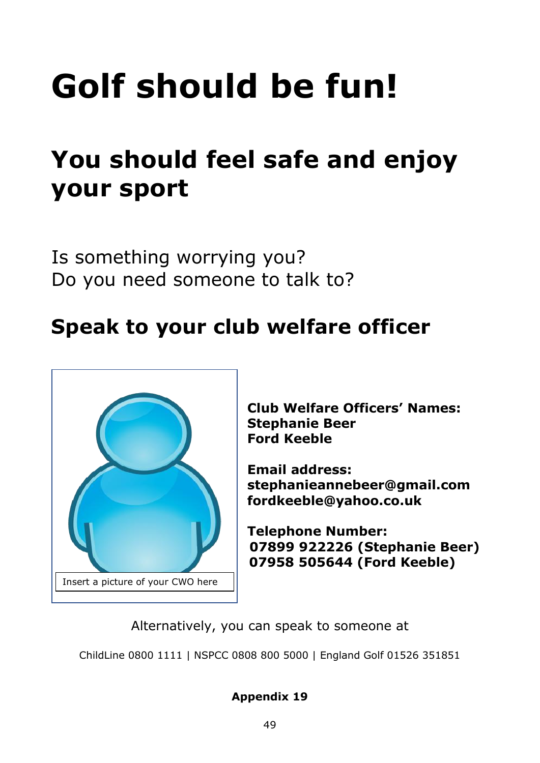# Golf should be fun!

## You should feel safe and enjoy your sport

Is something worrying you?
Do you need someone to talk to?

## Speak to your club welfare officer

Insert a picture of your CWO here

**Club Welfare Officers' Names:**
**Stephanie Beer**
**Ford Keeble**

**Email address:**
**stephanieannebeer@gmail.com**
**fordkeeble@yahoo.co.uk**

**Telephone Number:**
**07899 922226 (Stephanie Beer)**
**07958 505644 (Ford Keeble)**

Alternatively, you can speak to someone at

ChildLine 0800 1111 | NSPCC 0808 800 5000 | England Golf 01526 351851

**Appendix 19**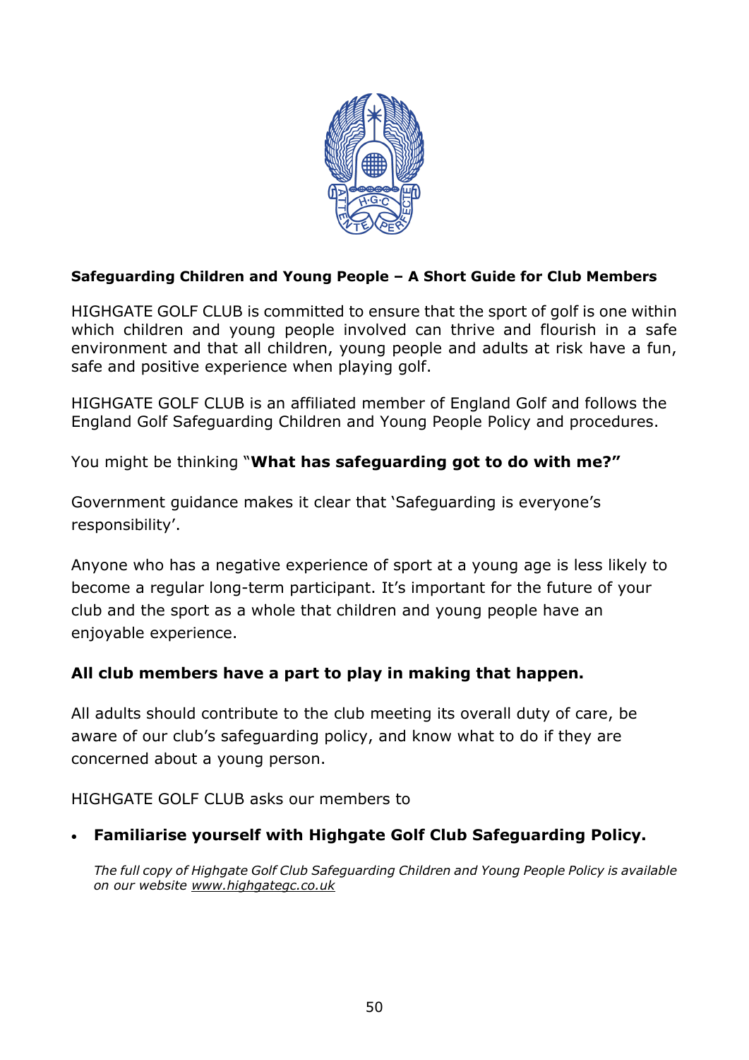**Safeguarding Children and Young People – A Short Guide for Club Members**

HIGHGATE GOLF CLUB is committed to ensure that the sport of golf is one within which children and young people involved can thrive and flourish in a safe environment and that all children, young people and adults at risk have a fun, safe and positive experience when playing golf.

HIGHGATE GOLF CLUB is an affiliated member of England Golf and follows the England Golf Safeguarding Children and Young People Policy and procedures.

You might be thinking "**What has safeguarding got to do with me?"**

Government guidance makes it clear that 'Safeguarding is everyone's responsibility'.

Anyone who has a negative experience of sport at a young age is less likely to become a regular long-term participant. It's important for the future of your club and the sport as a whole that children and young people have an enjoyable experience.

**All club members have a part to play in making that happen.**

All adults should contribute to the club meeting its overall duty of care, be aware of our club's safeguarding policy, and know what to do if they are concerned about a young person.

HIGHGATE GOLF CLUB asks our members to

- **Familiarise yourself with Highgate Golf Club Safeguarding Policy.**

  *The full copy of Highgate Golf Club Safeguarding Children and Young People Policy is available on our website www.highgategc.co.uk*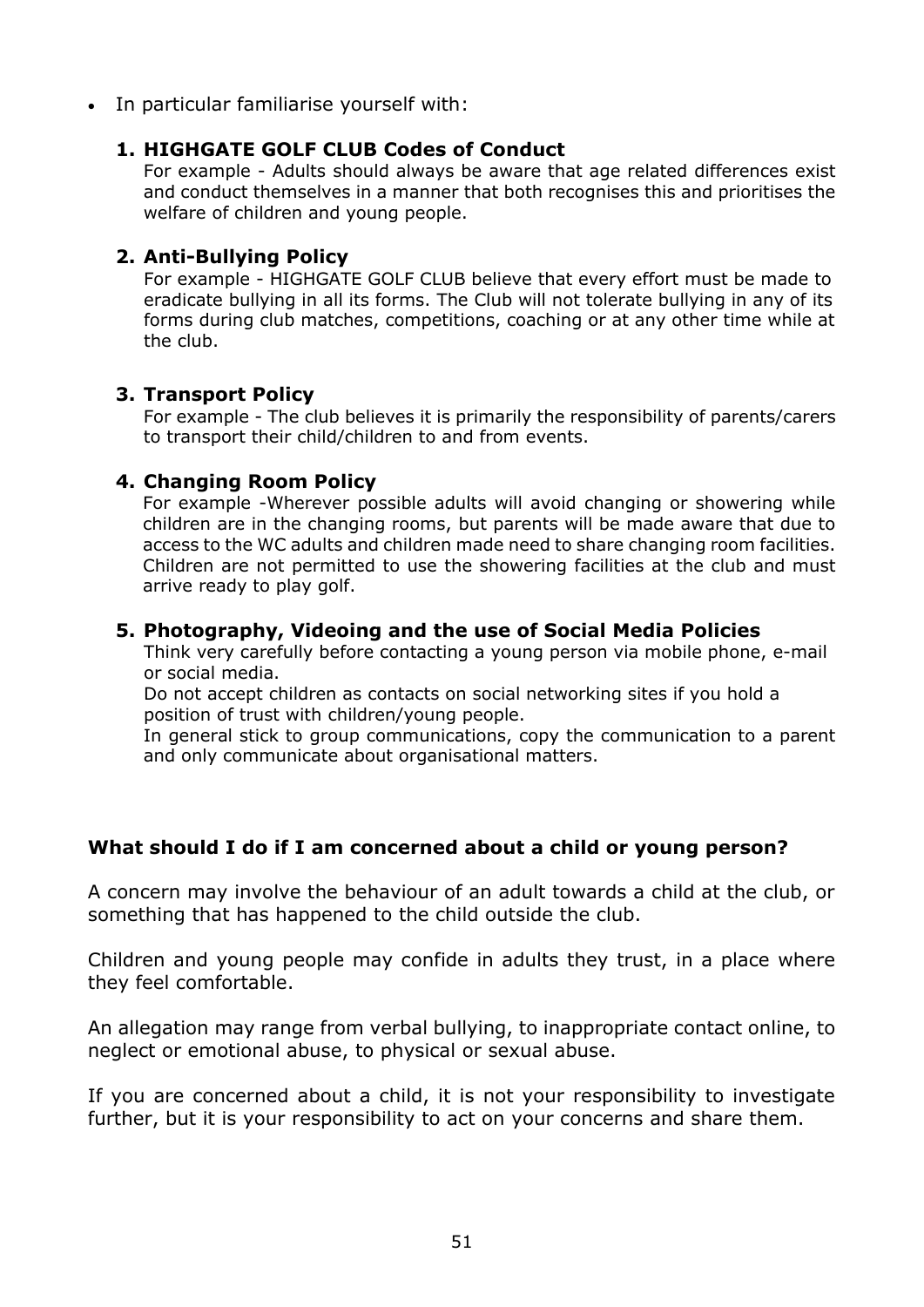- In particular familiarise yourself with:

1. **HIGHGATE GOLF CLUB Codes of Conduct**
   For example - Adults should always be aware that age related differences exist and conduct themselves in a manner that both recognises this and prioritises the welfare of children and young people.

2. **Anti-Bullying Policy**
   For example - HIGHGATE GOLF CLUB believe that every effort must be made to eradicate bullying in all its forms. The Club will not tolerate bullying in any of its forms during club matches, competitions, coaching or at any other time while at the club.

3. **Transport Policy**
   For example - The club believes it is primarily the responsibility of parents/carers to transport their child/children to and from events.

4. **Changing Room Policy**
   For example -Wherever possible adults will avoid changing or showering while children are in the changing rooms, but parents will be made aware that due to access to the WC adults and children made need to share changing room facilities. Children are not permitted to use the showering facilities at the club and must arrive ready to play golf.

5. **Photography, Videoing and the use of Social Media Policies**
   Think very carefully before contacting a young person via mobile phone, e-mail or social media.
   Do not accept children as contacts on social networking sites if you hold a position of trust with children/young people.
   In general stick to group communications, copy the communication to a parent and only communicate about organisational matters.

**What should I do if I am concerned about a child or young person?**

A concern may involve the behaviour of an adult towards a child at the club, or something that has happened to the child outside the club.

Children and young people may confide in adults they trust, in a place where they feel comfortable.

An allegation may range from verbal bullying, to inappropriate contact online, to neglect or emotional abuse, to physical or sexual abuse.

If you are concerned about a child, it is not your responsibility to investigate further, but it is your responsibility to act on your concerns and share them.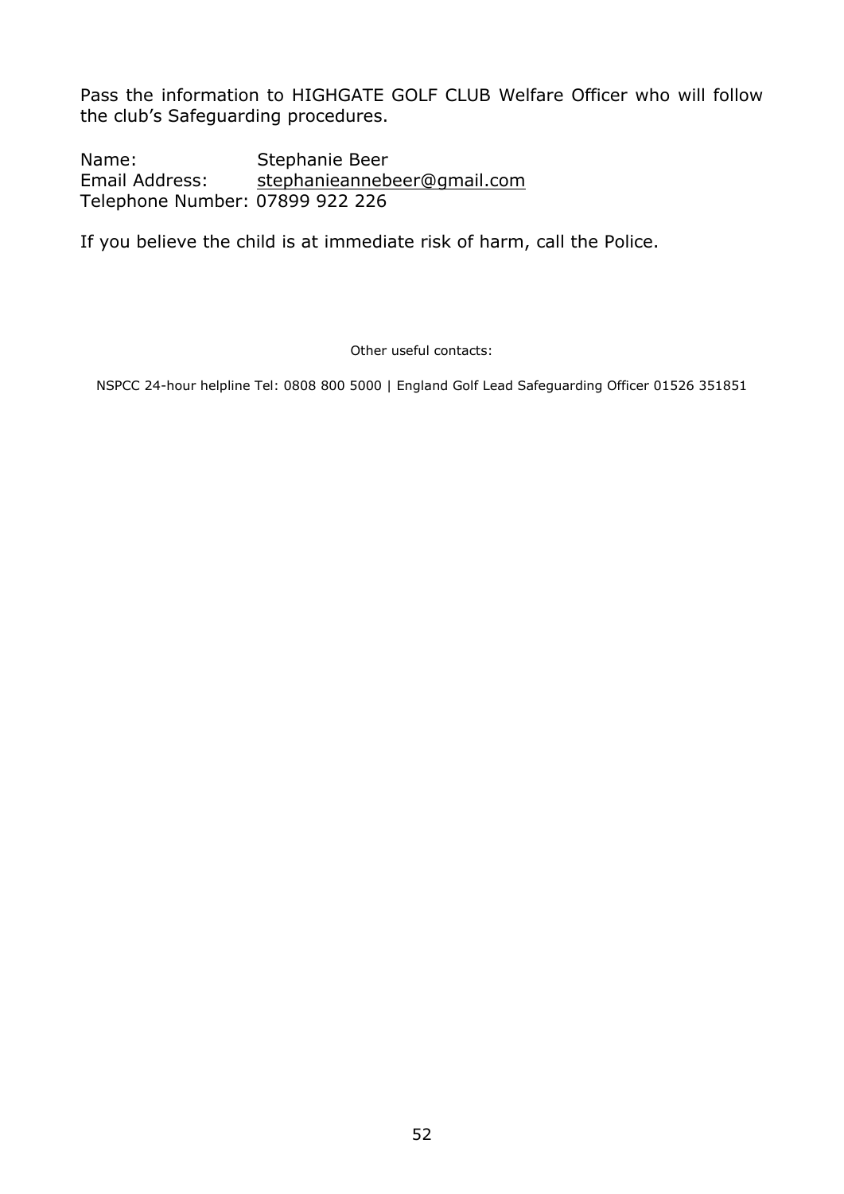Pass the information to HIGHGATE GOLF CLUB Welfare Officer who will follow the club's Safeguarding procedures.

Name: Stephanie Beer
Email Address: stephanieannebeer@gmail.com
Telephone Number: 07899 922 226

If you believe the child is at immediate risk of harm, call the Police.

Other useful contacts:

NSPCC 24-hour helpline Tel: 0808 800 5000 | England Golf Lead Safeguarding Officer 01526 351851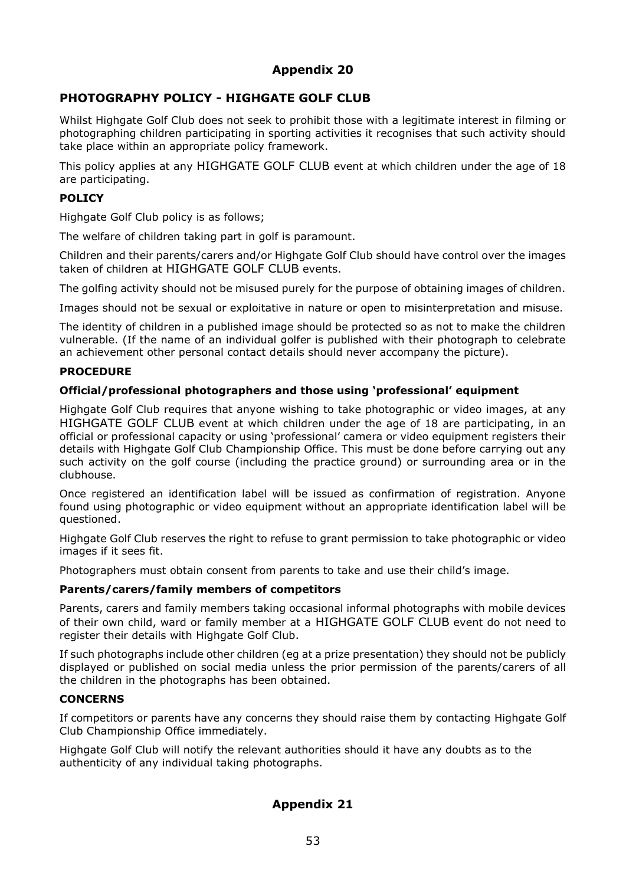## Appendix 20

## PHOTOGRAPHY POLICY - HIGHGATE GOLF CLUB

Whilst Highgate Golf Club does not seek to prohibit those with a legitimate interest in filming or photographing children participating in sporting activities it recognises that such activity should take place within an appropriate policy framework.

This policy applies at any HIGHGATE GOLF CLUB event at which children under the age of 18 are participating.

### POLICY

Highgate Golf Club policy is as follows;

The welfare of children taking part in golf is paramount.

Children and their parents/carers and/or Highgate Golf Club should have control over the images taken of children at HIGHGATE GOLF CLUB events.

The golfing activity should not be misused purely for the purpose of obtaining images of children.

Images should not be sexual or exploitative in nature or open to misinterpretation and misuse.

The identity of children in a published image should be protected so as not to make the children vulnerable. (If the name of an individual golfer is published with their photograph to celebrate an achievement other personal contact details should never accompany the picture).

### PROCEDURE

#### Official/professional photographers and those using 'professional' equipment

Highgate Golf Club requires that anyone wishing to take photographic or video images, at any HIGHGATE GOLF CLUB event at which children under the age of 18 are participating, in an official or professional capacity or using 'professional' camera or video equipment registers their details with Highgate Golf Club Championship Office. This must be done before carrying out any such activity on the golf course (including the practice ground) or surrounding area or in the clubhouse.

Once registered an identification label will be issued as confirmation of registration. Anyone found using photographic or video equipment without an appropriate identification label will be questioned.

Highgate Golf Club reserves the right to refuse to grant permission to take photographic or video images if it sees fit.

Photographers must obtain consent from parents to take and use their child's image.

#### Parents/carers/family members of competitors

Parents, carers and family members taking occasional informal photographs with mobile devices of their own child, ward or family member at a HIGHGATE GOLF CLUB event do not need to register their details with Highgate Golf Club.

If such photographs include other children (eg at a prize presentation) they should not be publicly displayed or published on social media unless the prior permission of the parents/carers of all the children in the photographs has been obtained.

### CONCERNS

If competitors or parents have any concerns they should raise them by contacting Highgate Golf Club Championship Office immediately.

Highgate Golf Club will notify the relevant authorities should it have any doubts as to the authenticity of any individual taking photographs.

## Appendix 21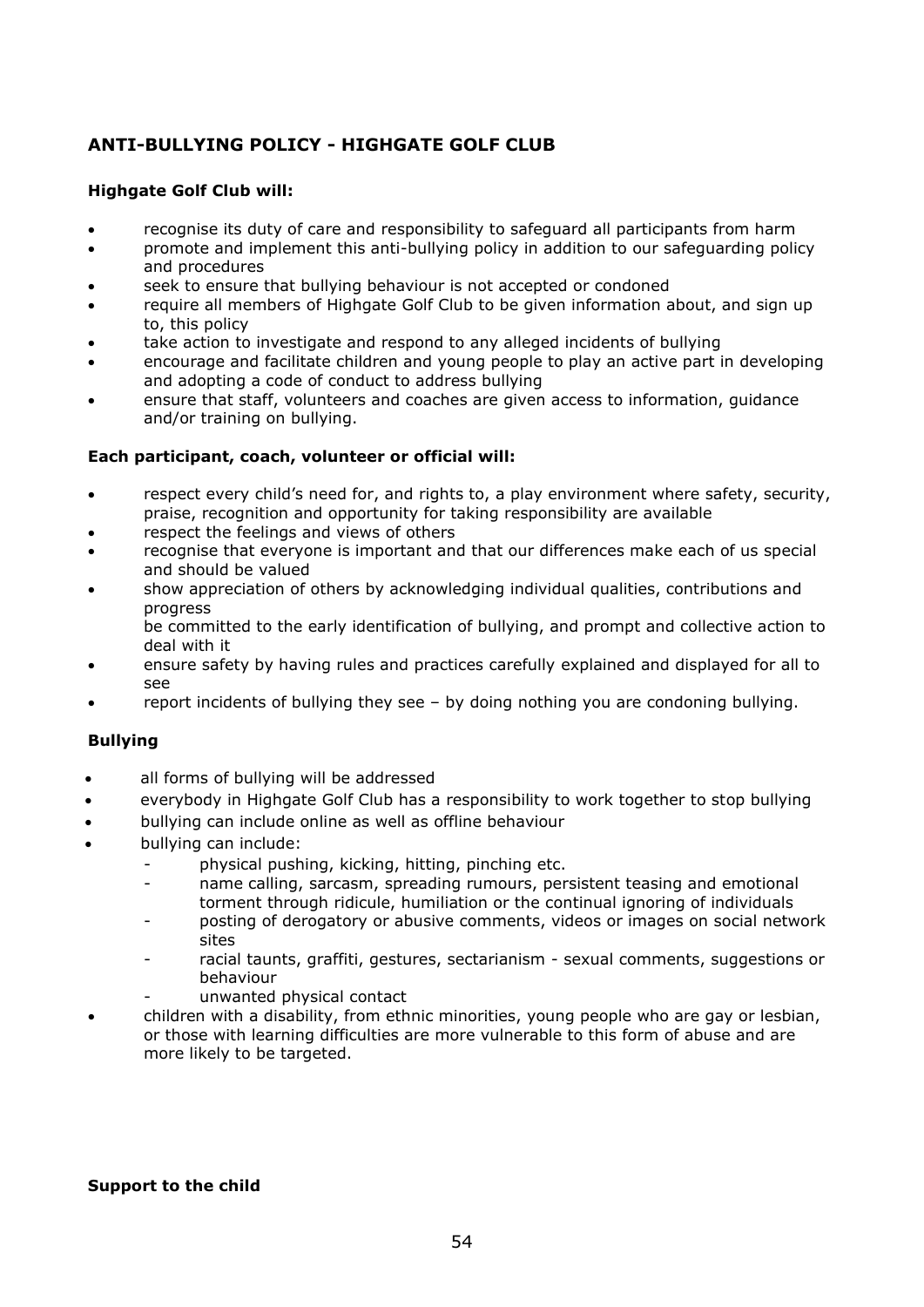## ANTI-BULLYING POLICY - HIGHGATE GOLF CLUB

**Highgate Golf Club will:**

- recognise its duty of care and responsibility to safeguard all participants from harm
- promote and implement this anti-bullying policy in addition to our safeguarding policy and procedures
- seek to ensure that bullying behaviour is not accepted or condoned
- require all members of Highgate Golf Club to be given information about, and sign up to, this policy
- take action to investigate and respond to any alleged incidents of bullying
- encourage and facilitate children and young people to play an active part in developing and adopting a code of conduct to address bullying
- ensure that staff, volunteers and coaches are given access to information, guidance and/or training on bullying.

**Each participant, coach, volunteer or official will:**

- respect every child's need for, and rights to, a play environment where safety, security, praise, recognition and opportunity for taking responsibility are available
- respect the feelings and views of others
- recognise that everyone is important and that our differences make each of us special and should be valued
- show appreciation of others by acknowledging individual qualities, contributions and progress
  be committed to the early identification of bullying, and prompt and collective action to deal with it
- ensure safety by having rules and practices carefully explained and displayed for all to see
- report incidents of bullying they see – by doing nothing you are condoning bullying.

**Bullying**

- all forms of bullying will be addressed
- everybody in Highgate Golf Club has a responsibility to work together to stop bullying
- bullying can include online as well as offline behaviour
- bullying can include:
  - physical pushing, kicking, hitting, pinching etc.
  - name calling, sarcasm, spreading rumours, persistent teasing and emotional torment through ridicule, humiliation or the continual ignoring of individuals
  - posting of derogatory or abusive comments, videos or images on social network sites
  - racial taunts, graffiti, gestures, sectarianism - sexual comments, suggestions or behaviour
  - unwanted physical contact
- children with a disability, from ethnic minorities, young people who are gay or lesbian, or those with learning difficulties are more vulnerable to this form of abuse and are more likely to be targeted.

**Support to the child**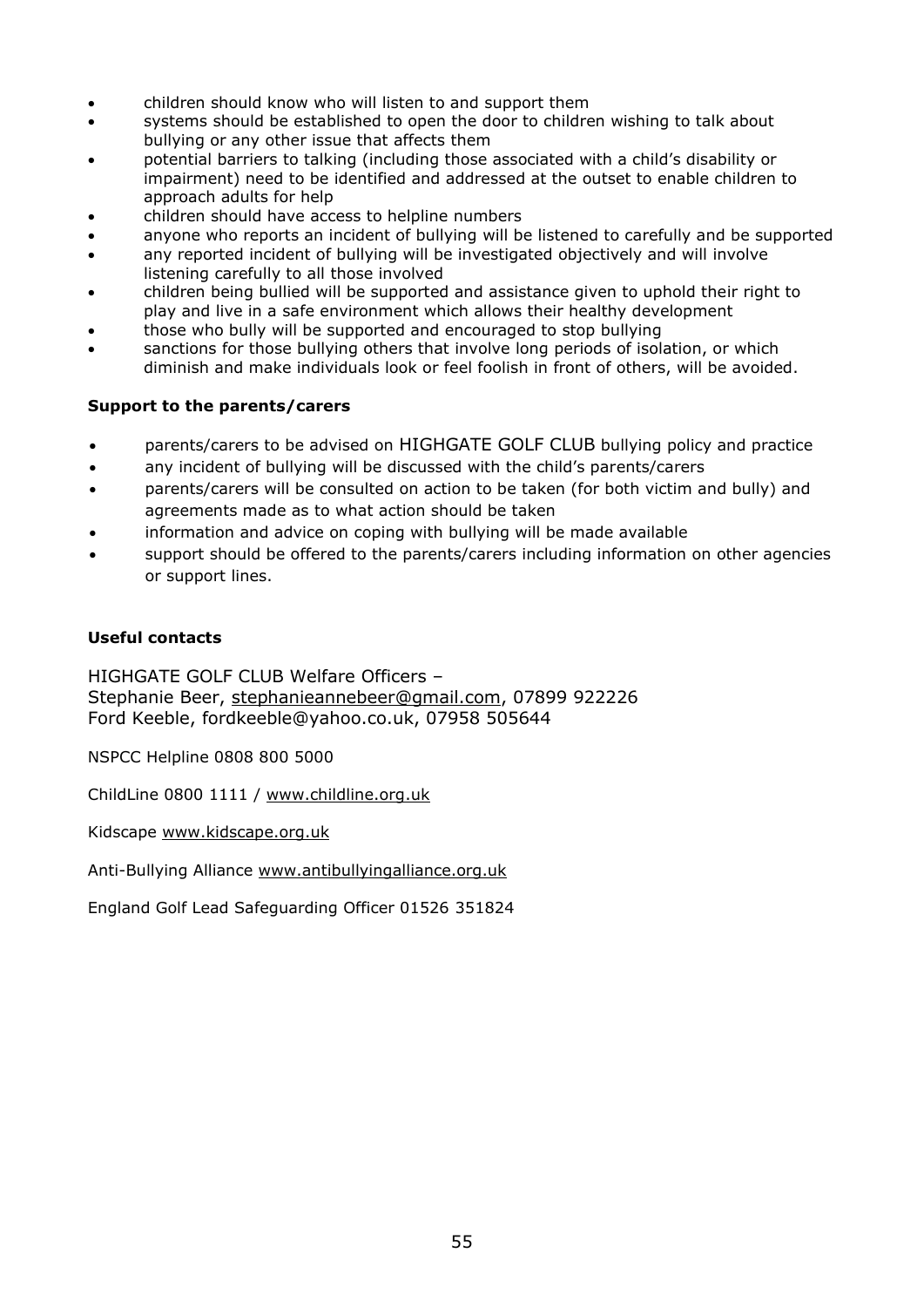- children should know who will listen to and support them
- systems should be established to open the door to children wishing to talk about bullying or any other issue that affects them
- potential barriers to talking (including those associated with a child's disability or impairment) need to be identified and addressed at the outset to enable children to approach adults for help
- children should have access to helpline numbers
- anyone who reports an incident of bullying will be listened to carefully and be supported
- any reported incident of bullying will be investigated objectively and will involve listening carefully to all those involved
- children being bullied will be supported and assistance given to uphold their right to play and live in a safe environment which allows their healthy development
- those who bully will be supported and encouraged to stop bullying
- sanctions for those bullying others that involve long periods of isolation, or which diminish and make individuals look or feel foolish in front of others, will be avoided.

**Support to the parents/carers**

- parents/carers to be advised on HIGHGATE GOLF CLUB bullying policy and practice
- any incident of bullying will be discussed with the child's parents/carers
- parents/carers will be consulted on action to be taken (for both victim and bully) and agreements made as to what action should be taken
- information and advice on coping with bullying will be made available
- support should be offered to the parents/carers including information on other agencies or support lines.

**Useful contacts**

HIGHGATE GOLF CLUB Welfare Officers –
Stephanie Beer, stephanieannebeer@gmail.com, 07899 922226
Ford Keeble, fordkeeble@yahoo.co.uk, 07958 505644

NSPCC Helpline 0808 800 5000

ChildLine 0800 1111 / www.childline.org.uk

Kidscape www.kidscape.org.uk

Anti-Bullying Alliance www.antibullyingalliance.org.uk

England Golf Lead Safeguarding Officer 01526 351824